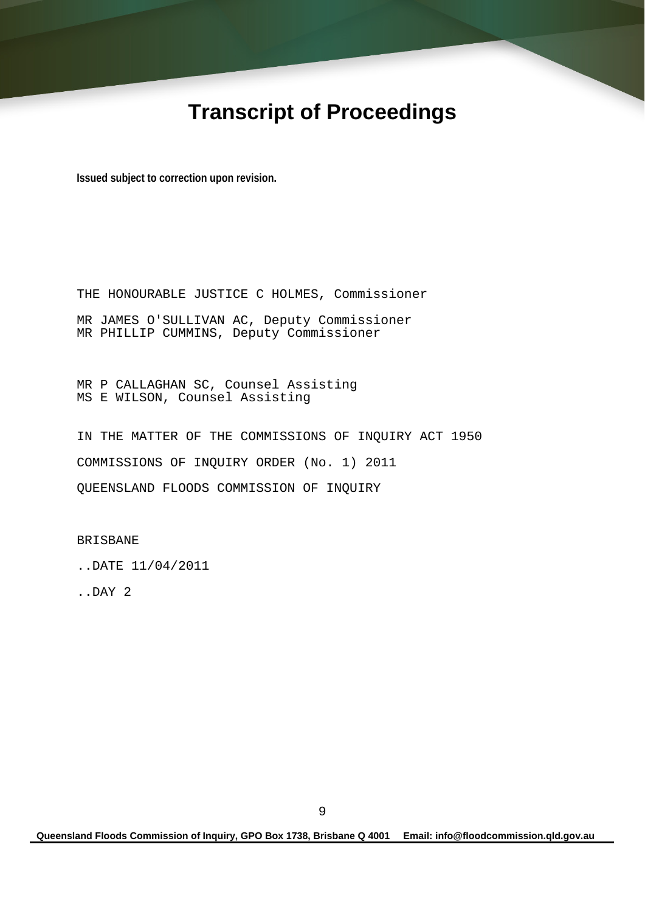# Transcript of Proceedings

**Issued subject to correction upon revision.**

THE HONOURABLE JUSTICE C HOLMES, Commissioner

MR JAMES O'SULLIVAN AC, Deputy Commissioner
MR PHILLIP CUMMINS, Deputy Commissioner

MR P CALLAGHAN SC, Counsel Assisting
MS E WILSON, Counsel Assisting

IN THE MATTER OF THE COMMISSIONS OF INQUIRY ACT 1950

COMMISSIONS OF INQUIRY ORDER (No. 1) 2011

QUEENSLAND FLOODS COMMISSION OF INQUIRY

BRISBANE

..DATE 11/04/2011

..DAY 2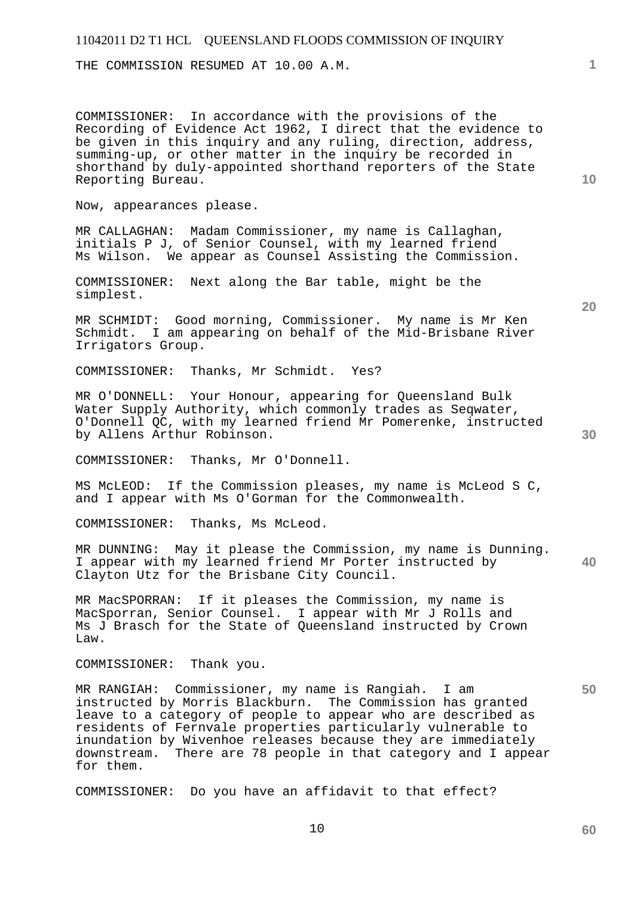THE COMMISSION RESUMED AT 10.00 A.M.

COMMISSIONER: In accordance with the provisions of the Recording of Evidence Act 1962, I direct that the evidence to be given in this inquiry and any ruling, direction, address, summing-up, or other matter in the inquiry be recorded in shorthand by duly-appointed shorthand reporters of the State Reporting Bureau.

Now, appearances please.

MR CALLAGHAN: Madam Commissioner, my name is Callaghan, initials P J, of Senior Counsel, with my learned friend Ms Wilson. We appear as Counsel Assisting the Commission.

COMMISSIONER: Next along the Bar table, might be the simplest.

MR SCHMIDT: Good morning, Commissioner. My name is Mr Ken Schmidt. I am appearing on behalf of the Mid-Brisbane River Irrigators Group.

COMMISSIONER: Thanks, Mr Schmidt. Yes?

MR O'DONNELL: Your Honour, appearing for Queensland Bulk Water Supply Authority, which commonly trades as Seqwater, O'Donnell QC, with my learned friend Mr Pomerenke, instructed by Allens Arthur Robinson.

COMMISSIONER: Thanks, Mr O'Donnell.

MS McLEOD: If the Commission pleases, my name is McLeod S C, and I appear with Ms O'Gorman for the Commonwealth.

COMMISSIONER: Thanks, Ms McLeod.

MR DUNNING: May it please the Commission, my name is Dunning. I appear with my learned friend Mr Porter instructed by Clayton Utz for the Brisbane City Council.

MR MacSPORRAN: If it pleases the Commission, my name is MacSporran, Senior Counsel. I appear with Mr J Rolls and Ms J Brasch for the State of Queensland instructed by Crown Law.

COMMISSIONER: Thank you.

MR RANGIAH: Commissioner, my name is Rangiah. I am instructed by Morris Blackburn. The Commission has granted leave to a category of people to appear who are described as residents of Fernvale properties particularly vulnerable to inundation by Wivenhoe releases because they are immediately downstream. There are 78 people in that category and I appear for them.

COMMISSIONER: Do you have an affidavit to that effect?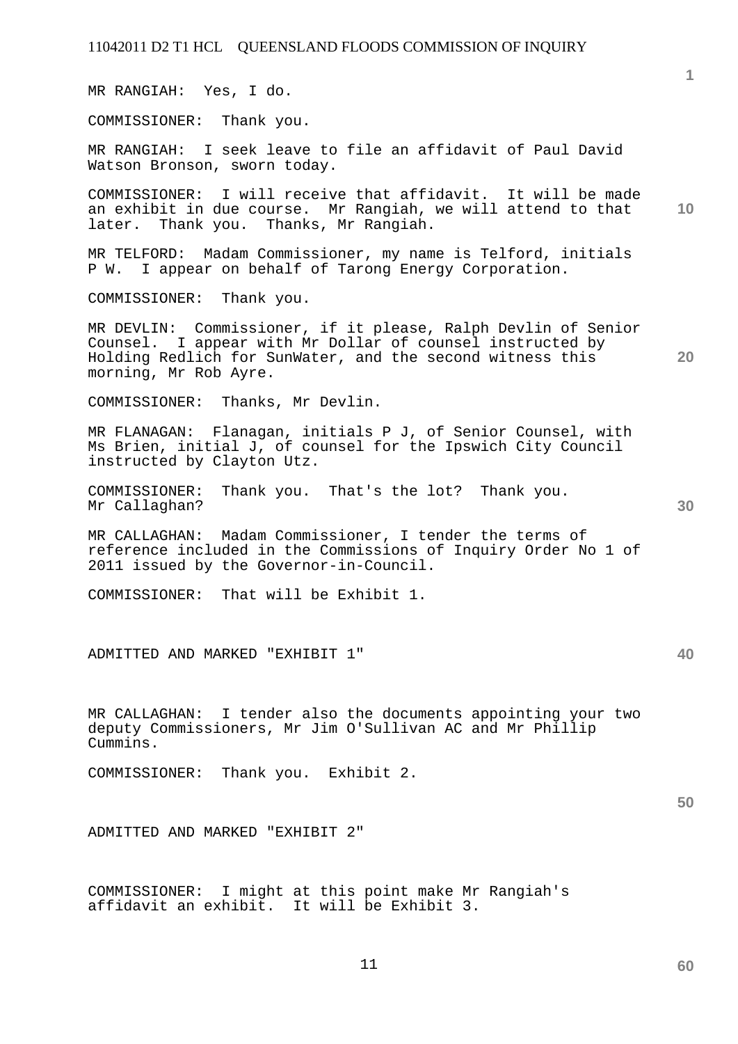MR RANGIAH: Yes, I do.

COMMISSIONER: Thank you.

MR RANGIAH: I seek leave to file an affidavit of Paul David Watson Bronson, sworn today.

COMMISSIONER: I will receive that affidavit. It will be made an exhibit in due course. Mr Rangiah, we will attend to that later. Thank you. Thanks, Mr Rangiah.

MR TELFORD: Madam Commissioner, my name is Telford, initials P W. I appear on behalf of Tarong Energy Corporation.

COMMISSIONER: Thank you.

MR DEVLIN: Commissioner, if it please, Ralph Devlin of Senior Counsel. I appear with Mr Dollar of counsel instructed by Holding Redlich for SunWater, and the second witness this morning, Mr Rob Ayre.

COMMISSIONER: Thanks, Mr Devlin.

MR FLANAGAN: Flanagan, initials P J, of Senior Counsel, with Ms Brien, initial J, of counsel for the Ipswich City Council instructed by Clayton Utz.

COMMISSIONER: Thank you. That's the lot? Thank you. Mr Callaghan?

MR CALLAGHAN: Madam Commissioner, I tender the terms of reference included in the Commissions of Inquiry Order No 1 of 2011 issued by the Governor-in-Council.

COMMISSIONER: That will be Exhibit 1.

ADMITTED AND MARKED "EXHIBIT 1"

MR CALLAGHAN: I tender also the documents appointing your two deputy Commissioners, Mr Jim O'Sullivan AC and Mr Phillip Cummins.

COMMISSIONER: Thank you. Exhibit 2.

ADMITTED AND MARKED "EXHIBIT 2"

COMMISSIONER: I might at this point make Mr Rangiah's affidavit an exhibit. It will be Exhibit 3.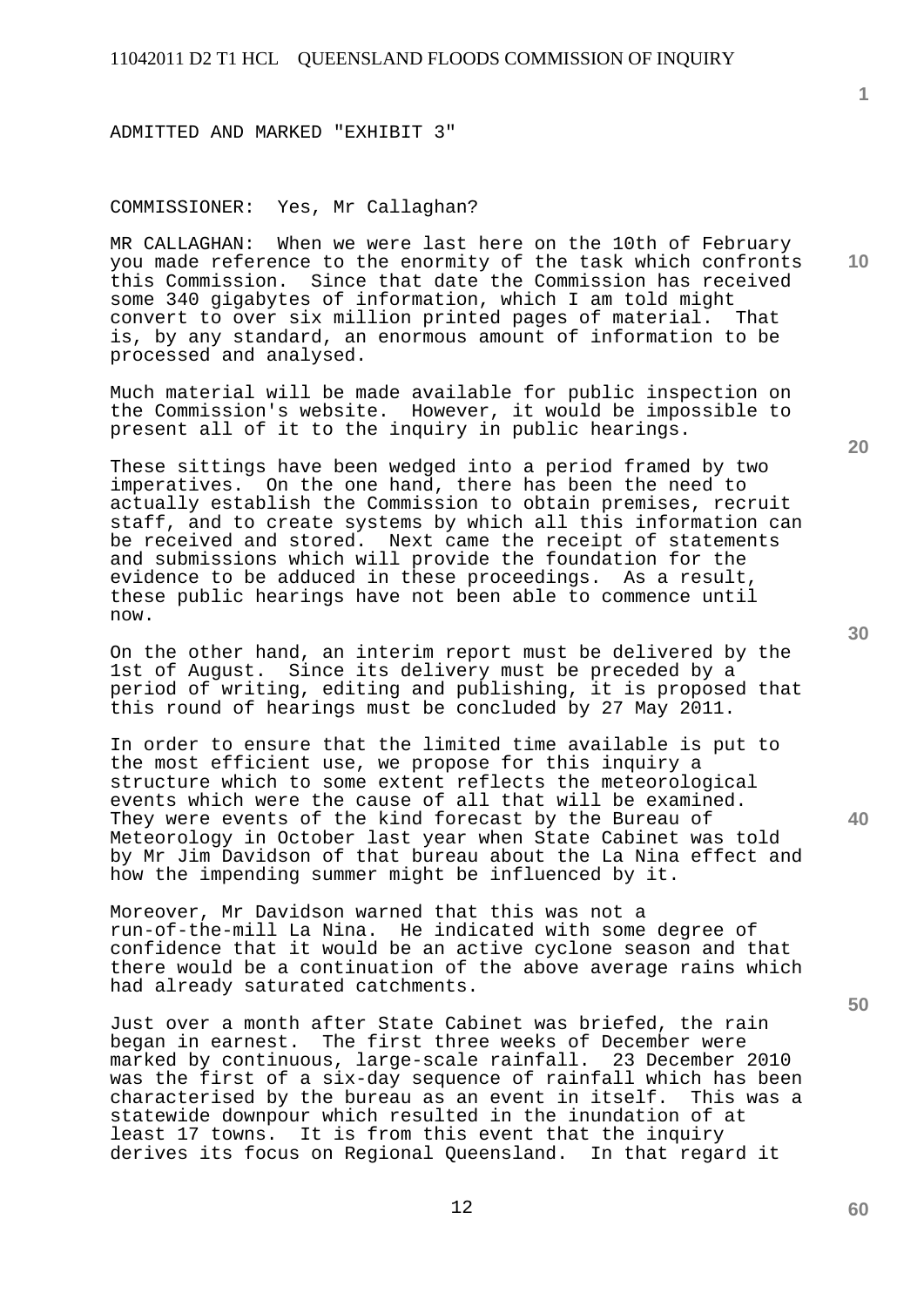ADMITTED AND MARKED "EXHIBIT 3"

COMMISSIONER: Yes, Mr Callaghan?

MR CALLAGHAN: When we were last here on the 10th of February you made reference to the enormity of the task which confronts this Commission. Since that date the Commission has received some 340 gigabytes of information, which I am told might convert to over six million printed pages of material. That is, by any standard, an enormous amount of information to be processed and analysed.

Much material will be made available for public inspection on the Commission's website. However, it would be impossible to present all of it to the inquiry in public hearings.

These sittings have been wedged into a period framed by two imperatives. On the one hand, there has been the need to actually establish the Commission to obtain premises, recruit staff, and to create systems by which all this information can be received and stored. Next came the receipt of statements and submissions which will provide the foundation for the evidence to be adduced in these proceedings. As a result, these public hearings have not been able to commence until now.

On the other hand, an interim report must be delivered by the 1st of August. Since its delivery must be preceded by a period of writing, editing and publishing, it is proposed that this round of hearings must be concluded by 27 May 2011.

In order to ensure that the limited time available is put to the most efficient use, we propose for this inquiry a structure which to some extent reflects the meteorological events which were the cause of all that will be examined. They were events of the kind forecast by the Bureau of Meteorology in October last year when State Cabinet was told by Mr Jim Davidson of that bureau about the La Nina effect and how the impending summer might be influenced by it.

Moreover, Mr Davidson warned that this was not a run-of-the-mill La Nina. He indicated with some degree of confidence that it would be an active cyclone season and that there would be a continuation of the above average rains which had already saturated catchments.

Just over a month after State Cabinet was briefed, the rain began in earnest. The first three weeks of December were marked by continuous, large-scale rainfall. 23 December 2010 was the first of a six-day sequence of rainfall which has been characterised by the bureau as an event in itself. This was a statewide downpour which resulted in the inundation of at least 17 towns. It is from this event that the inquiry derives its focus on Regional Queensland. In that regard it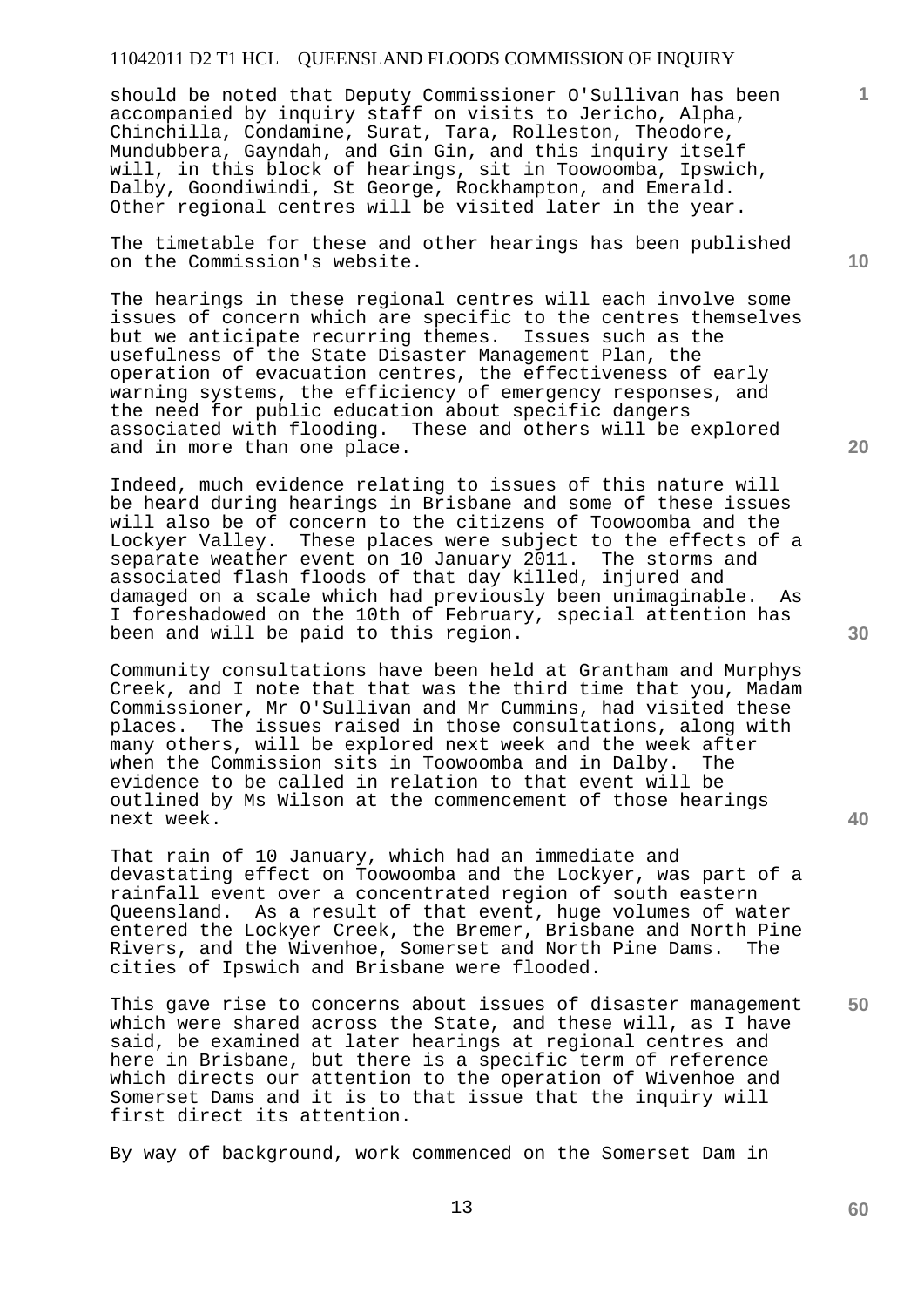should be noted that Deputy Commissioner O'Sullivan has been accompanied by inquiry staff on visits to Jericho, Alpha, Chinchilla, Condamine, Surat, Tara, Rolleston, Theodore, Mundubbera, Gayndah, and Gin Gin, and this inquiry itself will, in this block of hearings, sit in Toowoomba, Ipswich, Dalby, Goondiwindi, St George, Rockhampton, and Emerald. Other regional centres will be visited later in the year.

The timetable for these and other hearings has been published on the Commission's website.

The hearings in these regional centres will each involve some issues of concern which are specific to the centres themselves but we anticipate recurring themes. Issues such as the usefulness of the State Disaster Management Plan, the operation of evacuation centres, the effectiveness of early warning systems, the efficiency of emergency responses, and the need for public education about specific dangers associated with flooding. These and others will be explored and in more than one place.

Indeed, much evidence relating to issues of this nature will be heard during hearings in Brisbane and some of these issues will also be of concern to the citizens of Toowoomba and the Lockyer Valley. These places were subject to the effects of a separate weather event on 10 January 2011. The storms and associated flash floods of that day killed, injured and damaged on a scale which had previously been unimaginable. As I foreshadowed on the 10th of February, special attention has been and will be paid to this region.

Community consultations have been held at Grantham and Murphys Creek, and I note that that was the third time that you, Madam Commissioner, Mr O'Sullivan and Mr Cummins, had visited these places. The issues raised in those consultations, along with many others, will be explored next week and the week after when the Commission sits in Toowoomba and in Dalby. The evidence to be called in relation to that event will be outlined by Ms Wilson at the commencement of those hearings next week.

That rain of 10 January, which had an immediate and devastating effect on Toowoomba and the Lockyer, was part of a rainfall event over a concentrated region of south eastern Queensland. As a result of that event, huge volumes of water entered the Lockyer Creek, the Bremer, Brisbane and North Pine Rivers, and the Wivenhoe, Somerset and North Pine Dams. The cities of Ipswich and Brisbane were flooded.

This gave rise to concerns about issues of disaster management which were shared across the State, and these will, as I have said, be examined at later hearings at regional centres and here in Brisbane, but there is a specific term of reference which directs our attention to the operation of Wivenhoe and Somerset Dams and it is to that issue that the inquiry will first direct its attention.

By way of background, work commenced on the Somerset Dam in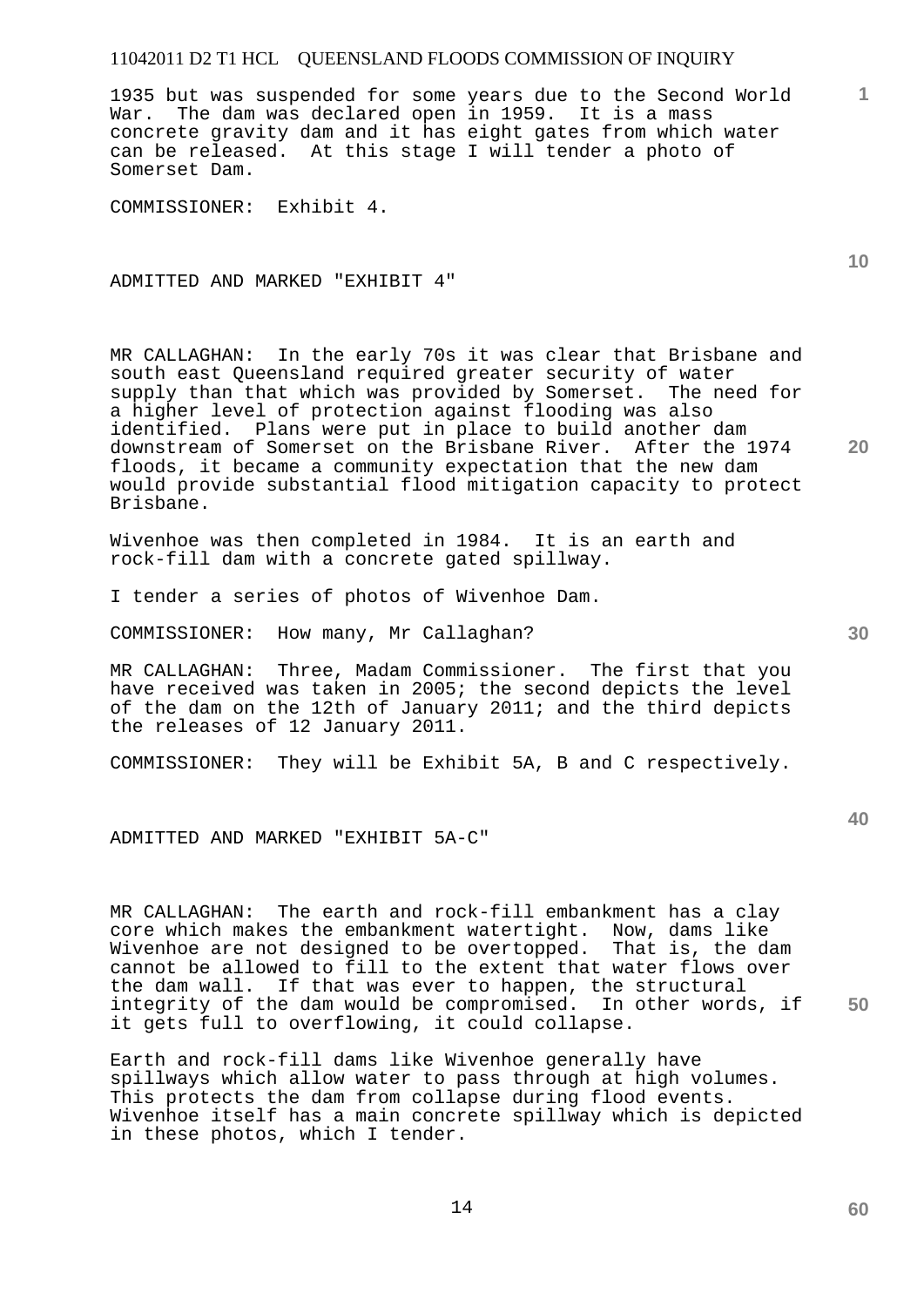1935 but was suspended for some years due to the Second World War. The dam was declared open in 1959. It is a mass concrete gravity dam and it has eight gates from which water can be released. At this stage I will tender a photo of Somerset Dam.

COMMISSIONER: Exhibit 4.

ADMITTED AND MARKED "EXHIBIT 4"

MR CALLAGHAN: In the early 70s it was clear that Brisbane and south east Queensland required greater security of water supply than that which was provided by Somerset. The need for a higher level of protection against flooding was also identified. Plans were put in place to build another dam downstream of Somerset on the Brisbane River. After the 1974 floods, it became a community expectation that the new dam would provide substantial flood mitigation capacity to protect Brisbane.

Wivenhoe was then completed in 1984. It is an earth and rock-fill dam with a concrete gated spillway.

I tender a series of photos of Wivenhoe Dam.

COMMISSIONER: How many, Mr Callaghan?

MR CALLAGHAN: Three, Madam Commissioner. The first that you have received was taken in 2005; the second depicts the level of the dam on the 12th of January 2011; and the third depicts the releases of 12 January 2011.

COMMISSIONER: They will be Exhibit 5A, B and C respectively.

ADMITTED AND MARKED "EXHIBIT 5A-C"

MR CALLAGHAN: The earth and rock-fill embankment has a clay core which makes the embankment watertight. Now, dams like Wivenhoe are not designed to be overtopped. That is, the dam cannot be allowed to fill to the extent that water flows over the dam wall. If that was ever to happen, the structural integrity of the dam would be compromised. In other words, if it gets full to overflowing, it could collapse.

Earth and rock-fill dams like Wivenhoe generally have spillways which allow water to pass through at high volumes. This protects the dam from collapse during flood events. Wivenhoe itself has a main concrete spillway which is depicted in these photos, which I tender.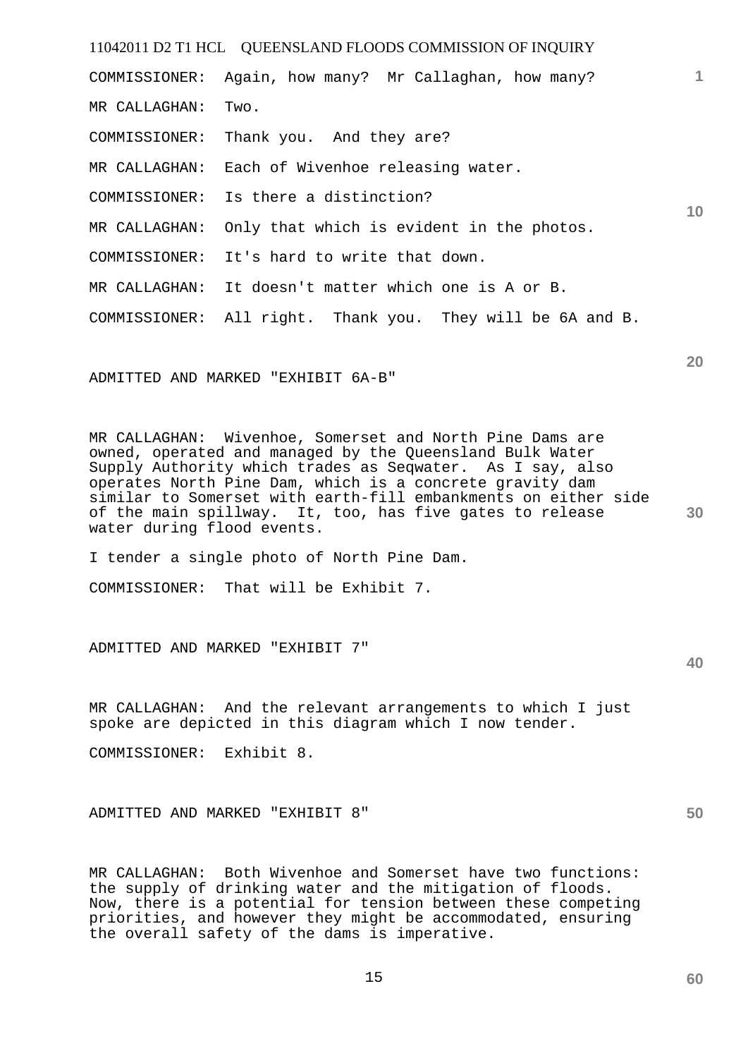COMMISSIONER: Again, how many? Mr Callaghan, how many?

MR CALLAGHAN: Two.

COMMISSIONER: Thank you. And they are?

MR CALLAGHAN: Each of Wivenhoe releasing water.

COMMISSIONER: Is there a distinction?

MR CALLAGHAN: Only that which is evident in the photos.

COMMISSIONER: It's hard to write that down.

MR CALLAGHAN: It doesn't matter which one is A or B.

COMMISSIONER: All right. Thank you. They will be 6A and B.

ADMITTED AND MARKED "EXHIBIT 6A-B"

MR CALLAGHAN: Wivenhoe, Somerset and North Pine Dams are owned, operated and managed by the Queensland Bulk Water Supply Authority which trades as Seqwater. As I say, also operates North Pine Dam, which is a concrete gravity dam similar to Somerset with earth-fill embankments on either side of the main spillway. It, too, has five gates to release water during flood events.

I tender a single photo of North Pine Dam.

COMMISSIONER: That will be Exhibit 7.

ADMITTED AND MARKED "EXHIBIT 7"

MR CALLAGHAN: And the relevant arrangements to which I just spoke are depicted in this diagram which I now tender.

COMMISSIONER: Exhibit 8.

ADMITTED AND MARKED "EXHIBIT 8"

MR CALLAGHAN: Both Wivenhoe and Somerset have two functions: the supply of drinking water and the mitigation of floods. Now, there is a potential for tension between these competing priorities, and however they might be accommodated, ensuring the overall safety of the dams is imperative.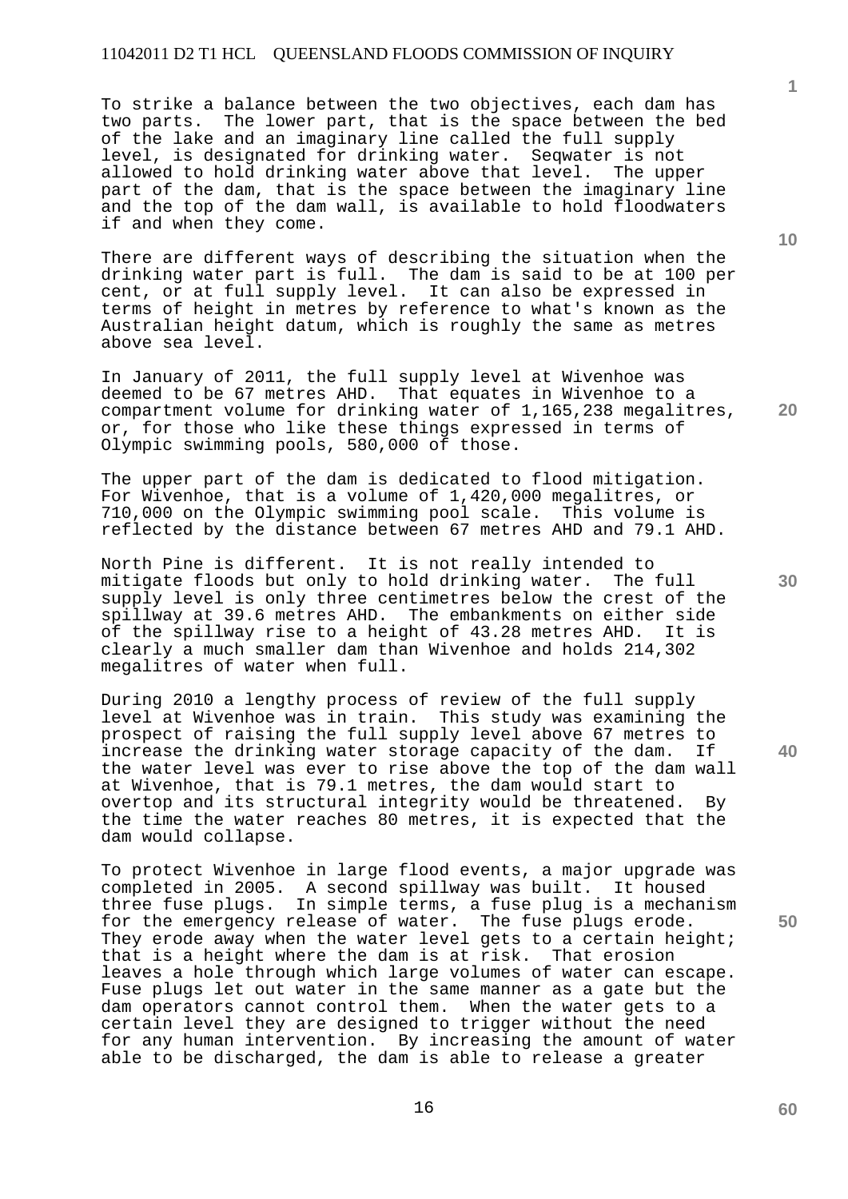To strike a balance between the two objectives, each dam has two parts. The lower part, that is the space between the bed of the lake and an imaginary line called the full supply level, is designated for drinking water. Seqwater is not allowed to hold drinking water above that level. The upper part of the dam, that is the space between the imaginary line and the top of the dam wall, is available to hold floodwaters if and when they come.

There are different ways of describing the situation when the drinking water part is full. The dam is said to be at 100 per cent, or at full supply level. It can also be expressed in terms of height in metres by reference to what's known as the Australian height datum, which is roughly the same as metres above sea level.

In January of 2011, the full supply level at Wivenhoe was deemed to be 67 metres AHD. That equates in Wivenhoe to a compartment volume for drinking water of 1,165,238 megalitres, or, for those who like these things expressed in terms of Olympic swimming pools, 580,000 of those.

The upper part of the dam is dedicated to flood mitigation. For Wivenhoe, that is a volume of 1,420,000 megalitres, or 710,000 on the Olympic swimming pool scale. This volume is reflected by the distance between 67 metres AHD and 79.1 AHD.

North Pine is different. It is not really intended to mitigate floods but only to hold drinking water. The full supply level is only three centimetres below the crest of the spillway at 39.6 metres AHD. The embankments on either side of the spillway rise to a height of 43.28 metres AHD. It is clearly a much smaller dam than Wivenhoe and holds 214,302 megalitres of water when full.

During 2010 a lengthy process of review of the full supply level at Wivenhoe was in train. This study was examining the prospect of raising the full supply level above 67 metres to increase the drinking water storage capacity of the dam. If the water level was ever to rise above the top of the dam wall at Wivenhoe, that is 79.1 metres, the dam would start to overtop and its structural integrity would be threatened. By the time the water reaches 80 metres, it is expected that the dam would collapse.

To protect Wivenhoe in large flood events, a major upgrade was completed in 2005. A second spillway was built. It housed three fuse plugs. In simple terms, a fuse plug is a mechanism for the emergency release of water. The fuse plugs erode. They erode away when the water level gets to a certain height; that is a height where the dam is at risk. That erosion leaves a hole through which large volumes of water can escape. Fuse plugs let out water in the same manner as a gate but the dam operators cannot control them. When the water gets to a certain level they are designed to trigger without the need for any human intervention. By increasing the amount of water able to be discharged, the dam is able to release a greater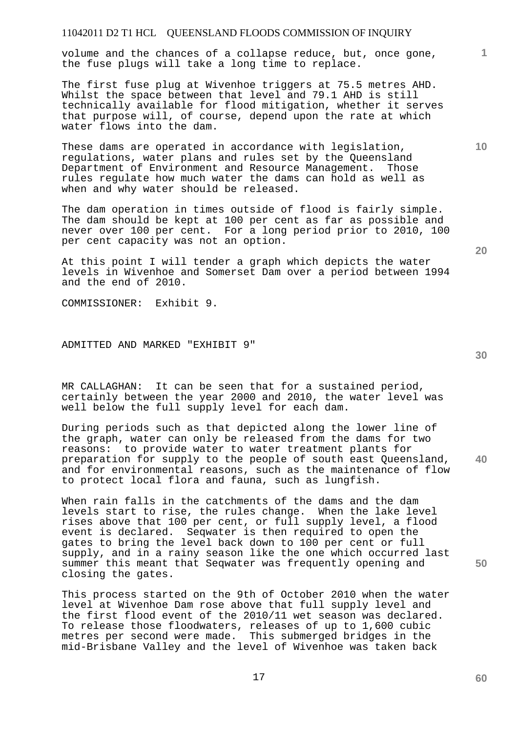volume and the chances of a collapse reduce, but, once gone, the fuse plugs will take a long time to replace.

The first fuse plug at Wivenhoe triggers at 75.5 metres AHD. Whilst the space between that level and 79.1 AHD is still technically available for flood mitigation, whether it serves that purpose will, of course, depend upon the rate at which water flows into the dam.

These dams are operated in accordance with legislation, regulations, water plans and rules set by the Queensland Department of Environment and Resource Management. Those rules regulate how much water the dams can hold as well as when and why water should be released.

The dam operation in times outside of flood is fairly simple. The dam should be kept at 100 per cent as far as possible and never over 100 per cent. For a long period prior to 2010, 100 per cent capacity was not an option.

At this point I will tender a graph which depicts the water levels in Wivenhoe and Somerset Dam over a period between 1994 and the end of 2010.

COMMISSIONER: Exhibit 9.

ADMITTED AND MARKED "EXHIBIT 9"

MR CALLAGHAN: It can be seen that for a sustained period, certainly between the year 2000 and 2010, the water level was well below the full supply level for each dam.

During periods such as that depicted along the lower line of the graph, water can only be released from the dams for two reasons: to provide water to water treatment plants for preparation for supply to the people of south east Queensland, and for environmental reasons, such as the maintenance of flow to protect local flora and fauna, such as lungfish.

When rain falls in the catchments of the dams and the dam levels start to rise, the rules change. When the lake level rises above that 100 per cent, or full supply level, a flood event is declared. Seqwater is then required to open the gates to bring the level back down to 100 per cent or full supply, and in a rainy season like the one which occurred last summer this meant that Seqwater was frequently opening and closing the gates.

This process started on the 9th of October 2010 when the water level at Wivenhoe Dam rose above that full supply level and the first flood event of the 2010/11 wet season was declared. To release those floodwaters, releases of up to 1,600 cubic metres per second were made. This submerged bridges in the mid-Brisbane Valley and the level of Wivenhoe was taken back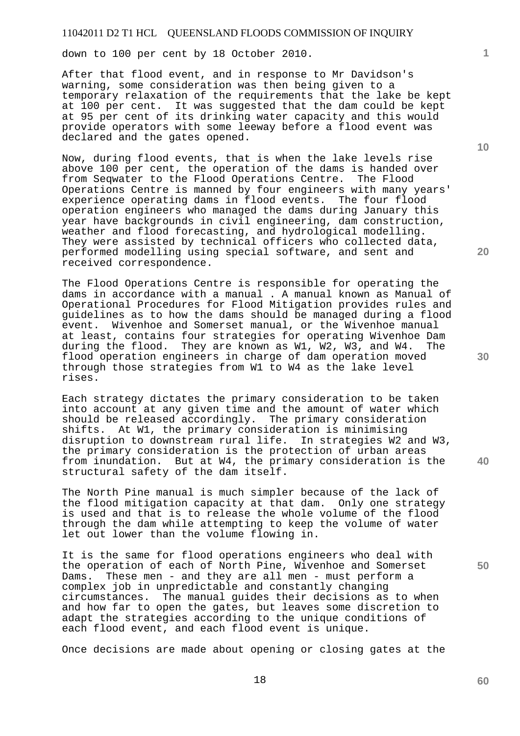down to 100 per cent by 18 October 2010.

After that flood event, and in response to Mr Davidson's warning, some consideration was then being given to a temporary relaxation of the requirements that the lake be kept at 100 per cent. It was suggested that the dam could be kept at 95 per cent of its drinking water capacity and this would provide operators with some leeway before a flood event was declared and the gates opened.

Now, during flood events, that is when the lake levels rise above 100 per cent, the operation of the dams is handed over from Seqwater to the Flood Operations Centre. The Flood Operations Centre is manned by four engineers with many years' experience operating dams in flood events. The four flood operation engineers who managed the dams during January this year have backgrounds in civil engineering, dam construction, weather and flood forecasting, and hydrological modelling. They were assisted by technical officers who collected data, performed modelling using special software, and sent and received correspondence.

The Flood Operations Centre is responsible for operating the dams in accordance with a manual . A manual known as Manual of Operational Procedures for Flood Mitigation provides rules and guidelines as to how the dams should be managed during a flood event. Wivenhoe and Somerset manual, or the Wivenhoe manual at least, contains four strategies for operating Wivenhoe Dam during the flood. They are known as W1, W2, W3, and W4. The flood operation engineers in charge of dam operation moved through those strategies from W1 to W4 as the lake level rises.

Each strategy dictates the primary consideration to be taken into account at any given time and the amount of water which should be released accordingly. The primary consideration shifts. At W1, the primary consideration is minimising disruption to downstream rural life. In strategies W2 and W3, the primary consideration is the protection of urban areas from inundation. But at W4, the primary consideration is the structural safety of the dam itself.

The North Pine manual is much simpler because of the lack of the flood mitigation capacity at that dam. Only one strategy is used and that is to release the whole volume of the flood through the dam while attempting to keep the volume of water let out lower than the volume flowing in.

It is the same for flood operations engineers who deal with the operation of each of North Pine, Wivenhoe and Somerset Dams. These men - and they are all men - must perform a complex job in unpredictable and constantly changing circumstances. The manual guides their decisions as to when and how far to open the gates, but leaves some discretion to adapt the strategies according to the unique conditions of each flood event, and each flood event is unique.

Once decisions are made about opening or closing gates at the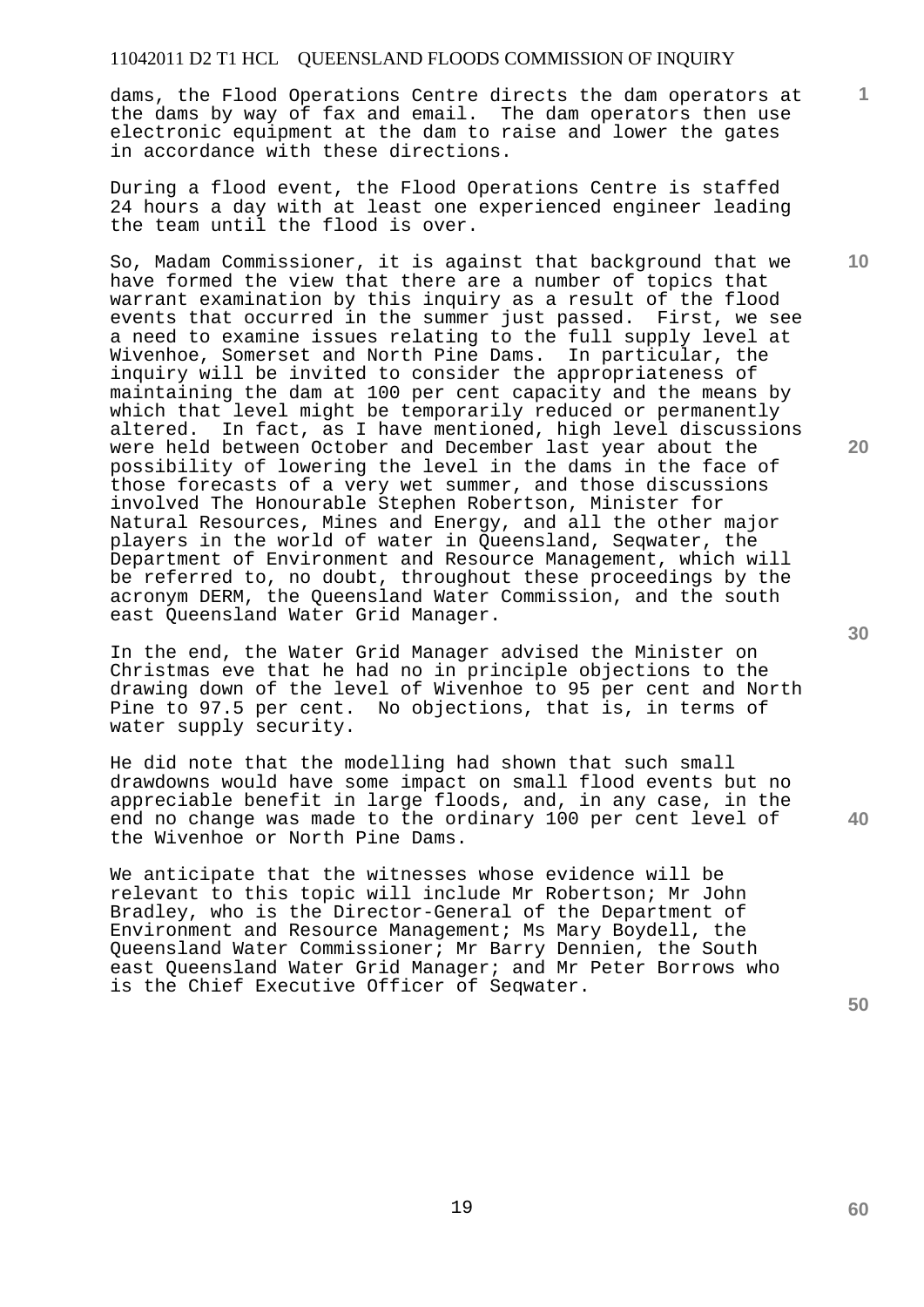dams, the Flood Operations Centre directs the dam operators at the dams by way of fax and email. The dam operators then use electronic equipment at the dam to raise and lower the gates in accordance with these directions.

During a flood event, the Flood Operations Centre is staffed 24 hours a day with at least one experienced engineer leading the team until the flood is over.

So, Madam Commissioner, it is against that background that we have formed the view that there are a number of topics that warrant examination by this inquiry as a result of the flood events that occurred in the summer just passed. First, we see a need to examine issues relating to the full supply level at Wivenhoe, Somerset and North Pine Dams. In particular, the inquiry will be invited to consider the appropriateness of maintaining the dam at 100 per cent capacity and the means by which that level might be temporarily reduced or permanently altered. In fact, as I have mentioned, high level discussions were held between October and December last year about the possibility of lowering the level in the dams in the face of those forecasts of a very wet summer, and those discussions involved The Honourable Stephen Robertson, Minister for Natural Resources, Mines and Energy, and all the other major players in the world of water in Queensland, Seqwater, the Department of Environment and Resource Management, which will be referred to, no doubt, throughout these proceedings by the acronym DERM, the Queensland Water Commission, and the south east Queensland Water Grid Manager.

In the end, the Water Grid Manager advised the Minister on Christmas eve that he had no in principle objections to the drawing down of the level of Wivenhoe to 95 per cent and North Pine to 97.5 per cent. No objections, that is, in terms of water supply security.

He did note that the modelling had shown that such small drawdowns would have some impact on small flood events but no appreciable benefit in large floods, and, in any case, in the end no change was made to the ordinary 100 per cent level of the Wivenhoe or North Pine Dams.

We anticipate that the witnesses whose evidence will be relevant to this topic will include Mr Robertson; Mr John Bradley, who is the Director-General of the Department of Environment and Resource Management; Ms Mary Boydell, the Queensland Water Commissioner; Mr Barry Dennien, the South east Queensland Water Grid Manager; and Mr Peter Borrows who is the Chief Executive Officer of Seqwater.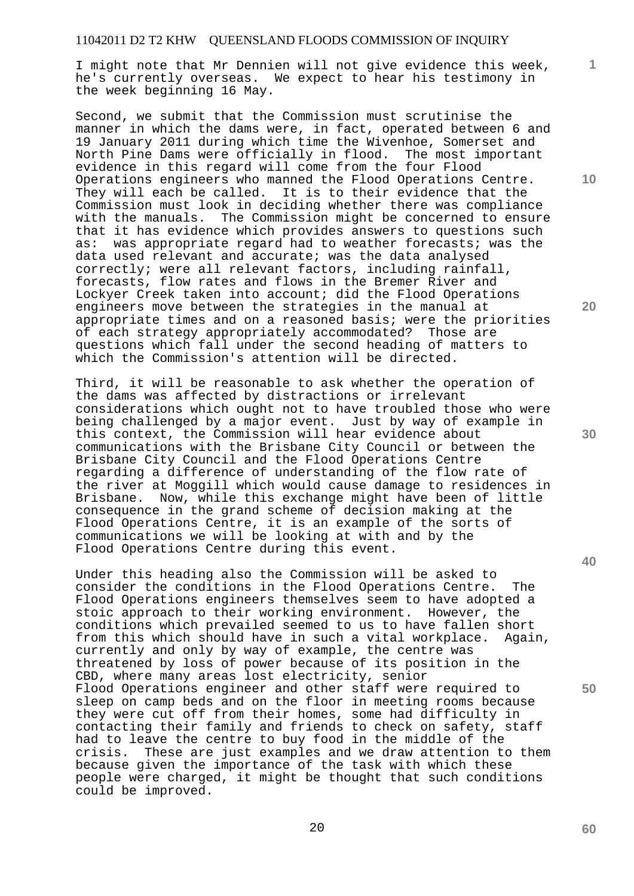I might note that Mr Dennien will not give evidence this week, he's currently overseas. We expect to hear his testimony in the week beginning 16 May.

Second, we submit that the Commission must scrutinise the manner in which the dams were, in fact, operated between 6 and 19 January 2011 during which time the Wivenhoe, Somerset and North Pine Dams were officially in flood. The most important evidence in this regard will come from the four Flood Operations engineers who manned the Flood Operations Centre. They will each be called. It is to their evidence that the Commission must look in deciding whether there was compliance with the manuals. The Commission might be concerned to ensure that it has evidence which provides answers to questions such as: was appropriate regard had to weather forecasts; was the data used relevant and accurate; was the data analysed correctly; were all relevant factors, including rainfall, forecasts, flow rates and flows in the Bremer River and Lockyer Creek taken into account; did the Flood Operations engineers move between the strategies in the manual at appropriate times and on a reasoned basis; were the priorities of each strategy appropriately accommodated? Those are questions which fall under the second heading of matters to which the Commission's attention will be directed.

Third, it will be reasonable to ask whether the operation of the dams was affected by distractions or irrelevant considerations which ought not to have troubled those who were being challenged by a major event. Just by way of example in this context, the Commission will hear evidence about communications with the Brisbane City Council or between the Brisbane City Council and the Flood Operations Centre regarding a difference of understanding of the flow rate of the river at Moggill which would cause damage to residences in Brisbane. Now, while this exchange might have been of little consequence in the grand scheme of decision making at the Flood Operations Centre, it is an example of the sorts of communications we will be looking at with and by the Flood Operations Centre during this event.

Under this heading also the Commission will be asked to consider the conditions in the Flood Operations Centre. The Flood Operations engineers themselves seem to have adopted a stoic approach to their working environment. However, the conditions which prevailed seemed to us to have fallen short from this which should have in such a vital workplace. Again, currently and only by way of example, the centre was threatened by loss of power because of its position in the CBD, where many areas lost electricity, senior Flood Operations engineer and other staff were required to sleep on camp beds and on the floor in meeting rooms because they were cut off from their homes, some had difficulty in contacting their family and friends to check on safety, staff had to leave the centre to buy food in the middle of the crisis. These are just examples and we draw attention to them because given the importance of the task with which these people were charged, it might be thought that such conditions could be improved.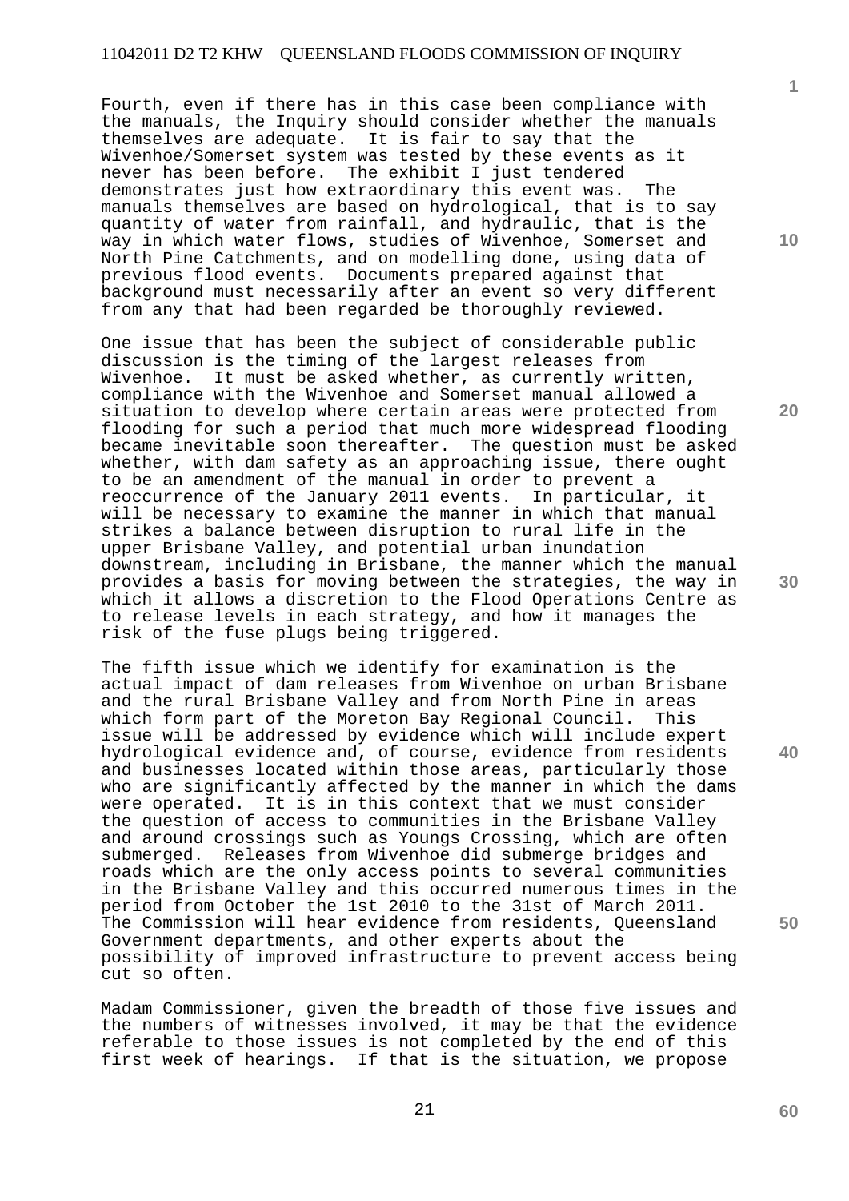Fourth, even if there has in this case been compliance with the manuals, the Inquiry should consider whether the manuals themselves are adequate. It is fair to say that the Wivenhoe/Somerset system was tested by these events as it never has been before. The exhibit I just tendered demonstrates just how extraordinary this event was. The manuals themselves are based on hydrological, that is to say quantity of water from rainfall, and hydraulic, that is the way in which water flows, studies of Wivenhoe, Somerset and North Pine Catchments, and on modelling done, using data of previous flood events. Documents prepared against that background must necessarily after an event so very different from any that had been regarded be thoroughly reviewed.

One issue that has been the subject of considerable public discussion is the timing of the largest releases from Wivenhoe. It must be asked whether, as currently written, compliance with the Wivenhoe and Somerset manual allowed a situation to develop where certain areas were protected from flooding for such a period that much more widespread flooding became inevitable soon thereafter. The question must be asked whether, with dam safety as an approaching issue, there ought to be an amendment of the manual in order to prevent a reoccurrence of the January 2011 events. In particular, it will be necessary to examine the manner in which that manual strikes a balance between disruption to rural life in the upper Brisbane Valley, and potential urban inundation downstream, including in Brisbane, the manner which the manual provides a basis for moving between the strategies, the way in which it allows a discretion to the Flood Operations Centre as to release levels in each strategy, and how it manages the risk of the fuse plugs being triggered.

The fifth issue which we identify for examination is the actual impact of dam releases from Wivenhoe on urban Brisbane and the rural Brisbane Valley and from North Pine in areas which form part of the Moreton Bay Regional Council. This issue will be addressed by evidence which will include expert hydrological evidence and, of course, evidence from residents and businesses located within those areas, particularly those who are significantly affected by the manner in which the dams were operated. It is in this context that we must consider the question of access to communities in the Brisbane Valley and around crossings such as Youngs Crossing, which are often submerged. Releases from Wivenhoe did submerge bridges and roads which are the only access points to several communities in the Brisbane Valley and this occurred numerous times in the period from October the 1st 2010 to the 31st of March 2011. The Commission will hear evidence from residents, Queensland Government departments, and other experts about the possibility of improved infrastructure to prevent access being cut so often.

Madam Commissioner, given the breadth of those five issues and the numbers of witnesses involved, it may be that the evidence referable to those issues is not completed by the end of this first week of hearings. If that is the situation, we propose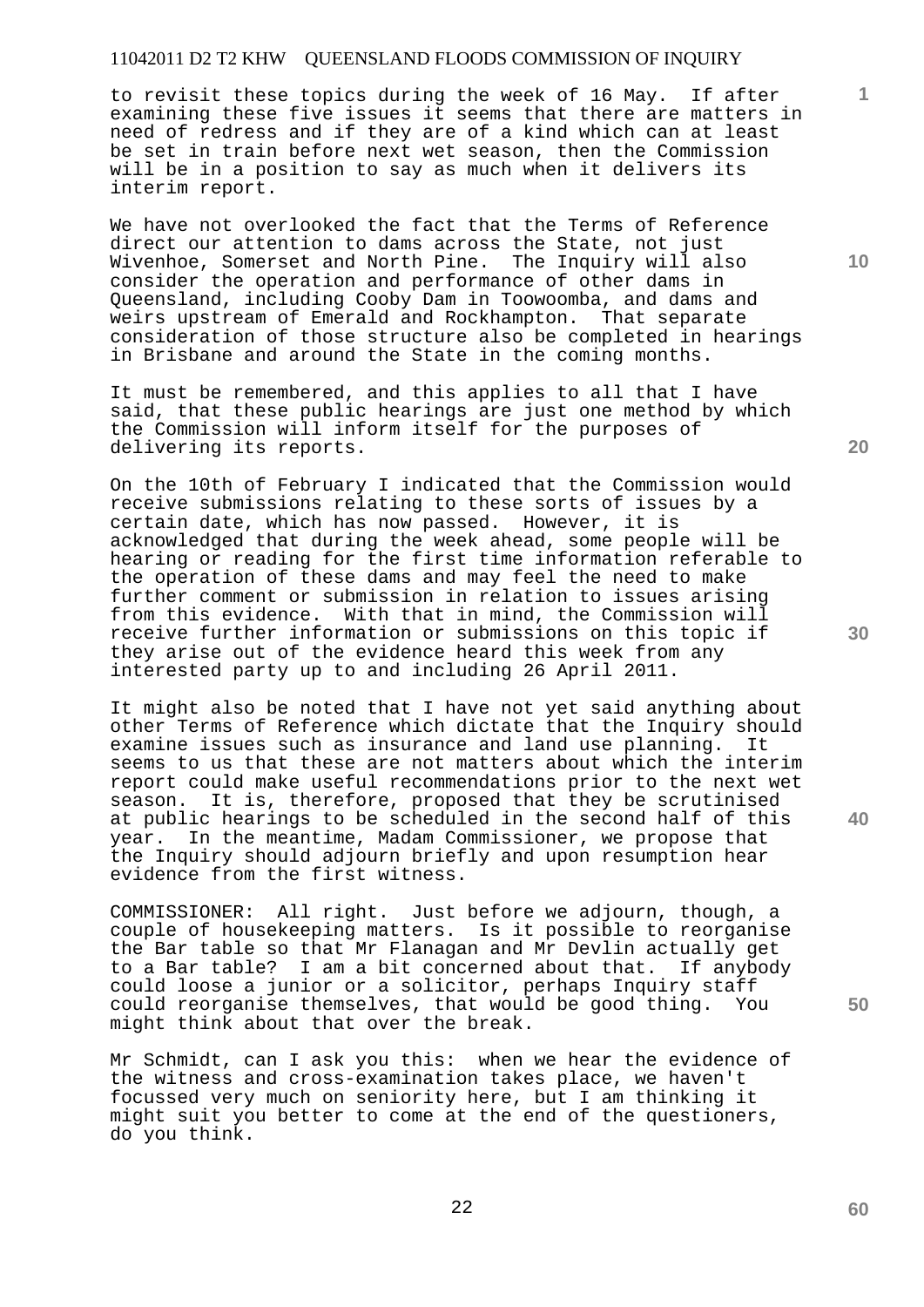to revisit these topics during the week of 16 May. If after examining these five issues it seems that there are matters in need of redress and if they are of a kind which can at least be set in train before next wet season, then the Commission will be in a position to say as much when it delivers its interim report.

We have not overlooked the fact that the Terms of Reference direct our attention to dams across the State, not just Wivenhoe, Somerset and North Pine. The Inquiry will also consider the operation and performance of other dams in Queensland, including Cooby Dam in Toowoomba, and dams and weirs upstream of Emerald and Rockhampton. That separate consideration of those structure also be completed in hearings in Brisbane and around the State in the coming months.

It must be remembered, and this applies to all that I have said, that these public hearings are just one method by which the Commission will inform itself for the purposes of delivering its reports.

On the 10th of February I indicated that the Commission would receive submissions relating to these sorts of issues by a certain date, which has now passed. However, it is acknowledged that during the week ahead, some people will be hearing or reading for the first time information referable to the operation of these dams and may feel the need to make further comment or submission in relation to issues arising from this evidence. With that in mind, the Commission will receive further information or submissions on this topic if they arise out of the evidence heard this week from any interested party up to and including 26 April 2011.

It might also be noted that I have not yet said anything about other Terms of Reference which dictate that the Inquiry should examine issues such as insurance and land use planning. It seems to us that these are not matters about which the interim report could make useful recommendations prior to the next wet season. It is, therefore, proposed that they be scrutinised at public hearings to be scheduled in the second half of this year. In the meantime, Madam Commissioner, we propose that the Inquiry should adjourn briefly and upon resumption hear evidence from the first witness.

COMMISSIONER: All right. Just before we adjourn, though, a couple of housekeeping matters. Is it possible to reorganise the Bar table so that Mr Flanagan and Mr Devlin actually get to a Bar table? I am a bit concerned about that. If anybody could loose a junior or a solicitor, perhaps Inquiry staff could reorganise themselves, that would be good thing. You might think about that over the break.

Mr Schmidt, can I ask you this: when we hear the evidence of the witness and cross-examination takes place, we haven't focussed very much on seniority here, but I am thinking it might suit you better to come at the end of the questioners, do you think.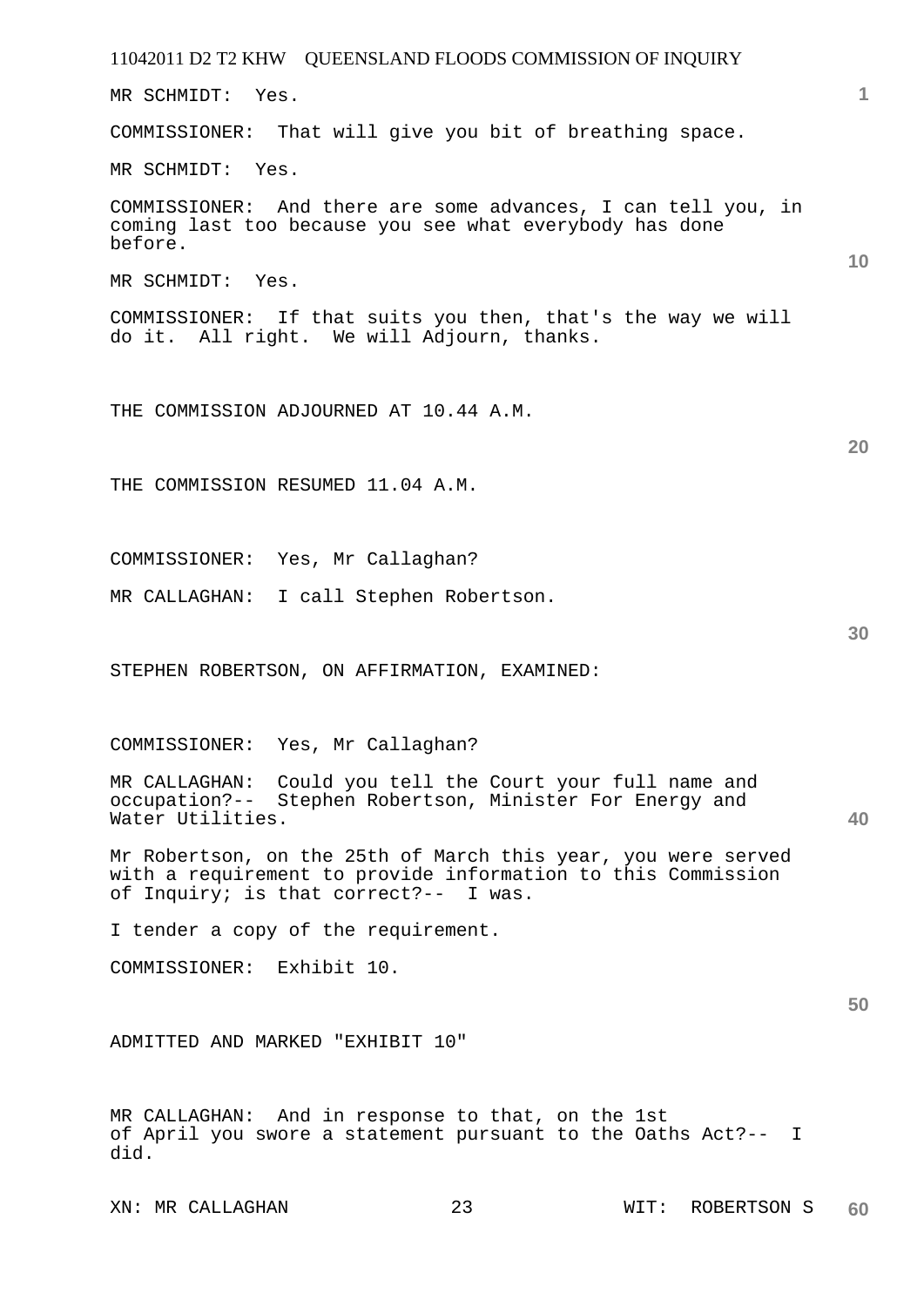MR SCHMIDT: Yes.

COMMISSIONER: That will give you bit of breathing space.

MR SCHMIDT: Yes.

COMMISSIONER: And there are some advances, I can tell you, in coming last too because you see what everybody has done before.

MR SCHMIDT: Yes.

COMMISSIONER: If that suits you then, that's the way we will do it. All right. We will Adjourn, thanks.

THE COMMISSION ADJOURNED AT 10.44 A.M.

THE COMMISSION RESUMED 11.04 A.M.

COMMISSIONER: Yes, Mr Callaghan?

MR CALLAGHAN: I call Stephen Robertson.

STEPHEN ROBERTSON, ON AFFIRMATION, EXAMINED:

COMMISSIONER: Yes, Mr Callaghan?

MR CALLAGHAN: Could you tell the Court your full name and occupation?-- Stephen Robertson, Minister For Energy and Water Utilities.

Mr Robertson, on the 25th of March this year, you were served with a requirement to provide information to this Commission of Inquiry; is that correct?-- I was.

I tender a copy of the requirement.

COMMISSIONER: Exhibit 10.

ADMITTED AND MARKED "EXHIBIT 10"

MR CALLAGHAN: And in response to that, on the 1st of April you swore a statement pursuant to the Oaths Act?-- I did.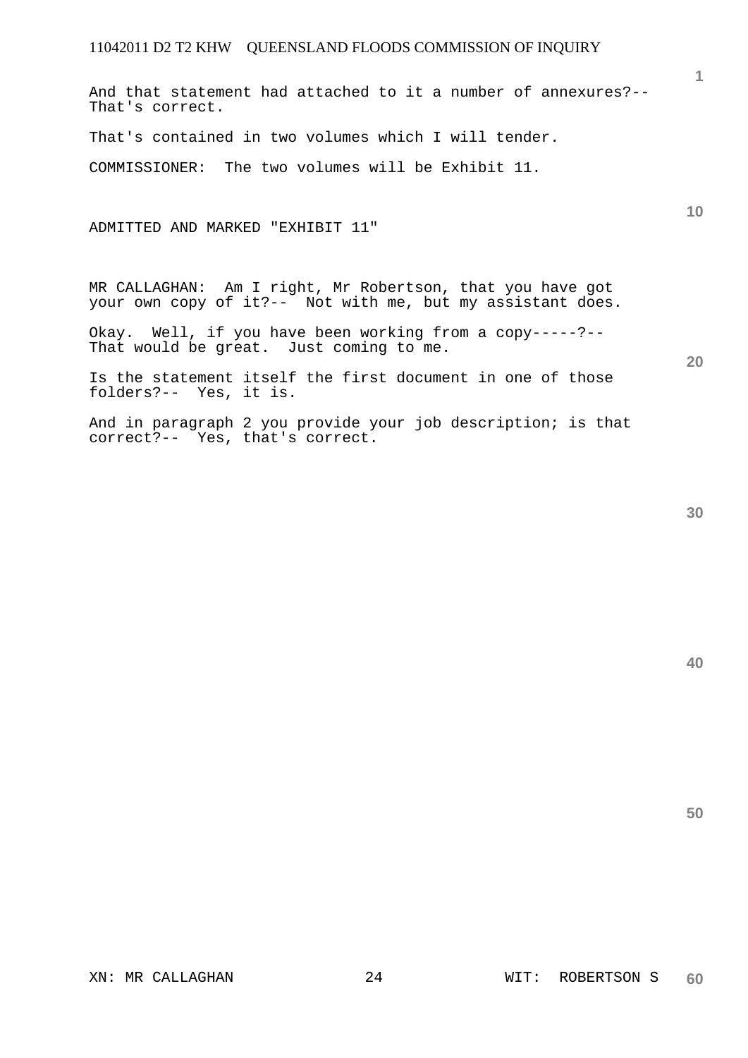And that statement had attached to it a number of annexures?-- That's correct.

That's contained in two volumes which I will tender.

COMMISSIONER: The two volumes will be Exhibit 11.

ADMITTED AND MARKED "EXHIBIT 11"

MR CALLAGHAN: Am I right, Mr Robertson, that you have got your own copy of it?-- Not with me, but my assistant does.

Okay. Well, if you have been working from a copy-----?-- That would be great. Just coming to me.

Is the statement itself the first document in one of those folders?-- Yes, it is.

And in paragraph 2 you provide your job description; is that correct?-- Yes, that's correct.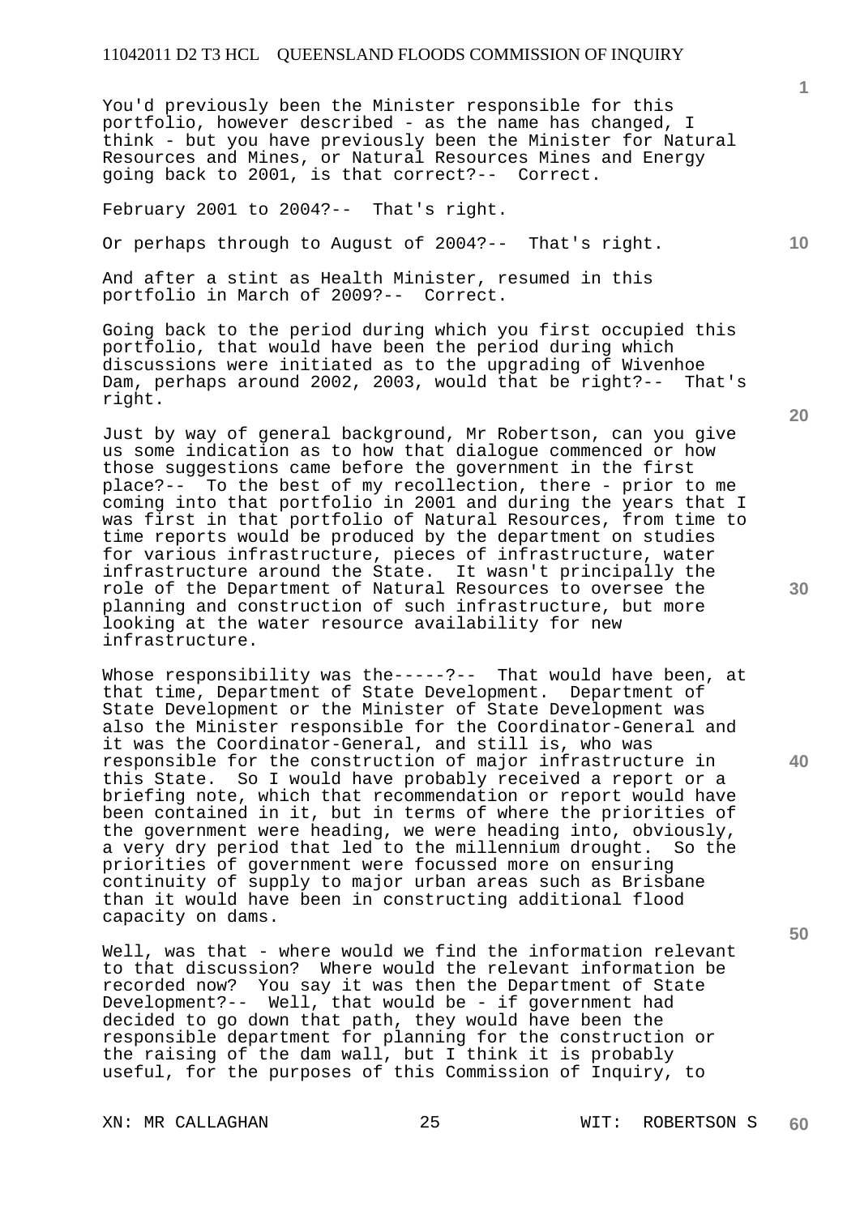You'd previously been the Minister responsible for this portfolio, however described - as the name has changed, I think - but you have previously been the Minister for Natural Resources and Mines, or Natural Resources Mines and Energy going back to 2001, is that correct?-- Correct.

February 2001 to 2004?-- That's right.

Or perhaps through to August of 2004?-- That's right.

And after a stint as Health Minister, resumed in this portfolio in March of 2009?-- Correct.

Going back to the period during which you first occupied this portfolio, that would have been the period during which discussions were initiated as to the upgrading of Wivenhoe Dam, perhaps around 2002, 2003, would that be right?-- That's right.

Just by way of general background, Mr Robertson, can you give us some indication as to how that dialogue commenced or how those suggestions came before the government in the first place?-- To the best of my recollection, there - prior to me coming into that portfolio in 2001 and during the years that I was first in that portfolio of Natural Resources, from time to time reports would be produced by the department on studies for various infrastructure, pieces of infrastructure, water infrastructure around the State. It wasn't principally the role of the Department of Natural Resources to oversee the planning and construction of such infrastructure, but more looking at the water resource availability for new infrastructure.

Whose responsibility was the-----?-- That would have been, at that time, Department of State Development. Department of State Development or the Minister of State Development was also the Minister responsible for the Coordinator-General and it was the Coordinator-General, and still is, who was responsible for the construction of major infrastructure in this State. So I would have probably received a report or a briefing note, which that recommendation or report would have been contained in it, but in terms of where the priorities of the government were heading, we were heading into, obviously, a very dry period that led to the millennium drought. So the priorities of government were focussed more on ensuring continuity of supply to major urban areas such as Brisbane than it would have been in constructing additional flood capacity on dams.

Well, was that - where would we find the information relevant to that discussion? Where would the relevant information be recorded now? You say it was then the Department of State Development?-- Well, that would be - if government had decided to go down that path, they would have been the responsible department for planning for the construction or the raising of the dam wall, but I think it is probably useful, for the purposes of this Commission of Inquiry, to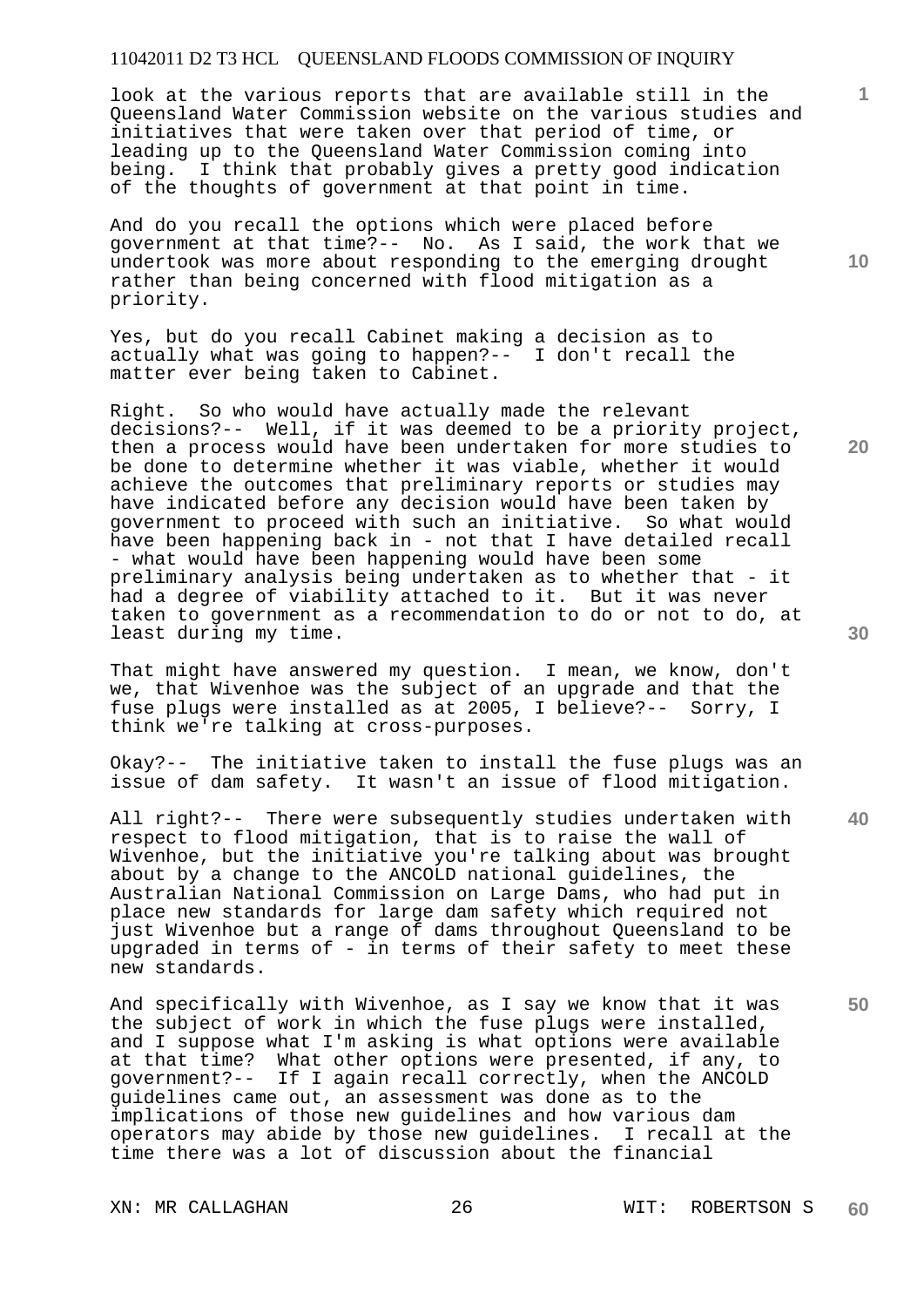look at the various reports that are available still in the Queensland Water Commission website on the various studies and initiatives that were taken over that period of time, or leading up to the Queensland Water Commission coming into being. I think that probably gives a pretty good indication of the thoughts of government at that point in time.

And do you recall the options which were placed before government at that time?-- No. As I said, the work that we undertook was more about responding to the emerging drought rather than being concerned with flood mitigation as a priority.

Yes, but do you recall Cabinet making a decision as to actually what was going to happen?-- I don't recall the matter ever being taken to Cabinet.

Right. So who would have actually made the relevant decisions?-- Well, if it was deemed to be a priority project, then a process would have been undertaken for more studies to be done to determine whether it was viable, whether it would achieve the outcomes that preliminary reports or studies may have indicated before any decision would have been taken by government to proceed with such an initiative. So what would have been happening back in - not that I have detailed recall - what would have been happening would have been some preliminary analysis being undertaken as to whether that - it had a degree of viability attached to it. But it was never taken to government as a recommendation to do or not to do, at least during my time.

That might have answered my question. I mean, we know, don't we, that Wivenhoe was the subject of an upgrade and that the fuse plugs were installed as at 2005, I believe?-- Sorry, I think we're talking at cross-purposes.

Okay?-- The initiative taken to install the fuse plugs was an issue of dam safety. It wasn't an issue of flood mitigation.

All right?-- There were subsequently studies undertaken with respect to flood mitigation, that is to raise the wall of Wivenhoe, but the initiative you're talking about was brought about by a change to the ANCOLD national guidelines, the Australian National Commission on Large Dams, who had put in place new standards for large dam safety which required not just Wivenhoe but a range of dams throughout Queensland to be upgraded in terms of - in terms of their safety to meet these new standards.

And specifically with Wivenhoe, as I say we know that it was the subject of work in which the fuse plugs were installed, and I suppose what I'm asking is what options were available at that time? What other options were presented, if any, to government?-- If I again recall correctly, when the ANCOLD guidelines came out, an assessment was done as to the implications of those new guidelines and how various dam operators may abide by those new guidelines. I recall at the time there was a lot of discussion about the financial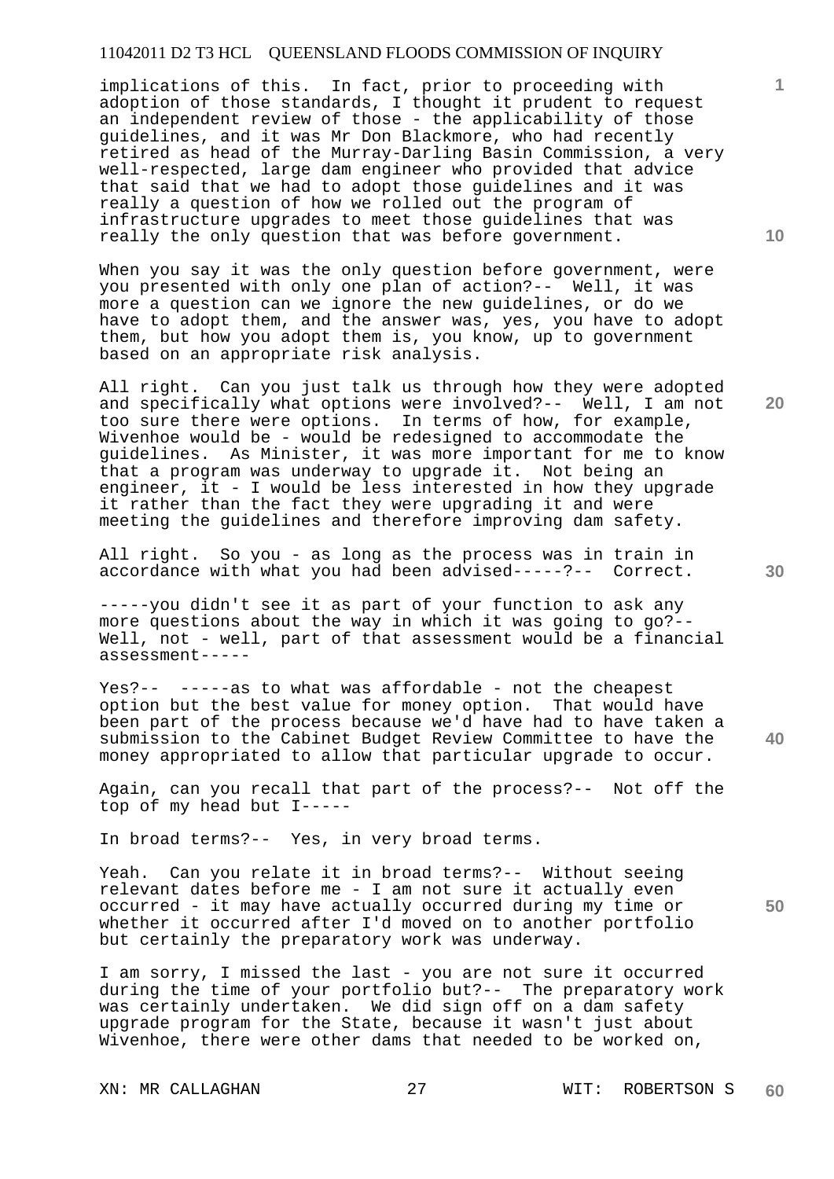implications of this. In fact, prior to proceeding with adoption of those standards, I thought it prudent to request an independent review of those - the applicability of those guidelines, and it was Mr Don Blackmore, who had recently retired as head of the Murray-Darling Basin Commission, a very well-respected, large dam engineer who provided that advice that said that we had to adopt those guidelines and it was really a question of how we rolled out the program of infrastructure upgrades to meet those guidelines that was really the only question that was before government.

When you say it was the only question before government, were you presented with only one plan of action?-- Well, it was more a question can we ignore the new guidelines, or do we have to adopt them, and the answer was, yes, you have to adopt them, but how you adopt them is, you know, up to government based on an appropriate risk analysis.

All right. Can you just talk us through how they were adopted and specifically what options were involved?-- Well, I am not too sure there were options. In terms of how, for example, Wivenhoe would be - would be redesigned to accommodate the guidelines. As Minister, it was more important for me to know that a program was underway to upgrade it. Not being an engineer, it - I would be less interested in how they upgrade it rather than the fact they were upgrading it and were meeting the guidelines and therefore improving dam safety.

All right. So you - as long as the process was in train in accordance with what you had been advised-----?-- Correct.

-----you didn't see it as part of your function to ask any more questions about the way in which it was going to go?-- Well, not - well, part of that assessment would be a financial assessment-----

Yes?-- -----as to what was affordable - not the cheapest option but the best value for money option. That would have been part of the process because we'd have had to have taken a submission to the Cabinet Budget Review Committee to have the money appropriated to allow that particular upgrade to occur.

Again, can you recall that part of the process?-- Not off the top of my head but I-----

In broad terms?-- Yes, in very broad terms.

Yeah. Can you relate it in broad terms?-- Without seeing relevant dates before me - I am not sure it actually even occurred - it may have actually occurred during my time or whether it occurred after I'd moved on to another portfolio but certainly the preparatory work was underway.

I am sorry, I missed the last - you are not sure it occurred during the time of your portfolio but?-- The preparatory work was certainly undertaken. We did sign off on a dam safety upgrade program for the State, because it wasn't just about Wivenhoe, there were other dams that needed to be worked on,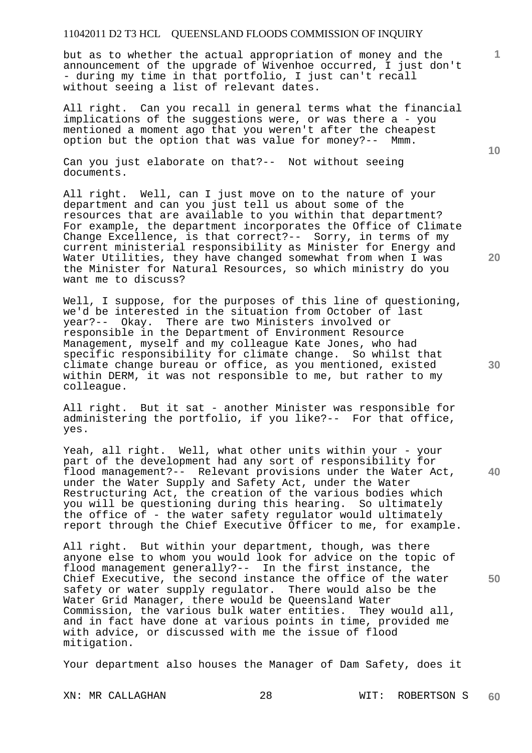but as to whether the actual appropriation of money and the announcement of the upgrade of Wivenhoe occurred, I just don't - during my time in that portfolio, I just can't recall without seeing a list of relevant dates.

All right. Can you recall in general terms what the financial implications of the suggestions were, or was there a - you mentioned a moment ago that you weren't after the cheapest option but the option that was value for money?-- Mmm.

Can you just elaborate on that?-- Not without seeing documents.

All right. Well, can I just move on to the nature of your department and can you just tell us about some of the resources that are available to you within that department? For example, the department incorporates the Office of Climate Change Excellence, is that correct?-- Sorry, in terms of my current ministerial responsibility as Minister for Energy and Water Utilities, they have changed somewhat from when I was the Minister for Natural Resources, so which ministry do you want me to discuss?

Well, I suppose, for the purposes of this line of questioning, we'd be interested in the situation from October of last year?-- Okay. There are two Ministers involved or responsible in the Department of Environment Resource Management, myself and my colleague Kate Jones, who had specific responsibility for climate change. So whilst that climate change bureau or office, as you mentioned, existed within DERM, it was not responsible to me, but rather to my colleague.

All right. But it sat - another Minister was responsible for administering the portfolio, if you like?-- For that office, yes.

Yeah, all right. Well, what other units within your - your part of the development had any sort of responsibility for flood management?-- Relevant provisions under the Water Act, under the Water Supply and Safety Act, under the Water Restructuring Act, the creation of the various bodies which you will be questioning during this hearing. So ultimately the office of - the water safety regulator would ultimately report through the Chief Executive Officer to me, for example.

All right. But within your department, though, was there anyone else to whom you would look for advice on the topic of flood management generally?-- In the first instance, the Chief Executive, the second instance the office of the water safety or water supply regulator. There would also be the Water Grid Manager, there would be Queensland Water Commission, the various bulk water entities. They would all, and in fact have done at various points in time, provided me with advice, or discussed with me the issue of flood mitigation.

Your department also houses the Manager of Dam Safety, does it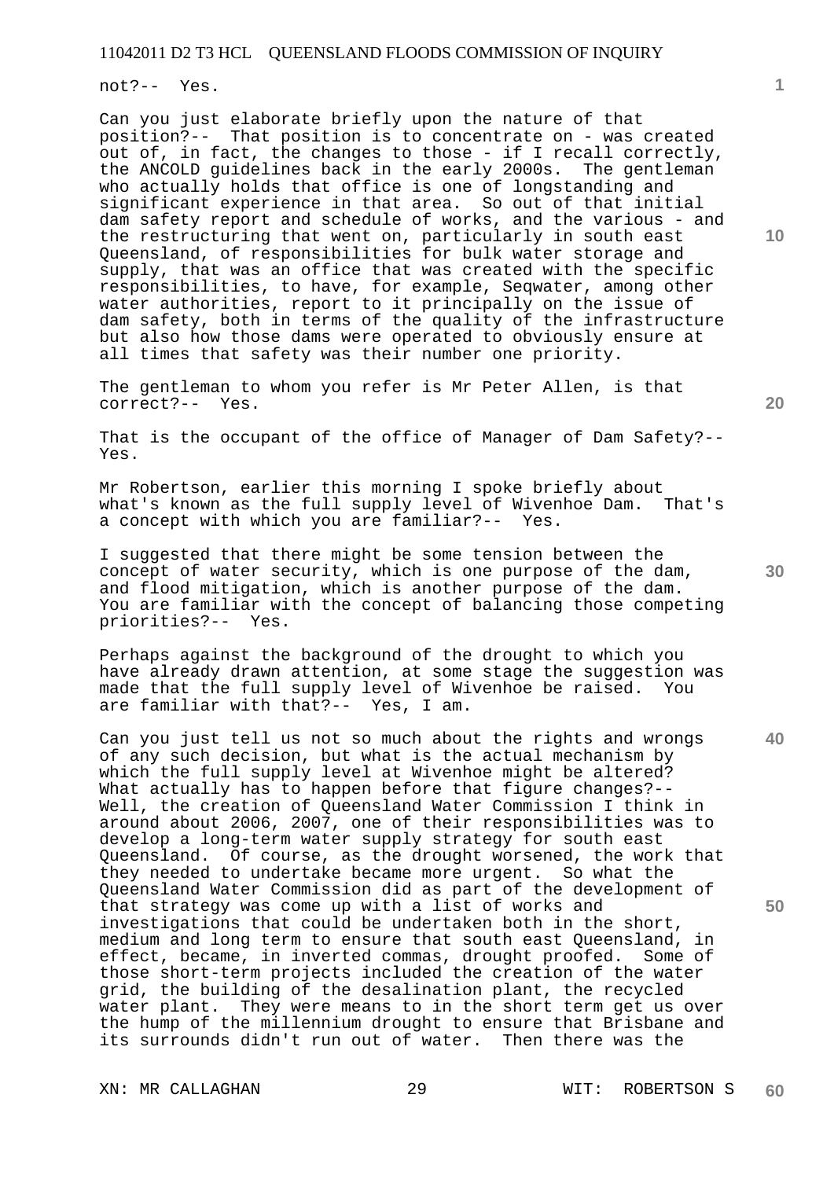not?-- Yes.

Can you just elaborate briefly upon the nature of that position?-- That position is to concentrate on - was created out of, in fact, the changes to those - if I recall correctly, the ANCOLD guidelines back in the early 2000s. The gentleman who actually holds that office is one of longstanding and significant experience in that area. So out of that initial dam safety report and schedule of works, and the various - and the restructuring that went on, particularly in south east Queensland, of responsibilities for bulk water storage and supply, that was an office that was created with the specific responsibilities, to have, for example, Seqwater, among other water authorities, report to it principally on the issue of dam safety, both in terms of the quality of the infrastructure but also how those dams were operated to obviously ensure at all times that safety was their number one priority.

The gentleman to whom you refer is Mr Peter Allen, is that correct?-- Yes.

That is the occupant of the office of Manager of Dam Safety?-- Yes.

Mr Robertson, earlier this morning I spoke briefly about what's known as the full supply level of Wivenhoe Dam. That's a concept with which you are familiar?-- Yes.

I suggested that there might be some tension between the concept of water security, which is one purpose of the dam, and flood mitigation, which is another purpose of the dam. You are familiar with the concept of balancing those competing priorities?-- Yes.

Perhaps against the background of the drought to which you have already drawn attention, at some stage the suggestion was made that the full supply level of Wivenhoe be raised. You are familiar with that?-- Yes, I am.

Can you just tell us not so much about the rights and wrongs of any such decision, but what is the actual mechanism by which the full supply level at Wivenhoe might be altered? What actually has to happen before that figure changes?-- Well, the creation of Queensland Water Commission I think in around about 2006, 2007, one of their responsibilities was to develop a long-term water supply strategy for south east Queensland. Of course, as the drought worsened, the work that they needed to undertake became more urgent. So what the Queensland Water Commission did as part of the development of that strategy was come up with a list of works and investigations that could be undertaken both in the short, medium and long term to ensure that south east Queensland, in effect, became, in inverted commas, drought proofed. Some of those short-term projects included the creation of the water grid, the building of the desalination plant, the recycled water plant. They were means to in the short term get us over the hump of the millennium drought to ensure that Brisbane and its surrounds didn't run out of water. Then there was the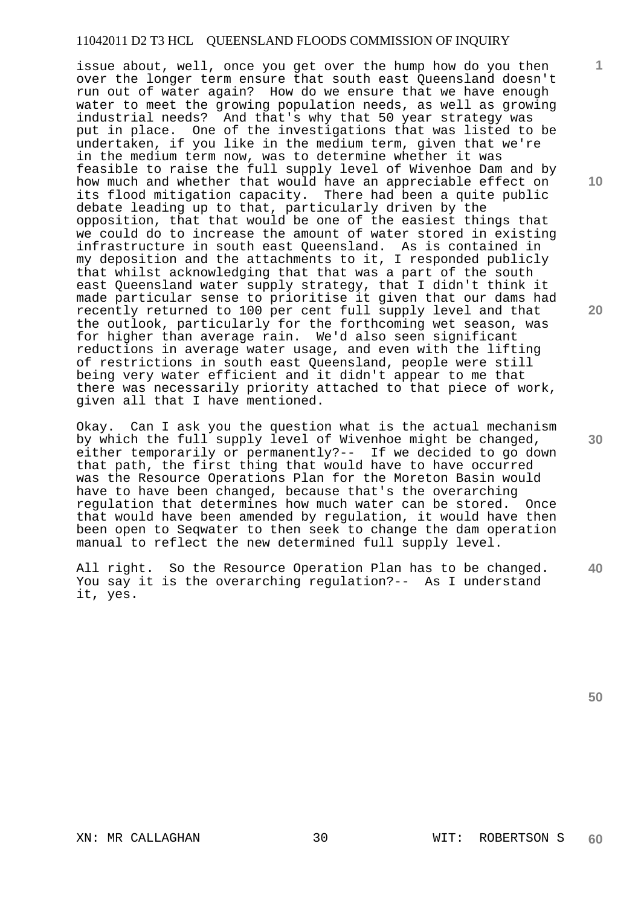issue about, well, once you get over the hump how do you then over the longer term ensure that south east Queensland doesn't run out of water again? How do we ensure that we have enough water to meet the growing population needs, as well as growing industrial needs? And that's why that 50 year strategy was put in place. One of the investigations that was listed to be undertaken, if you like in the medium term, given that we're in the medium term now, was to determine whether it was feasible to raise the full supply level of Wivenhoe Dam and by how much and whether that would have an appreciable effect on its flood mitigation capacity. There had been a quite public debate leading up to that, particularly driven by the opposition, that that would be one of the easiest things that we could do to increase the amount of water stored in existing infrastructure in south east Queensland. As is contained in my deposition and the attachments to it, I responded publicly that whilst acknowledging that that was a part of the south east Queensland water supply strategy, that I didn't think it made particular sense to prioritise it given that our dams had recently returned to 100 per cent full supply level and that the outlook, particularly for the forthcoming wet season, was for higher than average rain. We'd also seen significant reductions in average water usage, and even with the lifting of restrictions in south east Queensland, people were still being very water efficient and it didn't appear to me that there was necessarily priority attached to that piece of work, given all that I have mentioned.

Okay. Can I ask you the question what is the actual mechanism by which the full supply level of Wivenhoe might be changed, either temporarily or permanently?-- If we decided to go down that path, the first thing that would have to have occurred was the Resource Operations Plan for the Moreton Basin would have to have been changed, because that's the overarching regulation that determines how much water can be stored. Once that would have been amended by regulation, it would have then been open to Seqwater to then seek to change the dam operation manual to reflect the new determined full supply level.

All right. So the Resource Operation Plan has to be changed. You say it is the overarching regulation?-- As I understand it, yes.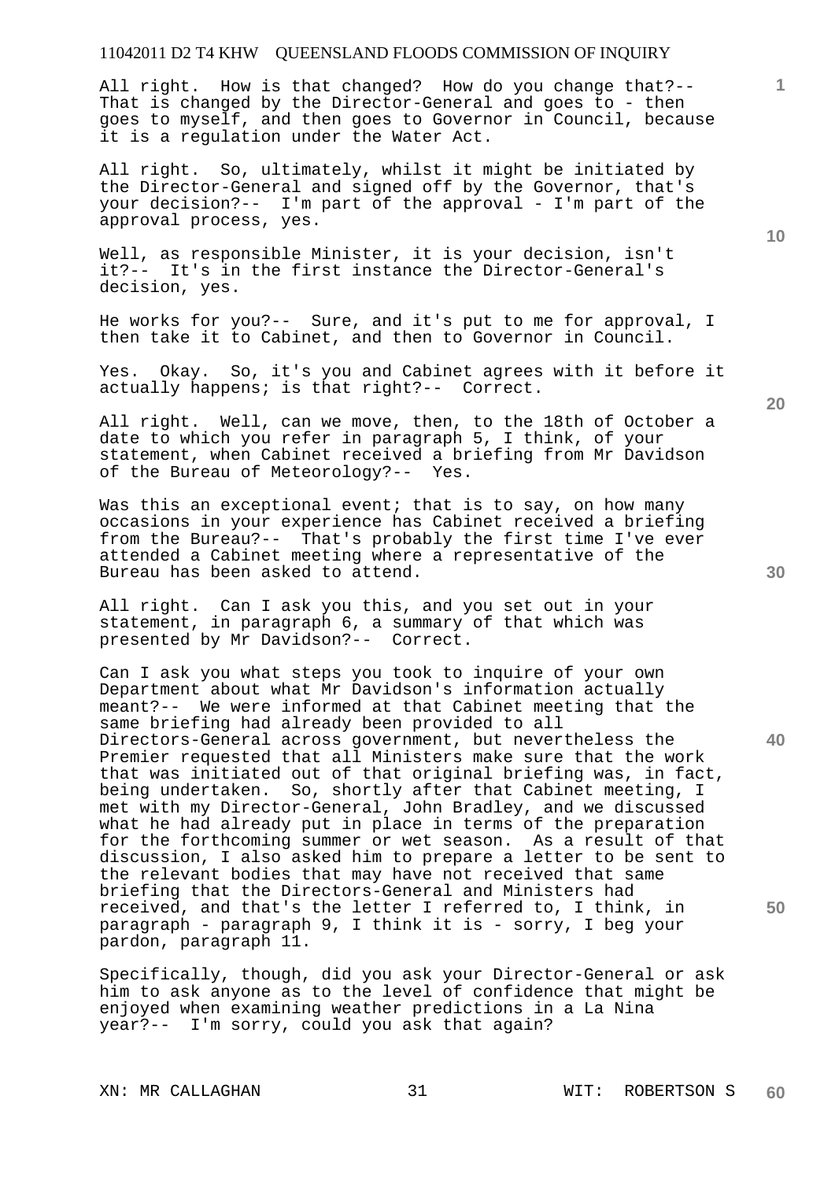All right. How is that changed? How do you change that?-- That is changed by the Director-General and goes to - then goes to myself, and then goes to Governor in Council, because it is a regulation under the Water Act.

All right. So, ultimately, whilst it might be initiated by the Director-General and signed off by the Governor, that's your decision?-- I'm part of the approval - I'm part of the approval process, yes.

Well, as responsible Minister, it is your decision, isn't it?-- It's in the first instance the Director-General's decision, yes.

He works for you?-- Sure, and it's put to me for approval, I then take it to Cabinet, and then to Governor in Council.

Yes. Okay. So, it's you and Cabinet agrees with it before it actually happens; is that right?-- Correct.

All right. Well, can we move, then, to the 18th of October a date to which you refer in paragraph 5, I think, of your statement, when Cabinet received a briefing from Mr Davidson of the Bureau of Meteorology?-- Yes.

Was this an exceptional event; that is to say, on how many occasions in your experience has Cabinet received a briefing from the Bureau?-- That's probably the first time I've ever attended a Cabinet meeting where a representative of the Bureau has been asked to attend.

All right. Can I ask you this, and you set out in your statement, in paragraph 6, a summary of that which was presented by Mr Davidson?-- Correct.

Can I ask you what steps you took to inquire of your own Department about what Mr Davidson's information actually meant?-- We were informed at that Cabinet meeting that the same briefing had already been provided to all Directors-General across government, but nevertheless the Premier requested that all Ministers make sure that the work that was initiated out of that original briefing was, in fact, being undertaken. So, shortly after that Cabinet meeting, I met with my Director-General, John Bradley, and we discussed what he had already put in place in terms of the preparation for the forthcoming summer or wet season. As a result of that discussion, I also asked him to prepare a letter to be sent to the relevant bodies that may have not received that same briefing that the Directors-General and Ministers had received, and that's the letter I referred to, I think, in paragraph - paragraph 9, I think it is - sorry, I beg your pardon, paragraph 11.

Specifically, though, did you ask your Director-General or ask him to ask anyone as to the level of confidence that might be enjoyed when examining weather predictions in a La Nina year?-- I'm sorry, could you ask that again?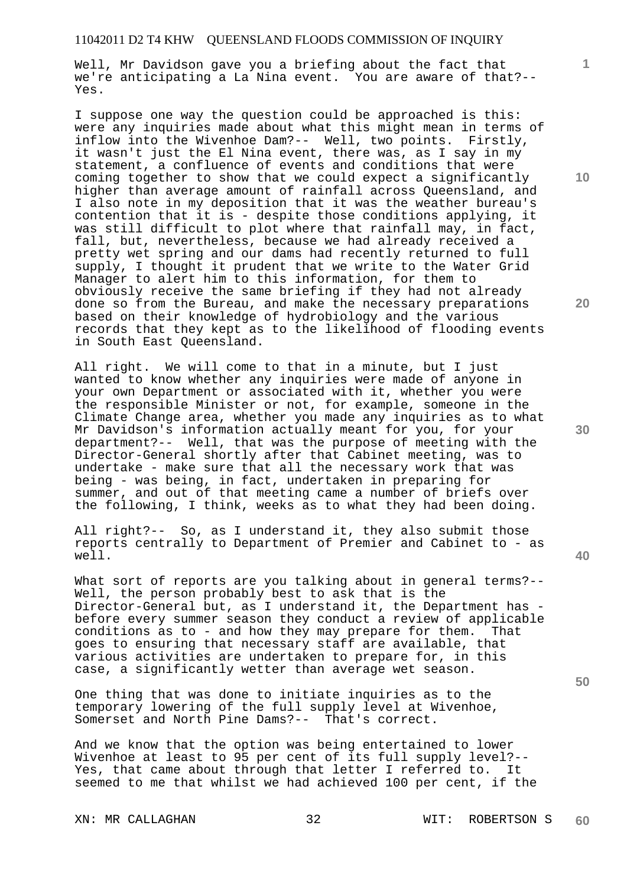Well, Mr Davidson gave you a briefing about the fact that we're anticipating a La Nina event. You are aware of that?-- Yes.

I suppose one way the question could be approached is this: were any inquiries made about what this might mean in terms of inflow into the Wivenhoe Dam?-- Well, two points. Firstly, it wasn't just the El Nina event, there was, as I say in my statement, a confluence of events and conditions that were coming together to show that we could expect a significantly higher than average amount of rainfall across Queensland, and I also note in my deposition that it was the weather bureau's contention that it is - despite those conditions applying, it was still difficult to plot where that rainfall may, in fact, fall, but, nevertheless, because we had already received a pretty wet spring and our dams had recently returned to full supply, I thought it prudent that we write to the Water Grid Manager to alert him to this information, for them to obviously receive the same briefing if they had not already done so from the Bureau, and make the necessary preparations based on their knowledge of hydrobiology and the various records that they kept as to the likelihood of flooding events in South East Queensland.

All right. We will come to that in a minute, but I just wanted to know whether any inquiries were made of anyone in your own Department or associated with it, whether you were the responsible Minister or not, for example, someone in the Climate Change area, whether you made any inquiries as to what Mr Davidson's information actually meant for you, for your department?-- Well, that was the purpose of meeting with the Director-General shortly after that Cabinet meeting, was to undertake - make sure that all the necessary work that was being - was being, in fact, undertaken in preparing for summer, and out of that meeting came a number of briefs over the following, I think, weeks as to what they had been doing.

All right?-- So, as I understand it, they also submit those reports centrally to Department of Premier and Cabinet to - as well.

What sort of reports are you talking about in general terms?-- Well, the person probably best to ask that is the Director-General but, as I understand it, the Department has - before every summer season they conduct a review of applicable conditions as to - and how they may prepare for them. That goes to ensuring that necessary staff are available, that various activities are undertaken to prepare for, in this case, a significantly wetter than average wet season.

One thing that was done to initiate inquiries as to the temporary lowering of the full supply level at Wivenhoe, Somerset and North Pine Dams?-- That's correct.

And we know that the option was being entertained to lower Wivenhoe at least to 95 per cent of its full supply level?-- Yes, that came about through that letter I referred to. It seemed to me that whilst we had achieved 100 per cent, if the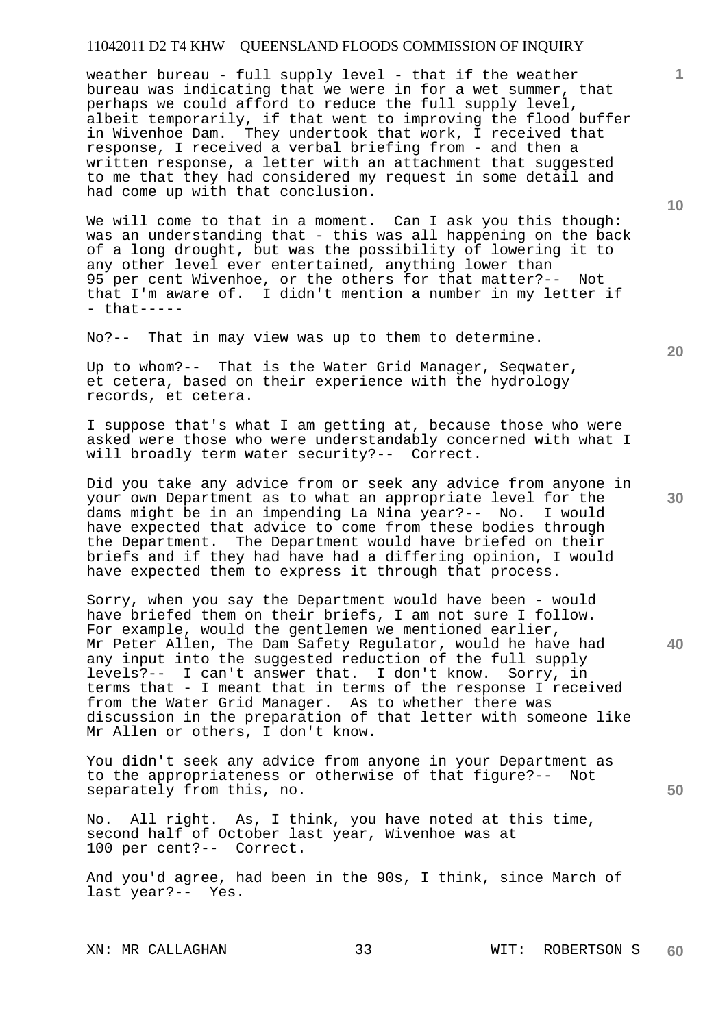weather bureau - full supply level - that if the weather bureau was indicating that we were in for a wet summer, that perhaps we could afford to reduce the full supply level, albeit temporarily, if that went to improving the flood buffer in Wivenhoe Dam. They undertook that work, I received that response, I received a verbal briefing from - and then a written response, a letter with an attachment that suggested to me that they had considered my request in some detail and had come up with that conclusion.

We will come to that in a moment. Can I ask you this though: was an understanding that - this was all happening on the back of a long drought, but was the possibility of lowering it to any other level ever entertained, anything lower than 95 per cent Wivenhoe, or the others for that matter?-- Not that I'm aware of. I didn't mention a number in my letter if - that-----

No?-- That in may view was up to them to determine.

Up to whom?-- That is the Water Grid Manager, Seqwater, et cetera, based on their experience with the hydrology records, et cetera.

I suppose that's what I am getting at, because those who were asked were those who were understandably concerned with what I will broadly term water security?-- Correct.

Did you take any advice from or seek any advice from anyone in your own Department as to what an appropriate level for the dams might be in an impending La Nina year?-- No. I would have expected that advice to come from these bodies through the Department. The Department would have briefed on their briefs and if they had have had a differing opinion, I would have expected them to express it through that process.

Sorry, when you say the Department would have been - would have briefed them on their briefs, I am not sure I follow. For example, would the gentlemen we mentioned earlier, Mr Peter Allen, The Dam Safety Regulator, would he have had any input into the suggested reduction of the full supply levels?-- I can't answer that. I don't know. Sorry, in terms that - I meant that in terms of the response I received from the Water Grid Manager. As to whether there was discussion in the preparation of that letter with someone like Mr Allen or others, I don't know.

You didn't seek any advice from anyone in your Department as to the appropriateness or otherwise of that figure?-- Not separately from this, no.

No. All right. As, I think, you have noted at this time, second half of October last year, Wivenhoe was at 100 per cent?-- Correct.

And you'd agree, had been in the 90s, I think, since March of last year?-- Yes.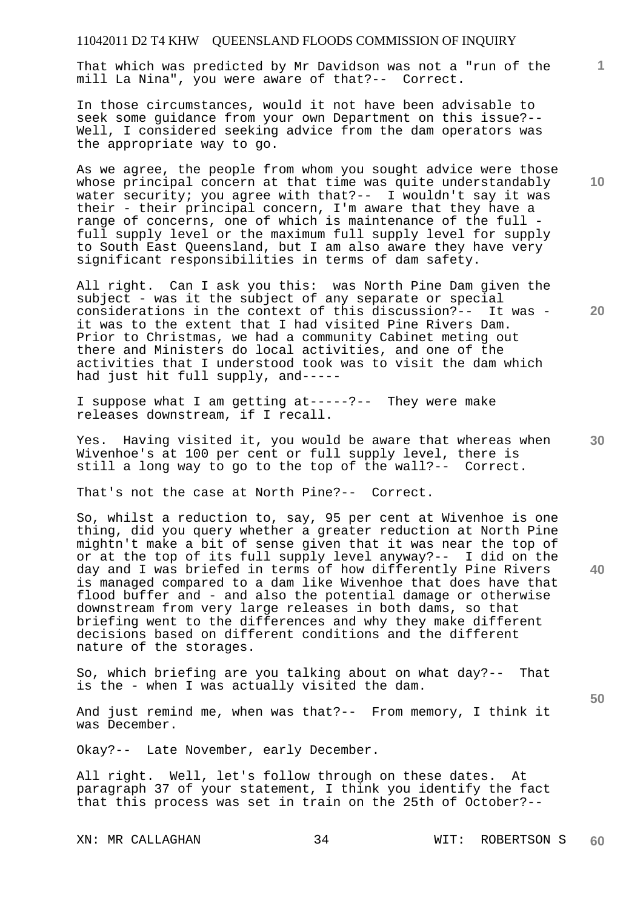That which was predicted by Mr Davidson was not a "run of the mill La Nina", you were aware of that?-- Correct.

In those circumstances, would it not have been advisable to seek some guidance from your own Department on this issue?-- Well, I considered seeking advice from the dam operators was the appropriate way to go.

As we agree, the people from whom you sought advice were those whose principal concern at that time was quite understandably water security; you agree with that?-- I wouldn't say it was their - their principal concern, I'm aware that they have a range of concerns, one of which is maintenance of the full - full supply level or the maximum full supply level for supply to South East Queensland, but I am also aware they have very significant responsibilities in terms of dam safety.

All right. Can I ask you this: was North Pine Dam given the subject - was it the subject of any separate or special considerations in the context of this discussion?-- It was - it was to the extent that I had visited Pine Rivers Dam. Prior to Christmas, we had a community Cabinet meting out there and Ministers do local activities, and one of the activities that I understood took was to visit the dam which had just hit full supply, and-----

I suppose what I am getting at-----?-- They were make releases downstream, if I recall.

Yes. Having visited it, you would be aware that whereas when Wivenhoe's at 100 per cent or full supply level, there is still a long way to go to the top of the wall?-- Correct.

That's not the case at North Pine?-- Correct.

So, whilst a reduction to, say, 95 per cent at Wivenhoe is one thing, did you query whether a greater reduction at North Pine mightn't make a bit of sense given that it was near the top of or at the top of its full supply level anyway?-- I did on the day and I was briefed in terms of how differently Pine Rivers is managed compared to a dam like Wivenhoe that does have that flood buffer and - and also the potential damage or otherwise downstream from very large releases in both dams, so that briefing went to the differences and why they make different decisions based on different conditions and the different nature of the storages.

So, which briefing are you talking about on what day?-- That is the - when I was actually visited the dam.

And just remind me, when was that?-- From memory, I think it was December.

Okay?-- Late November, early December.

All right. Well, let's follow through on these dates. At paragraph 37 of your statement, I think you identify the fact that this process was set in train on the 25th of October?--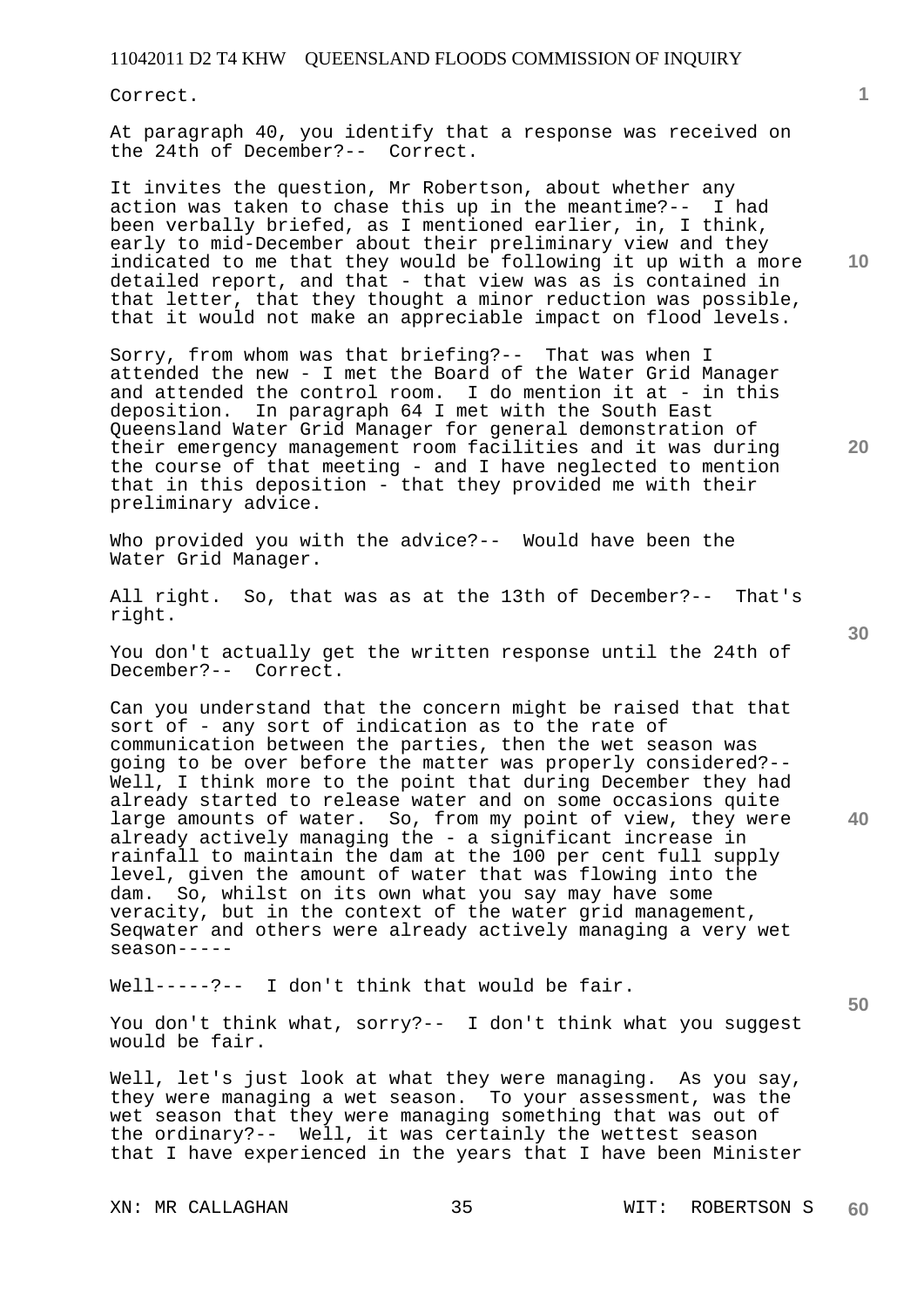Correct.

At paragraph 40, you identify that a response was received on the 24th of December?-- Correct.

It invites the question, Mr Robertson, about whether any action was taken to chase this up in the meantime?-- I had been verbally briefed, as I mentioned earlier, in, I think, early to mid-December about their preliminary view and they indicated to me that they would be following it up with a more detailed report, and that - that view was as is contained in that letter, that they thought a minor reduction was possible, that it would not make an appreciable impact on flood levels.

Sorry, from whom was that briefing?-- That was when I attended the new - I met the Board of the Water Grid Manager and attended the control room. I do mention it at - in this deposition. In paragraph 64 I met with the South East Queensland Water Grid Manager for general demonstration of their emergency management room facilities and it was during the course of that meeting - and I have neglected to mention that in this deposition - that they provided me with their preliminary advice.

Who provided you with the advice?-- Would have been the Water Grid Manager.

All right. So, that was as at the 13th of December?-- That's right.

You don't actually get the written response until the 24th of December?-- Correct.

Can you understand that the concern might be raised that that sort of - any sort of indication as to the rate of communication between the parties, then the wet season was going to be over before the matter was properly considered?-- Well, I think more to the point that during December they had already started to release water and on some occasions quite large amounts of water. So, from my point of view, they were already actively managing the - a significant increase in rainfall to maintain the dam at the 100 per cent full supply level, given the amount of water that was flowing into the dam. So, whilst on its own what you say may have some veracity, but in the context of the water grid management, Seqwater and others were already actively managing a very wet season-----

Well-----?-- I don't think that would be fair.

You don't think what, sorry?-- I don't think what you suggest would be fair.

Well, let's just look at what they were managing. As you say, they were managing a wet season. To your assessment, was the wet season that they were managing something that was out of the ordinary?-- Well, it was certainly the wettest season that I have experienced in the years that I have been Minister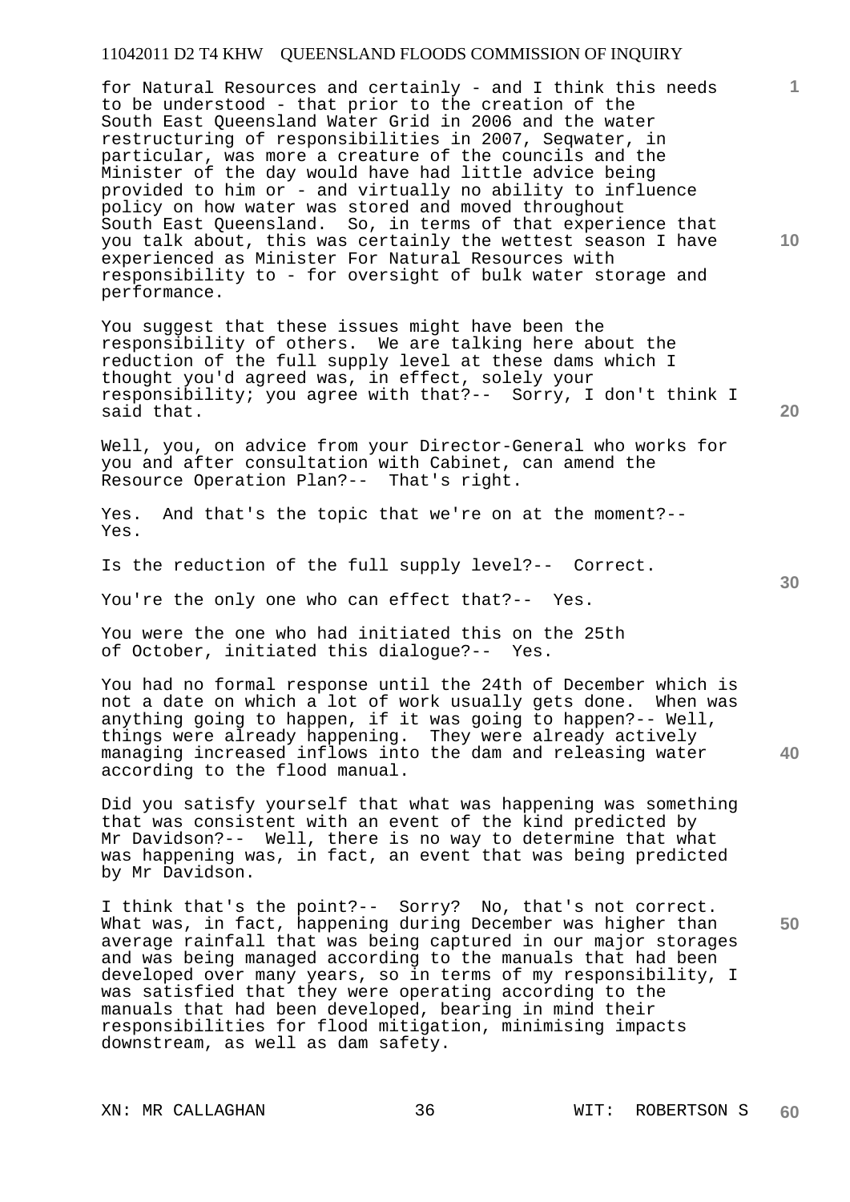for Natural Resources and certainly - and I think this needs to be understood - that prior to the creation of the South East Queensland Water Grid in 2006 and the water restructuring of responsibilities in 2007, Seqwater, in particular, was more a creature of the councils and the Minister of the day would have had little advice being provided to him or - and virtually no ability to influence policy on how water was stored and moved throughout South East Queensland. So, in terms of that experience that you talk about, this was certainly the wettest season I have experienced as Minister For Natural Resources with responsibility to - for oversight of bulk water storage and performance.

You suggest that these issues might have been the responsibility of others. We are talking here about the reduction of the full supply level at these dams which I thought you'd agreed was, in effect, solely your responsibility; you agree with that?-- Sorry, I don't think I said that.

Well, you, on advice from your Director-General who works for you and after consultation with Cabinet, can amend the Resource Operation Plan?-- That's right.

Yes. And that's the topic that we're on at the moment?-- Yes.

Is the reduction of the full supply level?-- Correct.

You're the only one who can effect that?-- Yes.

You were the one who had initiated this on the 25th of October, initiated this dialogue?-- Yes.

You had no formal response until the 24th of December which is not a date on which a lot of work usually gets done. When was anything going to happen, if it was going to happen?-- Well, things were already happening. They were already actively managing increased inflows into the dam and releasing water according to the flood manual.

Did you satisfy yourself that what was happening was something that was consistent with an event of the kind predicted by Mr Davidson?-- Well, there is no way to determine that what was happening was, in fact, an event that was being predicted by Mr Davidson.

I think that's the point?-- Sorry? No, that's not correct. What was, in fact, happening during December was higher than average rainfall that was being captured in our major storages and was being managed according to the manuals that had been developed over many years, so in terms of my responsibility, I was satisfied that they were operating according to the manuals that had been developed, bearing in mind their responsibilities for flood mitigation, minimising impacts downstream, as well as dam safety.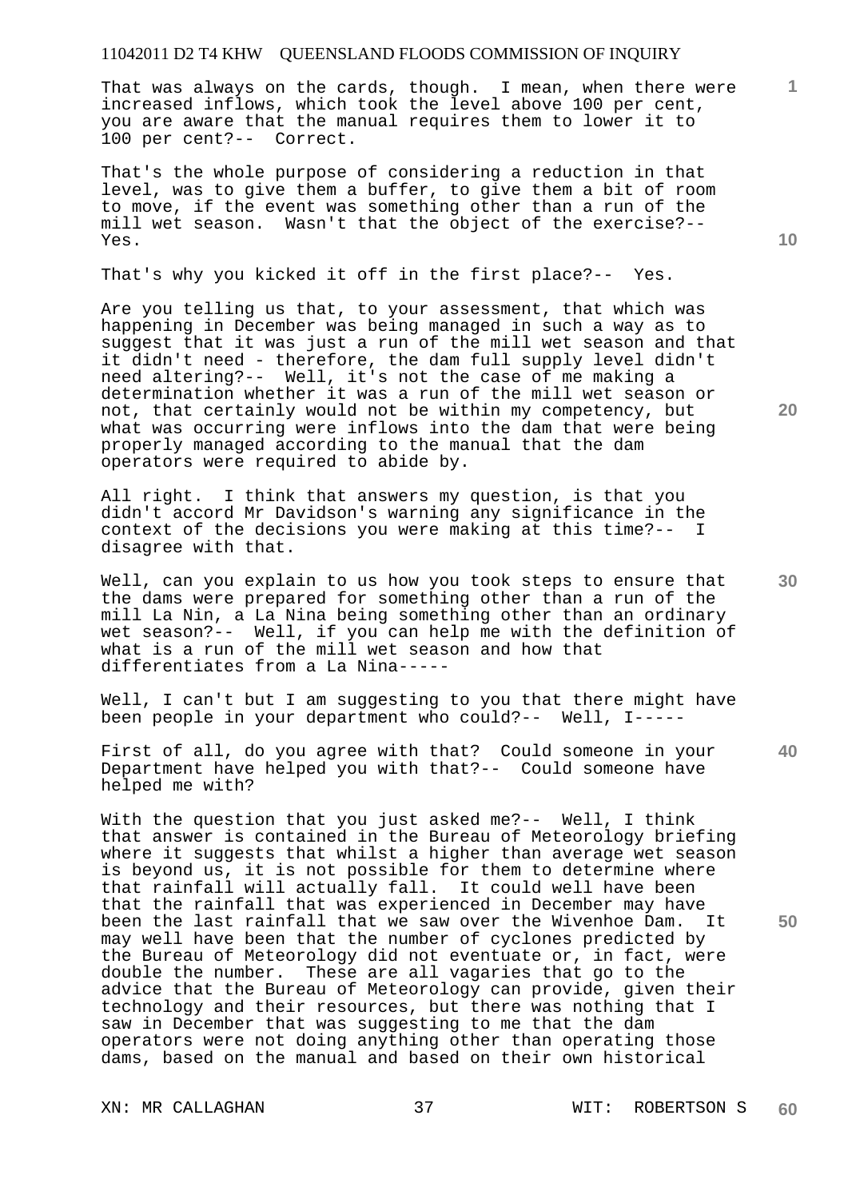That was always on the cards, though. I mean, when there were increased inflows, which took the level above 100 per cent, you are aware that the manual requires them to lower it to 100 per cent?-- Correct.

That's the whole purpose of considering a reduction in that level, was to give them a buffer, to give them a bit of room to move, if the event was something other than a run of the mill wet season. Wasn't that the object of the exercise?-- Yes.

That's why you kicked it off in the first place?-- Yes.

Are you telling us that, to your assessment, that which was happening in December was being managed in such a way as to suggest that it was just a run of the mill wet season and that it didn't need - therefore, the dam full supply level didn't need altering?-- Well, it's not the case of me making a determination whether it was a run of the mill wet season or not, that certainly would not be within my competency, but what was occurring were inflows into the dam that were being properly managed according to the manual that the dam operators were required to abide by.

All right. I think that answers my question, is that you didn't accord Mr Davidson's warning any significance in the context of the decisions you were making at this time?-- I disagree with that.

Well, can you explain to us how you took steps to ensure that the dams were prepared for something other than a run of the mill La Nin, a La Nina being something other than an ordinary wet season?-- Well, if you can help me with the definition of what is a run of the mill wet season and how that differentiates from a La Nina-----

Well, I can't but I am suggesting to you that there might have been people in your department who could?-- Well, I-----

First of all, do you agree with that? Could someone in your Department have helped you with that?-- Could someone have helped me with?

With the question that you just asked me?-- Well, I think that answer is contained in the Bureau of Meteorology briefing where it suggests that whilst a higher than average wet season is beyond us, it is not possible for them to determine where that rainfall will actually fall. It could well have been that the rainfall that was experienced in December may have been the last rainfall that we saw over the Wivenhoe Dam. It may well have been that the number of cyclones predicted by the Bureau of Meteorology did not eventuate or, in fact, were double the number. These are all vagaries that go to the advice that the Bureau of Meteorology can provide, given their technology and their resources, but there was nothing that I saw in December that was suggesting to me that the dam operators were not doing anything other than operating those dams, based on the manual and based on their own historical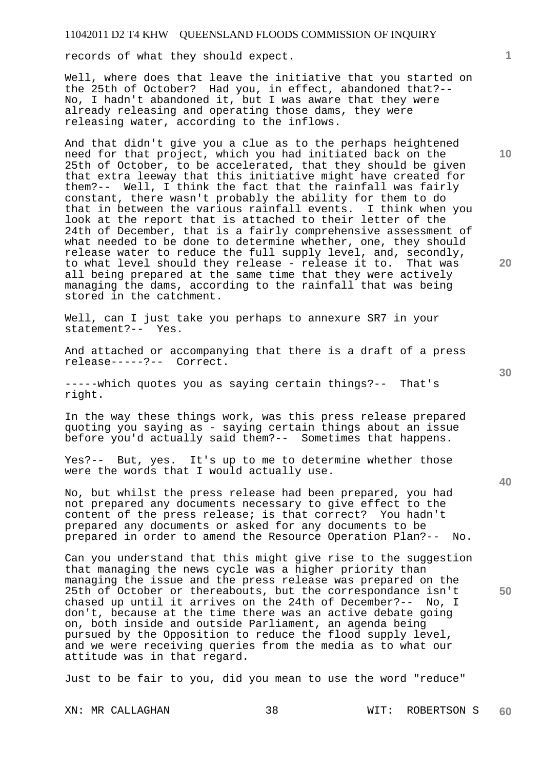records of what they should expect.

Well, where does that leave the initiative that you started on the 25th of October? Had you, in effect, abandoned that?-- No, I hadn't abandoned it, but I was aware that they were already releasing and operating those dams, they were releasing water, according to the inflows.

And that didn't give you a clue as to the perhaps heightened need for that project, which you had initiated back on the 25th of October, to be accelerated, that they should be given that extra leeway that this initiative might have created for them?-- Well, I think the fact that the rainfall was fairly constant, there wasn't probably the ability for them to do that in between the various rainfall events. I think when you look at the report that is attached to their letter of the 24th of December, that is a fairly comprehensive assessment of what needed to be done to determine whether, one, they should release water to reduce the full supply level, and, secondly, to what level should they release - release it to. That was all being prepared at the same time that they were actively managing the dams, according to the rainfall that was being stored in the catchment.

Well, can I just take you perhaps to annexure SR7 in your statement?-- Yes.

And attached or accompanying that there is a draft of a press release-----?-- Correct.

-----which quotes you as saying certain things?-- That's right.

In the way these things work, was this press release prepared quoting you saying as - saying certain things about an issue before you'd actually said them?-- Sometimes that happens.

Yes?-- But, yes. It's up to me to determine whether those were the words that I would actually use.

No, but whilst the press release had been prepared, you had not prepared any documents necessary to give effect to the content of the press release; is that correct? You hadn't prepared any documents or asked for any documents to be prepared in order to amend the Resource Operation Plan?-- No.

Can you understand that this might give rise to the suggestion that managing the news cycle was a higher priority than managing the issue and the press release was prepared on the 25th of October or thereabouts, but the correspondance isn't chased up until it arrives on the 24th of December?-- No, I don't, because at the time there was an active debate going on, both inside and outside Parliament, an agenda being pursued by the Opposition to reduce the flood supply level, and we were receiving queries from the media as to what our attitude was in that regard.

Just to be fair to you, did you mean to use the word "reduce"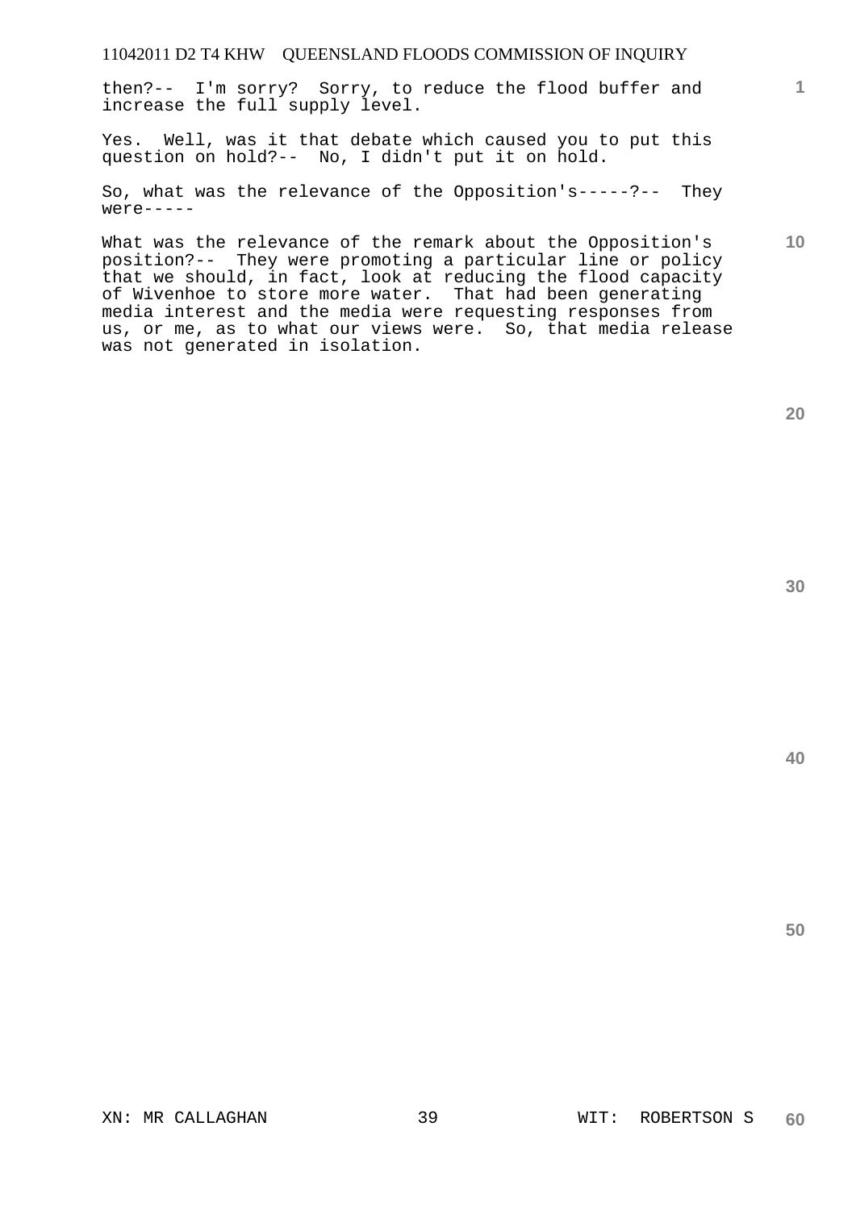then?-- I'm sorry? Sorry, to reduce the flood buffer and increase the full supply level.

Yes. Well, was it that debate which caused you to put this question on hold?-- No, I didn't put it on hold.

So, what was the relevance of the Opposition's-----?-- They were-----

What was the relevance of the remark about the Opposition's position?-- They were promoting a particular line or policy that we should, in fact, look at reducing the flood capacity of Wivenhoe to store more water. That had been generating media interest and the media were requesting responses from us, or me, as to what our views were. So, that media release was not generated in isolation.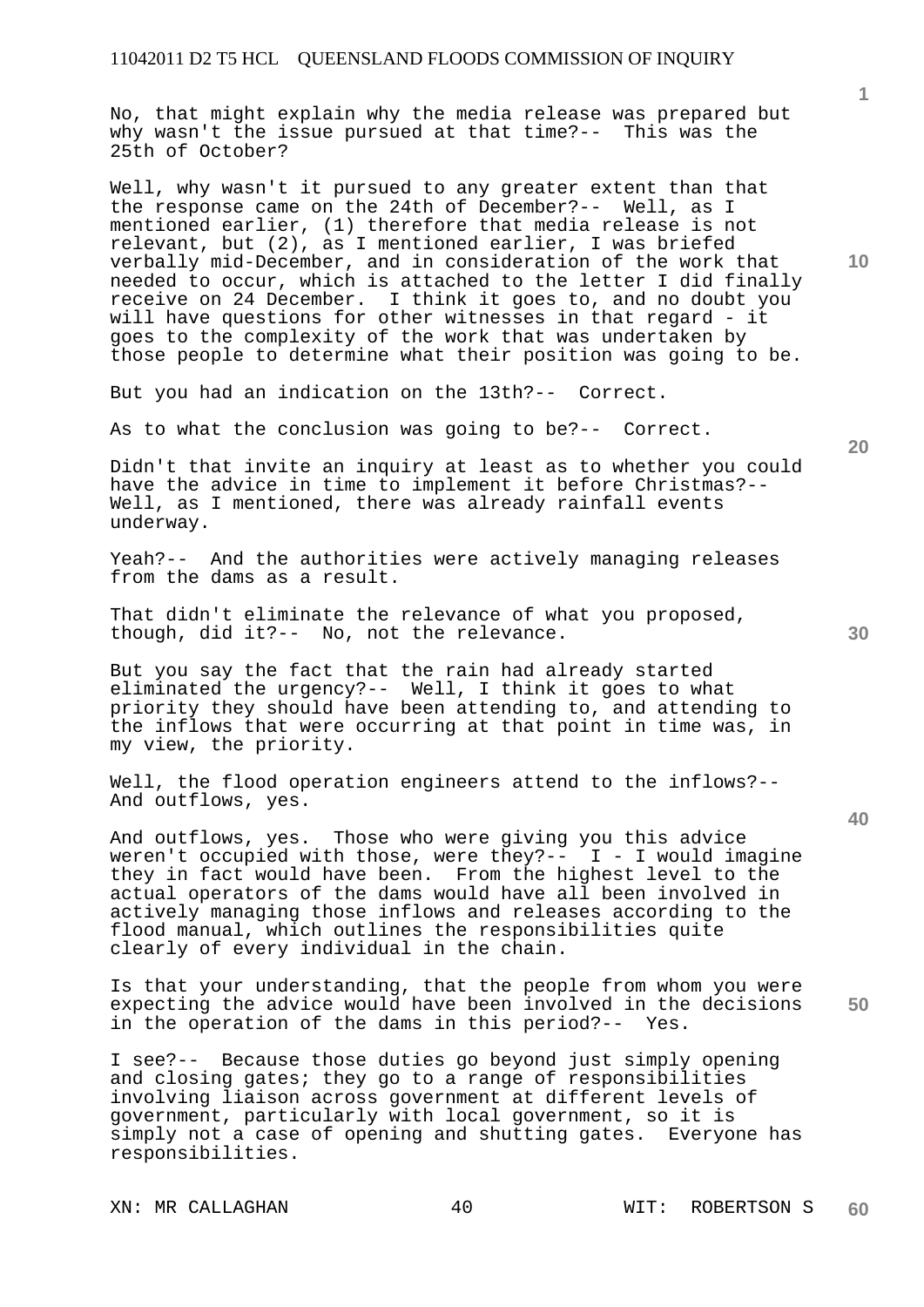No, that might explain why the media release was prepared but why wasn't the issue pursued at that time?-- This was the 25th of October?

Well, why wasn't it pursued to any greater extent than that the response came on the 24th of December?-- Well, as I mentioned earlier, (1) therefore that media release is not relevant, but (2), as I mentioned earlier, I was briefed verbally mid-December, and in consideration of the work that needed to occur, which is attached to the letter I did finally receive on 24 December. I think it goes to, and no doubt you will have questions for other witnesses in that regard - it goes to the complexity of the work that was undertaken by those people to determine what their position was going to be.

But you had an indication on the 13th?-- Correct.

As to what the conclusion was going to be?-- Correct.

Didn't that invite an inquiry at least as to whether you could have the advice in time to implement it before Christmas?-- Well, as I mentioned, there was already rainfall events underway.

Yeah?-- And the authorities were actively managing releases from the dams as a result.

That didn't eliminate the relevance of what you proposed, though, did it?-- No, not the relevance.

But you say the fact that the rain had already started eliminated the urgency?-- Well, I think it goes to what priority they should have been attending to, and attending to the inflows that were occurring at that point in time was, in my view, the priority.

Well, the flood operation engineers attend to the inflows?-- And outflows, yes.

And outflows, yes. Those who were giving you this advice weren't occupied with those, were they?-- I - I would imagine they in fact would have been. From the highest level to the actual operators of the dams would have all been involved in actively managing those inflows and releases according to the flood manual, which outlines the responsibilities quite clearly of every individual in the chain.

Is that your understanding, that the people from whom you were expecting the advice would have been involved in the decisions in the operation of the dams in this period?-- Yes.

I see?-- Because those duties go beyond just simply opening and closing gates; they go to a range of responsibilities involving liaison across government at different levels of government, particularly with local government, so it is simply not a case of opening and shutting gates. Everyone has responsibilities.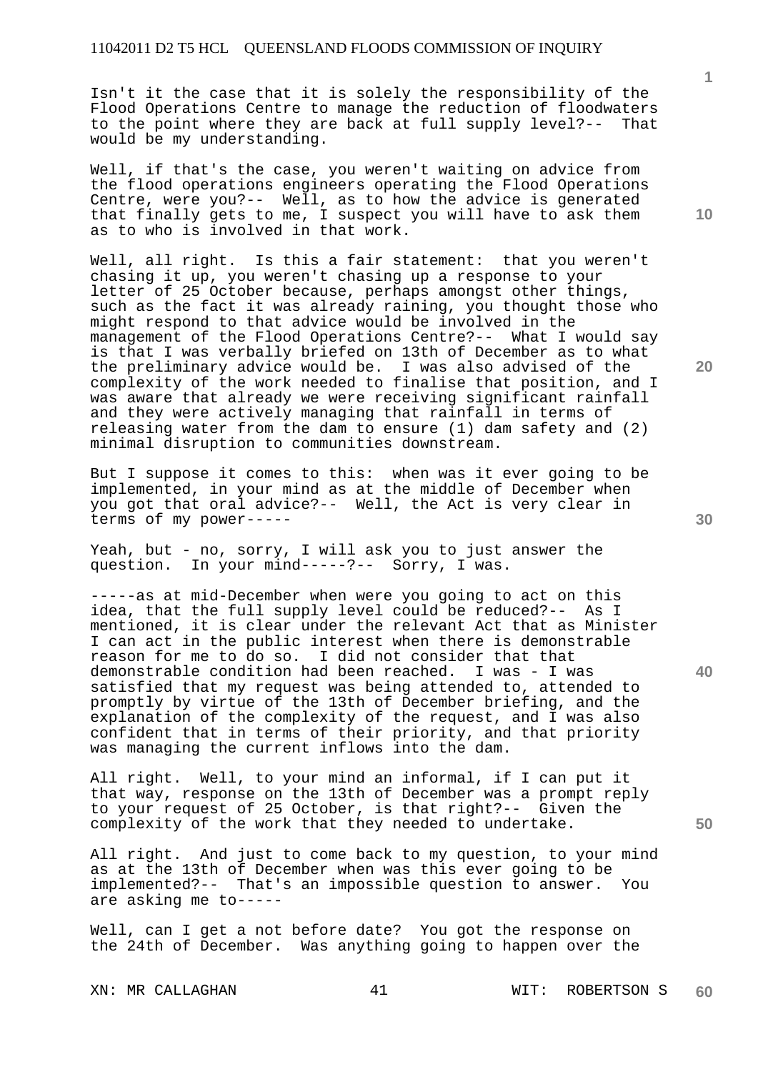Isn't it the case that it is solely the responsibility of the Flood Operations Centre to manage the reduction of floodwaters to the point where they are back at full supply level?-- That would be my understanding.

Well, if that's the case, you weren't waiting on advice from the flood operations engineers operating the Flood Operations Centre, were you?-- Well, as to how the advice is generated that finally gets to me, I suspect you will have to ask them as to who is involved in that work.

Well, all right. Is this a fair statement: that you weren't chasing it up, you weren't chasing up a response to your letter of 25 October because, perhaps amongst other things, such as the fact it was already raining, you thought those who might respond to that advice would be involved in the management of the Flood Operations Centre?-- What I would say is that I was verbally briefed on 13th of December as to what the preliminary advice would be. I was also advised of the complexity of the work needed to finalise that position, and I was aware that already we were receiving significant rainfall and they were actively managing that rainfall in terms of releasing water from the dam to ensure (1) dam safety and (2) minimal disruption to communities downstream.

But I suppose it comes to this: when was it ever going to be implemented, in your mind as at the middle of December when you got that oral advice?-- Well, the Act is very clear in terms of my power-----

Yeah, but - no, sorry, I will ask you to just answer the question. In your mind-----?-- Sorry, I was.

-----as at mid-December when were you going to act on this idea, that the full supply level could be reduced?-- As I mentioned, it is clear under the relevant Act that as Minister I can act in the public interest when there is demonstrable reason for me to do so. I did not consider that that demonstrable condition had been reached. I was - I was satisfied that my request was being attended to, attended to promptly by virtue of the 13th of December briefing, and the explanation of the complexity of the request, and I was also confident that in terms of their priority, and that priority was managing the current inflows into the dam.

All right. Well, to your mind an informal, if I can put it that way, response on the 13th of December was a prompt reply to your request of 25 October, is that right?-- Given the complexity of the work that they needed to undertake.

All right. And just to come back to my question, to your mind as at the 13th of December when was this ever going to be implemented?-- That's an impossible question to answer. You are asking me to-----

Well, can I get a not before date? You got the response on the 24th of December. Was anything going to happen over the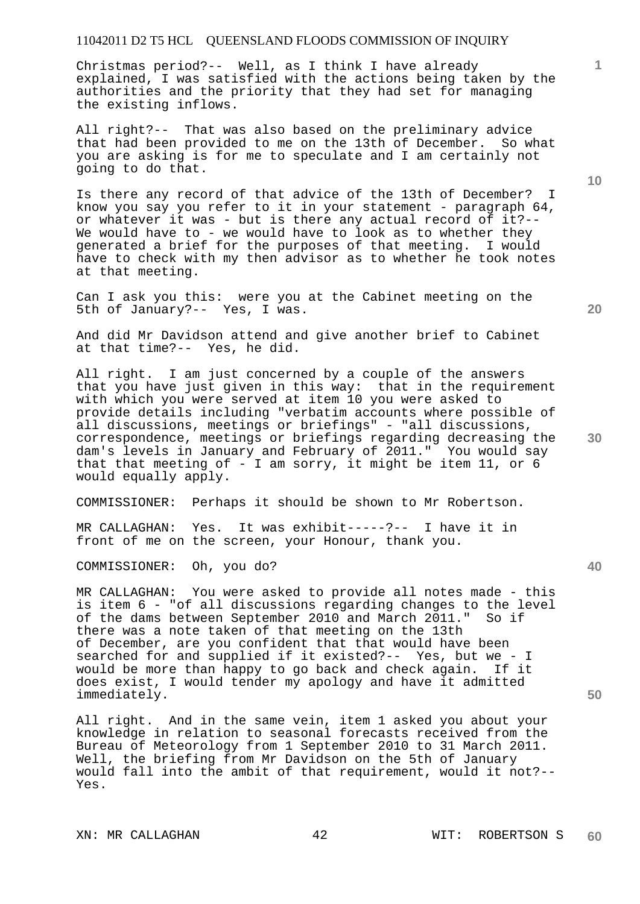Christmas period?-- Well, as I think I have already explained, I was satisfied with the actions being taken by the authorities and the priority that they had set for managing the existing inflows.

All right?-- That was also based on the preliminary advice that had been provided to me on the 13th of December. So what you are asking is for me to speculate and I am certainly not going to do that.

Is there any record of that advice of the 13th of December? I know you say you refer to it in your statement - paragraph 64, or whatever it was - but is there any actual record of it?-- We would have to - we would have to look as to whether they generated a brief for the purposes of that meeting. I would have to check with my then advisor as to whether he took notes at that meeting.

Can I ask you this: were you at the Cabinet meeting on the 5th of January?-- Yes, I was.

And did Mr Davidson attend and give another brief to Cabinet at that time?-- Yes, he did.

All right. I am just concerned by a couple of the answers that you have just given in this way: that in the requirement with which you were served at item 10 you were asked to provide details including "verbatim accounts where possible of all discussions, meetings or briefings" - "all discussions, correspondence, meetings or briefings regarding decreasing the dam's levels in January and February of 2011." You would say that that meeting of - I am sorry, it might be item 11, or 6 would equally apply.

COMMISSIONER: Perhaps it should be shown to Mr Robertson.

MR CALLAGHAN: Yes. It was exhibit-----?-- I have it in front of me on the screen, your Honour, thank you.

COMMISSIONER: Oh, you do?

MR CALLAGHAN: You were asked to provide all notes made - this is item 6 - "of all discussions regarding changes to the level of the dams between September 2010 and March 2011." So if there was a note taken of that meeting on the 13th of December, are you confident that that would have been searched for and supplied if it existed?-- Yes, but we - I would be more than happy to go back and check again. If it does exist, I would tender my apology and have it admitted immediately.

All right. And in the same vein, item 1 asked you about your knowledge in relation to seasonal forecasts received from the Bureau of Meteorology from 1 September 2010 to 31 March 2011. Well, the briefing from Mr Davidson on the 5th of January would fall into the ambit of that requirement, would it not?-- Yes.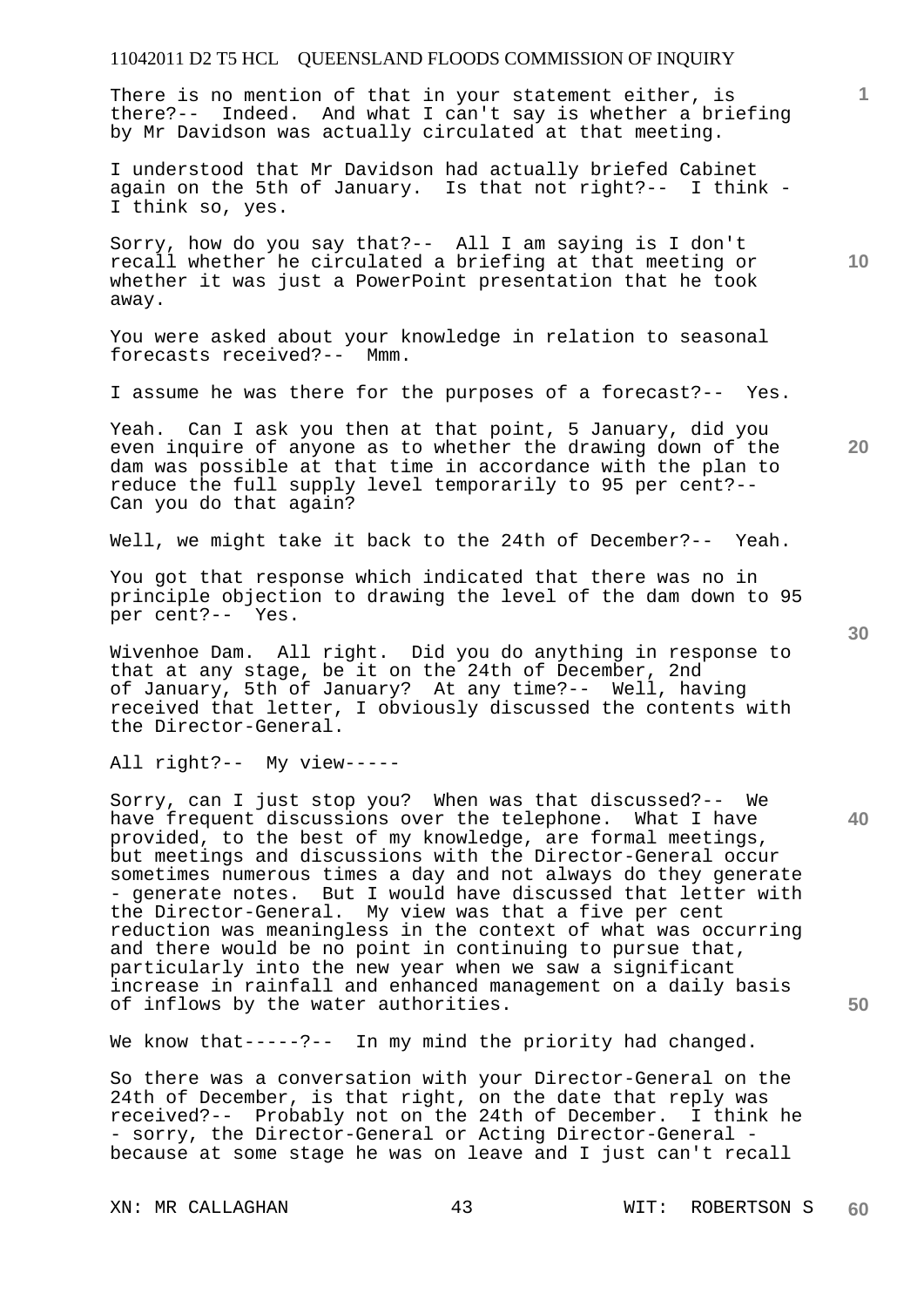There is no mention of that in your statement either, is there?-- Indeed. And what I can't say is whether a briefing by Mr Davidson was actually circulated at that meeting.

I understood that Mr Davidson had actually briefed Cabinet again on the 5th of January. Is that not right?-- I think - I think so, yes.

Sorry, how do you say that?-- All I am saying is I don't recall whether he circulated a briefing at that meeting or whether it was just a PowerPoint presentation that he took away.

You were asked about your knowledge in relation to seasonal forecasts received?-- Mmm.

I assume he was there for the purposes of a forecast?-- Yes.

Yeah. Can I ask you then at that point, 5 January, did you even inquire of anyone as to whether the drawing down of the dam was possible at that time in accordance with the plan to reduce the full supply level temporarily to 95 per cent?-- Can you do that again?

Well, we might take it back to the 24th of December?-- Yeah.

You got that response which indicated that there was no in principle objection to drawing the level of the dam down to 95 per cent?-- Yes.

Wivenhoe Dam. All right. Did you do anything in response to that at any stage, be it on the 24th of December, 2nd of January, 5th of January? At any time?-- Well, having received that letter, I obviously discussed the contents with the Director-General.

All right?-- My view-----

Sorry, can I just stop you? When was that discussed?-- We have frequent discussions over the telephone. What I have provided, to the best of my knowledge, are formal meetings, but meetings and discussions with the Director-General occur sometimes numerous times a day and not always do they generate - generate notes. But I would have discussed that letter with the Director-General. My view was that a five per cent reduction was meaningless in the context of what was occurring and there would be no point in continuing to pursue that, particularly into the new year when we saw a significant increase in rainfall and enhanced management on a daily basis of inflows by the water authorities.

We know that-----?-- In my mind the priority had changed.

So there was a conversation with your Director-General on the 24th of December, is that right, on the date that reply was received?-- Probably not on the 24th of December. I think he - sorry, the Director-General or Acting Director-General - because at some stage he was on leave and I just can't recall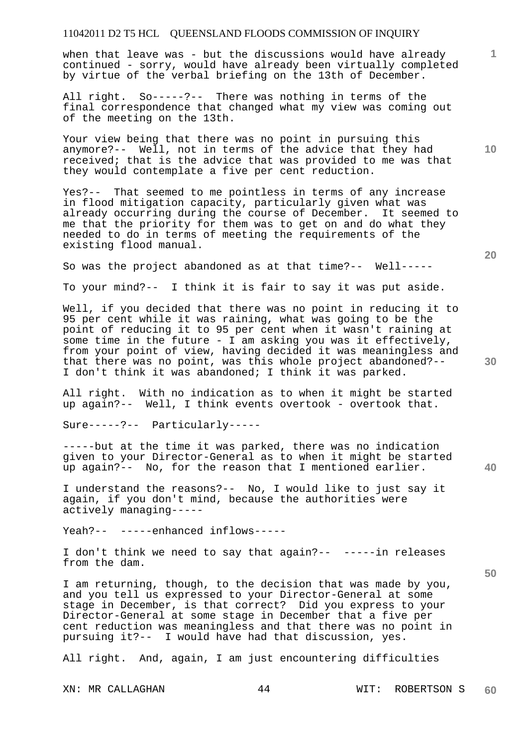when that leave was - but the discussions would have already continued - sorry, would have already been virtually completed by virtue of the verbal briefing on the 13th of December.

All right. So-----?-- There was nothing in terms of the final correspondence that changed what my view was coming out of the meeting on the 13th.

Your view being that there was no point in pursuing this anymore?-- Well, not in terms of the advice that they had received; that is the advice that was provided to me was that they would contemplate a five per cent reduction.

Yes?-- That seemed to me pointless in terms of any increase in flood mitigation capacity, particularly given what was already occurring during the course of December. It seemed to me that the priority for them was to get on and do what they needed to do in terms of meeting the requirements of the existing flood manual.

So was the project abandoned as at that time?-- Well-----

To your mind?-- I think it is fair to say it was put aside.

Well, if you decided that there was no point in reducing it to 95 per cent while it was raining, what was going to be the point of reducing it to 95 per cent when it wasn't raining at some time in the future - I am asking you was it effectively, from your point of view, having decided it was meaningless and that there was no point, was this whole project abandoned?-- I don't think it was abandoned; I think it was parked.

All right. With no indication as to when it might be started up again?-- Well, I think events overtook - overtook that.

Sure-----?-- Particularly-----

-----but at the time it was parked, there was no indication given to your Director-General as to when it might be started up again?-- No, for the reason that I mentioned earlier.

I understand the reasons?-- No, I would like to just say it again, if you don't mind, because the authorities were actively managing-----

Yeah?-- -----enhanced inflows-----

I don't think we need to say that again?-- -----in releases from the dam.

I am returning, though, to the decision that was made by you, and you tell us expressed to your Director-General at some stage in December, is that correct? Did you express to your Director-General at some stage in December that a five per cent reduction was meaningless and that there was no point in pursuing it?-- I would have had that discussion, yes.

All right. And, again, I am just encountering difficulties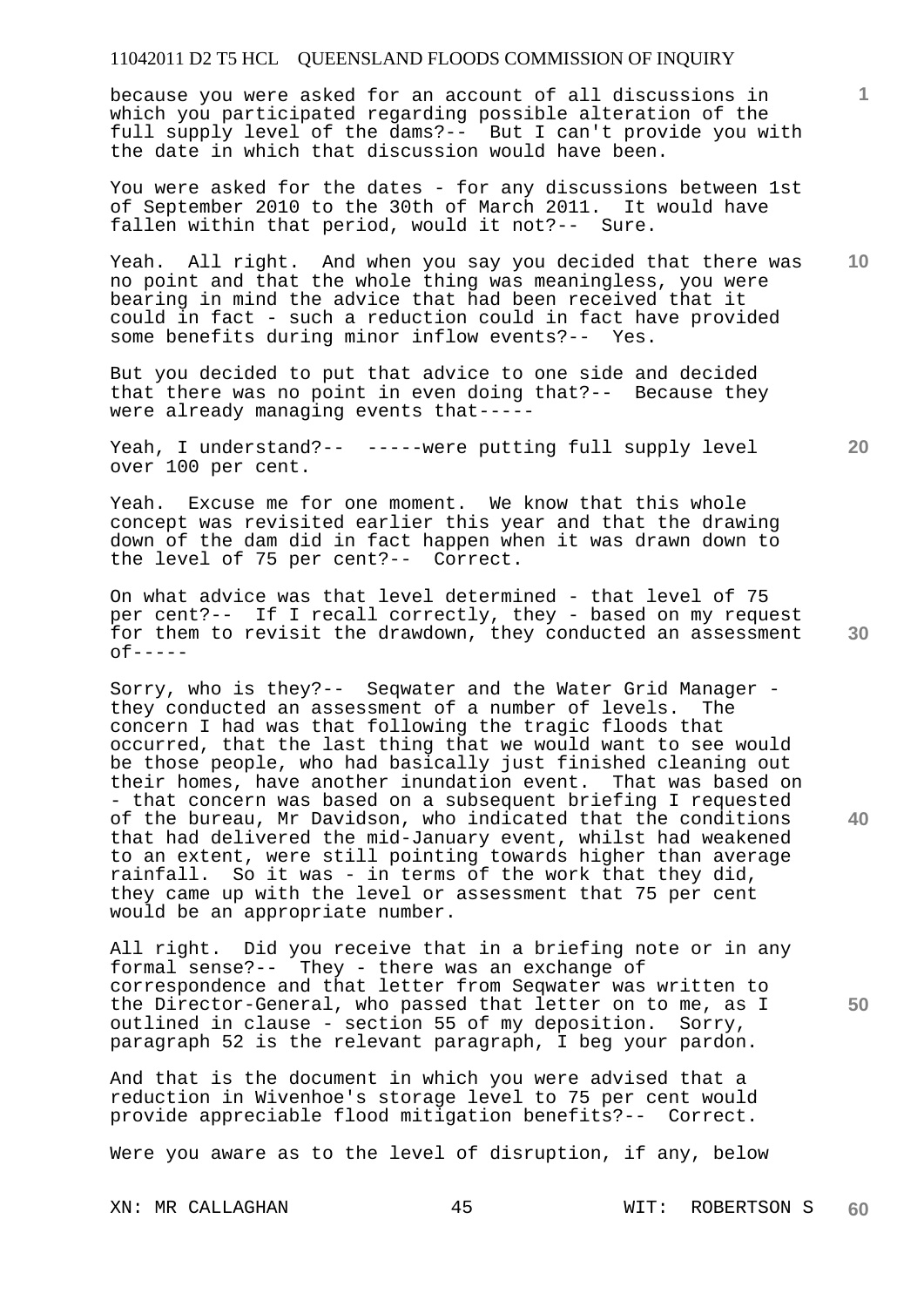because you were asked for an account of all discussions in which you participated regarding possible alteration of the full supply level of the dams?-- But I can't provide you with the date in which that discussion would have been.

You were asked for the dates - for any discussions between 1st of September 2010 to the 30th of March 2011. It would have fallen within that period, would it not?-- Sure.

Yeah. All right. And when you say you decided that there was no point and that the whole thing was meaningless, you were bearing in mind the advice that had been received that it could in fact - such a reduction could in fact have provided some benefits during minor inflow events?-- Yes.

But you decided to put that advice to one side and decided that there was no point in even doing that?-- Because they were already managing events that-----

Yeah, I understand?-- -----were putting full supply level over 100 per cent.

Yeah. Excuse me for one moment. We know that this whole concept was revisited earlier this year and that the drawing down of the dam did in fact happen when it was drawn down to the level of 75 per cent?-- Correct.

On what advice was that level determined - that level of 75 per cent?-- If I recall correctly, they - based on my request for them to revisit the drawdown, they conducted an assessment of-----

Sorry, who is they?-- Seqwater and the Water Grid Manager - they conducted an assessment of a number of levels. The concern I had was that following the tragic floods that occurred, that the last thing that we would want to see would be those people, who had basically just finished cleaning out their homes, have another inundation event. That was based on - that concern was based on a subsequent briefing I requested of the bureau, Mr Davidson, who indicated that the conditions that had delivered the mid-January event, whilst had weakened to an extent, were still pointing towards higher than average rainfall. So it was - in terms of the work that they did, they came up with the level or assessment that 75 per cent would be an appropriate number.

All right. Did you receive that in a briefing note or in any formal sense?-- They - there was an exchange of correspondence and that letter from Seqwater was written to the Director-General, who passed that letter on to me, as I outlined in clause - section 55 of my deposition. Sorry, paragraph 52 is the relevant paragraph, I beg your pardon.

And that is the document in which you were advised that a reduction in Wivenhoe's storage level to 75 per cent would provide appreciable flood mitigation benefits?-- Correct.

Were you aware as to the level of disruption, if any, below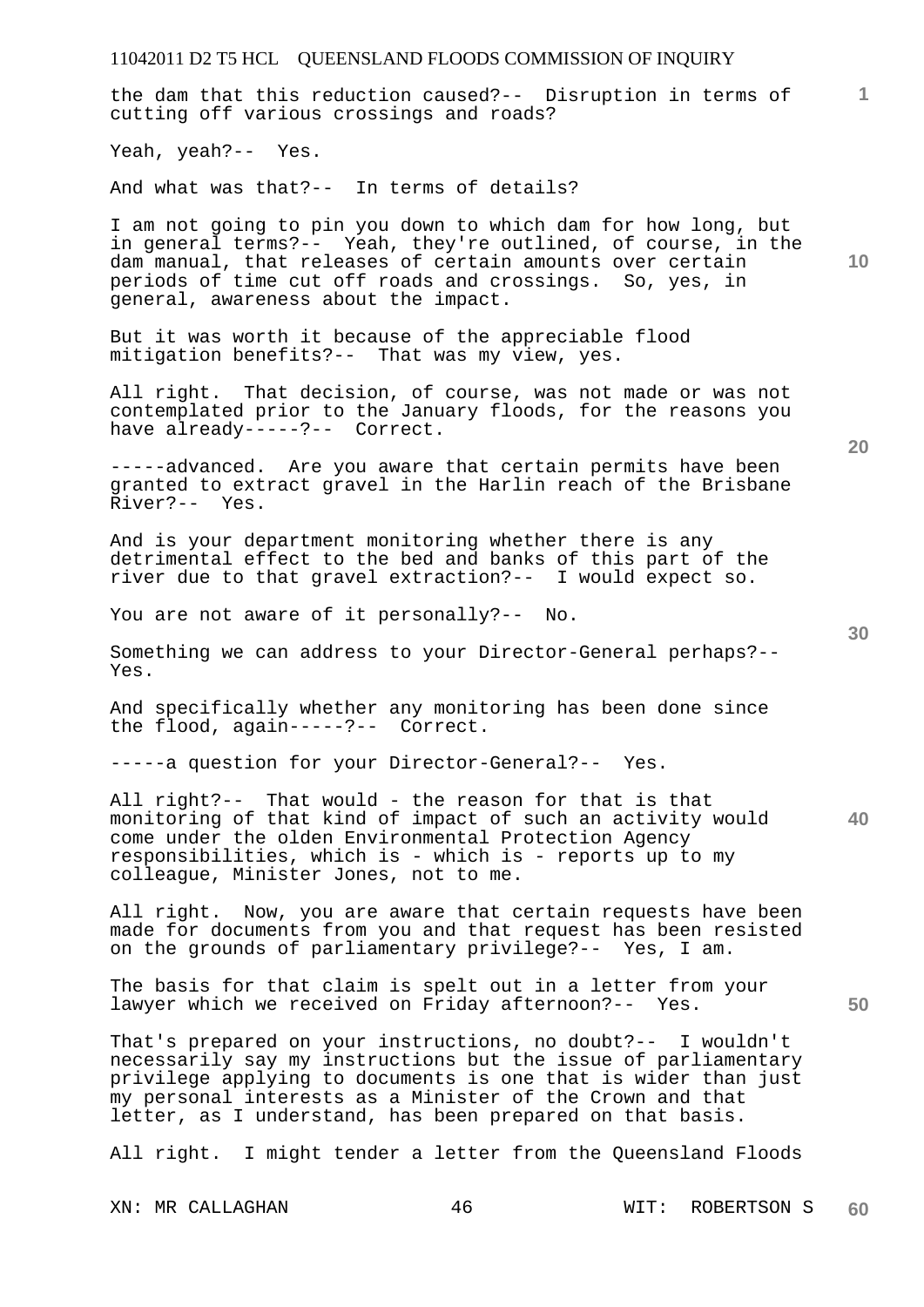the dam that this reduction caused?-- Disruption in terms of cutting off various crossings and roads?

Yeah, yeah?-- Yes.

And what was that?-- In terms of details?

I am not going to pin you down to which dam for how long, but in general terms?-- Yeah, they're outlined, of course, in the dam manual, that releases of certain amounts over certain periods of time cut off roads and crossings. So, yes, in general, awareness about the impact.

But it was worth it because of the appreciable flood mitigation benefits?-- That was my view, yes.

All right. That decision, of course, was not made or was not contemplated prior to the January floods, for the reasons you have already-----?-- Correct.

-----advanced. Are you aware that certain permits have been granted to extract gravel in the Harlin reach of the Brisbane River?-- Yes.

And is your department monitoring whether there is any detrimental effect to the bed and banks of this part of the river due to that gravel extraction?-- I would expect so.

You are not aware of it personally?-- No.

Something we can address to your Director-General perhaps?-- Yes.

And specifically whether any monitoring has been done since the flood, again-----?-- Correct.

-----a question for your Director-General?-- Yes.

All right?-- That would - the reason for that is that monitoring of that kind of impact of such an activity would come under the olden Environmental Protection Agency responsibilities, which is - which is - reports up to my colleague, Minister Jones, not to me.

All right. Now, you are aware that certain requests have been made for documents from you and that request has been resisted on the grounds of parliamentary privilege?-- Yes, I am.

The basis for that claim is spelt out in a letter from your lawyer which we received on Friday afternoon?-- Yes.

That's prepared on your instructions, no doubt?-- I wouldn't necessarily say my instructions but the issue of parliamentary privilege applying to documents is one that is wider than just my personal interests as a Minister of the Crown and that letter, as I understand, has been prepared on that basis.

All right. I might tender a letter from the Queensland Floods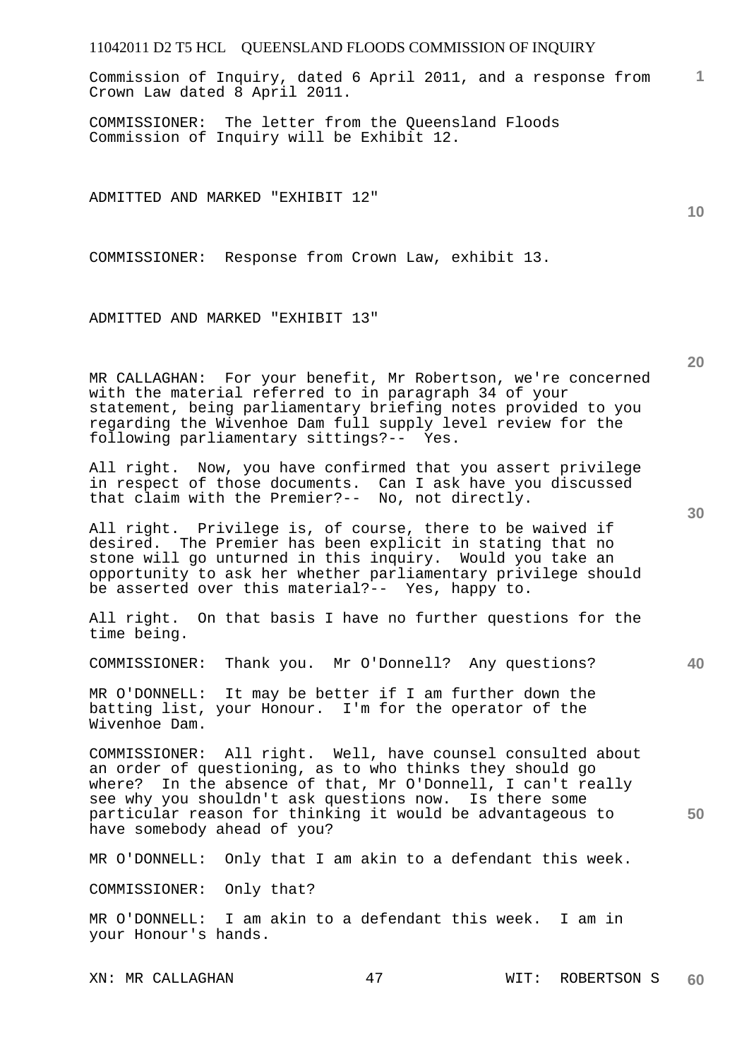Commission of Inquiry, dated 6 April 2011, and a response from Crown Law dated 8 April 2011.

COMMISSIONER: The letter from the Queensland Floods Commission of Inquiry will be Exhibit 12.

ADMITTED AND MARKED "EXHIBIT 12"

COMMISSIONER: Response from Crown Law, exhibit 13.

ADMITTED AND MARKED "EXHIBIT 13"

MR CALLAGHAN: For your benefit, Mr Robertson, we're concerned with the material referred to in paragraph 34 of your statement, being parliamentary briefing notes provided to you regarding the Wivenhoe Dam full supply level review for the following parliamentary sittings?-- Yes.

All right. Now, you have confirmed that you assert privilege in respect of those documents. Can I ask have you discussed that claim with the Premier?-- No, not directly.

All right. Privilege is, of course, there to be waived if desired. The Premier has been explicit in stating that no stone will go unturned in this inquiry. Would you take an opportunity to ask her whether parliamentary privilege should be asserted over this material?-- Yes, happy to.

All right. On that basis I have no further questions for the time being.

COMMISSIONER: Thank you. Mr O'Donnell? Any questions?

MR O'DONNELL: It may be better if I am further down the batting list, your Honour. I'm for the operator of the Wivenhoe Dam.

COMMISSIONER: All right. Well, have counsel consulted about an order of questioning, as to who thinks they should go where? In the absence of that, Mr O'Donnell, I can't really see why you shouldn't ask questions now. Is there some particular reason for thinking it would be advantageous to have somebody ahead of you?

MR O'DONNELL: Only that I am akin to a defendant this week.

COMMISSIONER: Only that?

MR O'DONNELL: I am akin to a defendant this week. I am in your Honour's hands.

XN: MR CALLAGHAN WIT: ROBERTSON S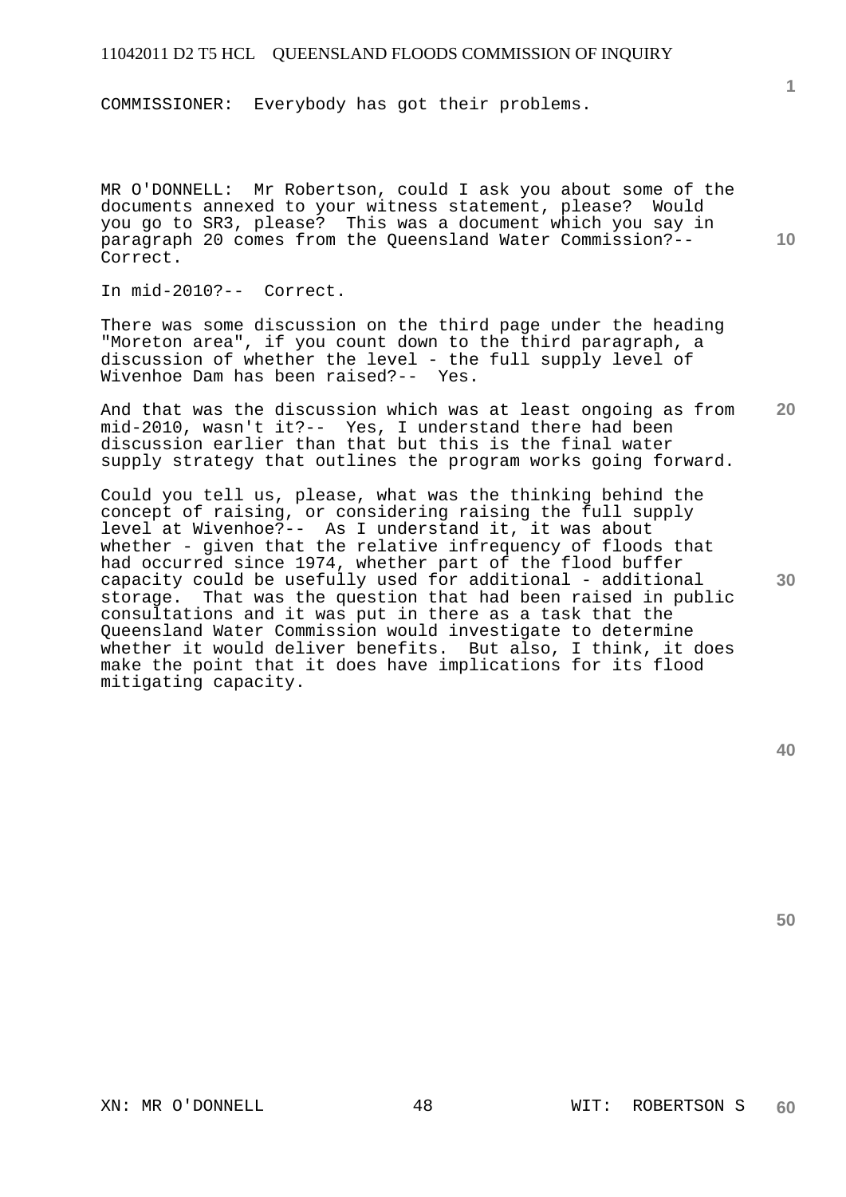COMMISSIONER: Everybody has got their problems.

MR O'DONNELL: Mr Robertson, could I ask you about some of the documents annexed to your witness statement, please? Would you go to SR3, please? This was a document which you say in paragraph 20 comes from the Queensland Water Commission?-- Correct.

In mid-2010?-- Correct.

There was some discussion on the third page under the heading "Moreton area", if you count down to the third paragraph, a discussion of whether the level - the full supply level of Wivenhoe Dam has been raised?-- Yes.

And that was the discussion which was at least ongoing as from mid-2010, wasn't it?-- Yes, I understand there had been discussion earlier than that but this is the final water supply strategy that outlines the program works going forward.

Could you tell us, please, what was the thinking behind the concept of raising, or considering raising the full supply level at Wivenhoe?-- As I understand it, it was about whether - given that the relative infrequency of floods that had occurred since 1974, whether part of the flood buffer capacity could be usefully used for additional - additional storage. That was the question that had been raised in public consultations and it was put in there as a task that the Queensland Water Commission would investigate to determine whether it would deliver benefits. But also, I think, it does make the point that it does have implications for its flood mitigating capacity.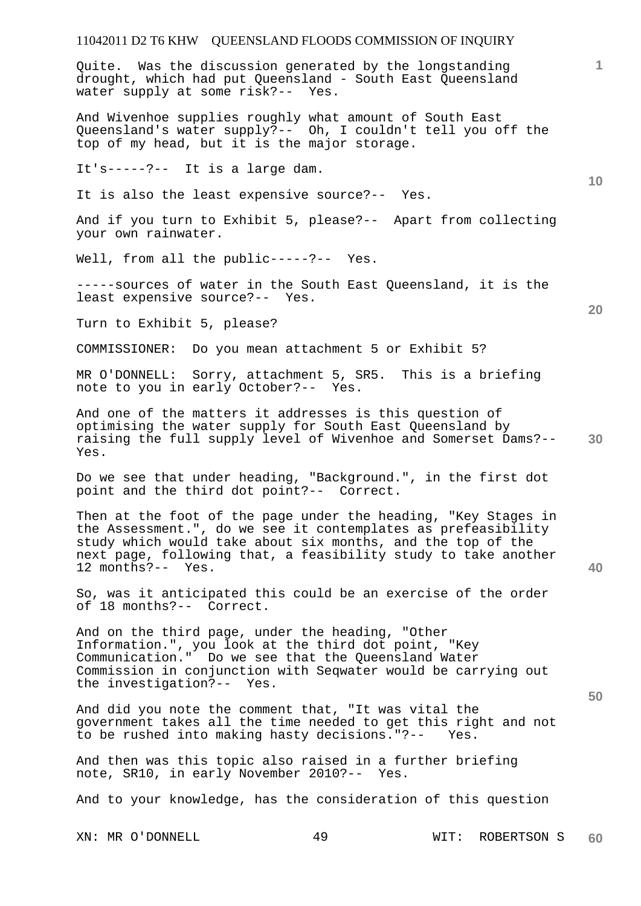Quite. Was the discussion generated by the longstanding drought, which had put Queensland - South East Queensland water supply at some risk?-- Yes.

And Wivenhoe supplies roughly what amount of South East Queensland's water supply?-- Oh, I couldn't tell you off the top of my head, but it is the major storage.

It's-----?-- It is a large dam.

It is also the least expensive source?-- Yes.

And if you turn to Exhibit 5, please?-- Apart from collecting your own rainwater.

Well, from all the public-----?-- Yes.

-----sources of water in the South East Queensland, it is the least expensive source?-- Yes.

Turn to Exhibit 5, please?

COMMISSIONER: Do you mean attachment 5 or Exhibit 5?

MR O'DONNELL: Sorry, attachment 5, SR5. This is a briefing note to you in early October?-- Yes.

And one of the matters it addresses is this question of optimising the water supply for South East Queensland by raising the full supply level of Wivenhoe and Somerset Dams?-- Yes.

Do we see that under heading, "Background.", in the first dot point and the third dot point?-- Correct.

Then at the foot of the page under the heading, "Key Stages in the Assessment.", do we see it contemplates as prefeasibility study which would take about six months, and the top of the next page, following that, a feasibility study to take another 12 months?-- Yes.

So, was it anticipated this could be an exercise of the order of 18 months?-- Correct.

And on the third page, under the heading, "Other Information.", you look at the third dot point, "Key Communication." Do we see that the Queensland Water Commission in conjunction with Seqwater would be carrying out the investigation?-- Yes.

And did you note the comment that, "It was vital the government takes all the time needed to get this right and not to be rushed into making hasty decisions."?-- Yes.

And then was this topic also raised in a further briefing note, SR10, in early November 2010?-- Yes.

And to your knowledge, has the consideration of this question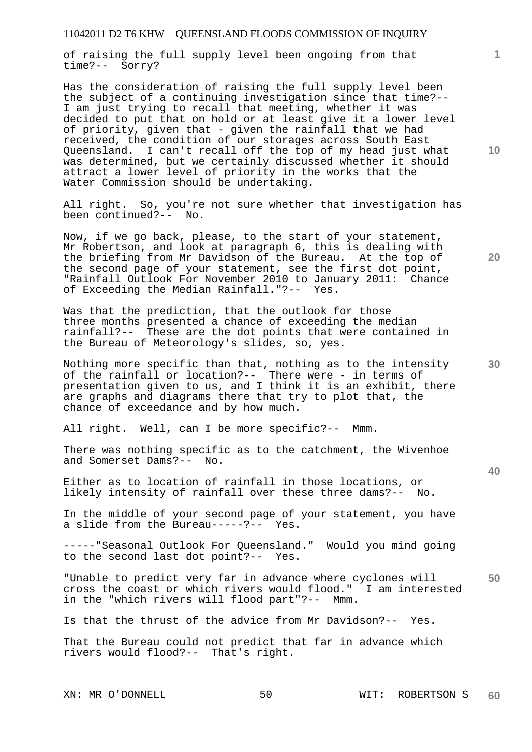of raising the full supply level been ongoing from that time?-- Sorry?

Has the consideration of raising the full supply level been the subject of a continuing investigation since that time?-- I am just trying to recall that meeting, whether it was decided to put that on hold or at least give it a lower level of priority, given that - given the rainfall that we had received, the condition of our storages across South East Queensland. I can't recall off the top of my head just what was determined, but we certainly discussed whether it should attract a lower level of priority in the works that the Water Commission should be undertaking.

All right. So, you're not sure whether that investigation has been continued?-- No.

Now, if we go back, please, to the start of your statement, Mr Robertson, and look at paragraph 6, this is dealing with the briefing from Mr Davidson of the Bureau. At the top of the second page of your statement, see the first dot point, "Rainfall Outlook For November 2010 to January 2011: Chance of Exceeding the Median Rainfall."?-- Yes.

Was that the prediction, that the outlook for those three months presented a chance of exceeding the median rainfall?-- These are the dot points that were contained in the Bureau of Meteorology's slides, so, yes.

Nothing more specific than that, nothing as to the intensity of the rainfall or location?-- There were - in terms of presentation given to us, and I think it is an exhibit, there are graphs and diagrams there that try to plot that, the chance of exceedance and by how much.

All right. Well, can I be more specific?-- Mmm.

There was nothing specific as to the catchment, the Wivenhoe and Somerset Dams?-- No.

Either as to location of rainfall in those locations, or likely intensity of rainfall over these three dams?-- No.

In the middle of your second page of your statement, you have a slide from the Bureau-----?-- Yes.

-----"Seasonal Outlook For Queensland." Would you mind going to the second last dot point?-- Yes.

"Unable to predict very far in advance where cyclones will cross the coast or which rivers would flood." I am interested in the "which rivers will flood part"?-- Mmm.

Is that the thrust of the advice from Mr Davidson?-- Yes.

That the Bureau could not predict that far in advance which rivers would flood?-- That's right.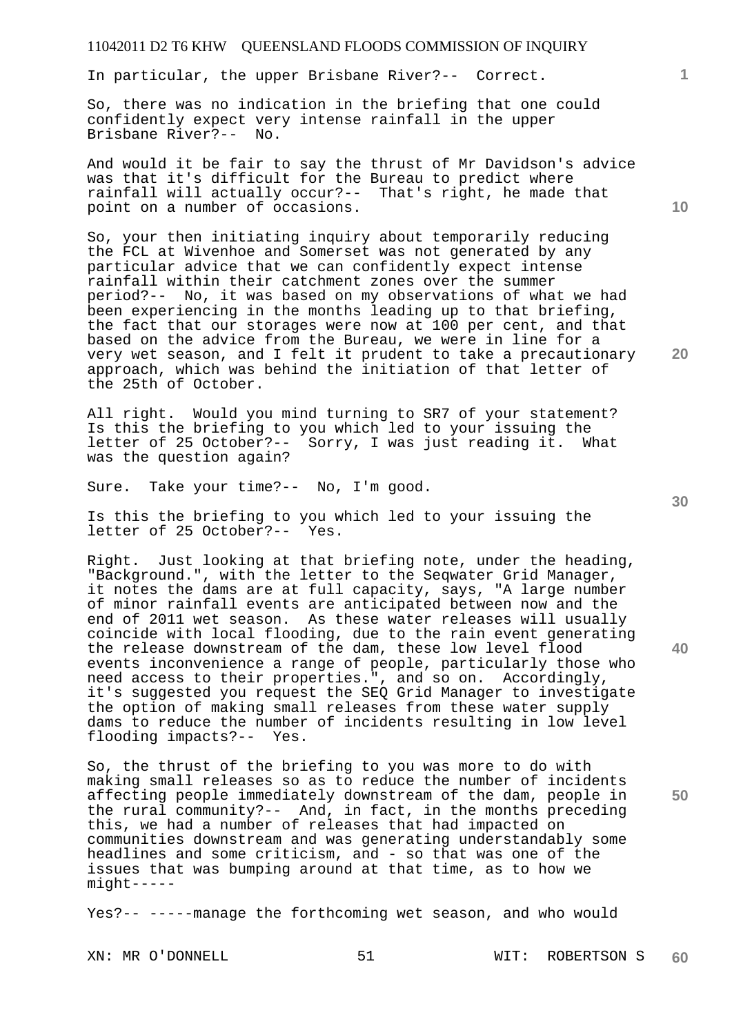In particular, the upper Brisbane River?-- Correct.

So, there was no indication in the briefing that one could confidently expect very intense rainfall in the upper Brisbane River?-- No.

And would it be fair to say the thrust of Mr Davidson's advice was that it's difficult for the Bureau to predict where rainfall will actually occur?-- That's right, he made that point on a number of occasions.

So, your then initiating inquiry about temporarily reducing the FCL at Wivenhoe and Somerset was not generated by any particular advice that we can confidently expect intense rainfall within their catchment zones over the summer period?-- No, it was based on my observations of what we had been experiencing in the months leading up to that briefing, the fact that our storages were now at 100 per cent, and that based on the advice from the Bureau, we were in line for a very wet season, and I felt it prudent to take a precautionary approach, which was behind the initiation of that letter of the 25th of October.

All right. Would you mind turning to SR7 of your statement? Is this the briefing to you which led to your issuing the letter of 25 October?-- Sorry, I was just reading it. What was the question again?

Sure. Take your time?-- No, I'm good.

Is this the briefing to you which led to your issuing the letter of 25 October?-- Yes.

Right. Just looking at that briefing note, under the heading, "Background.", with the letter to the Seqwater Grid Manager, it notes the dams are at full capacity, says, "A large number of minor rainfall events are anticipated between now and the end of 2011 wet season. As these water releases will usually coincide with local flooding, due to the rain event generating the release downstream of the dam, these low level flood events inconvenience a range of people, particularly those who need access to their properties.", and so on. Accordingly, it's suggested you request the SEQ Grid Manager to investigate the option of making small releases from these water supply dams to reduce the number of incidents resulting in low level flooding impacts?-- Yes.

So, the thrust of the briefing to you was more to do with making small releases so as to reduce the number of incidents affecting people immediately downstream of the dam, people in the rural community?-- And, in fact, in the months preceding this, we had a number of releases that had impacted on communities downstream and was generating understandably some headlines and some criticism, and - so that was one of the issues that was bumping around at that time, as to how we might-----

Yes?-- -----manage the forthcoming wet season, and who would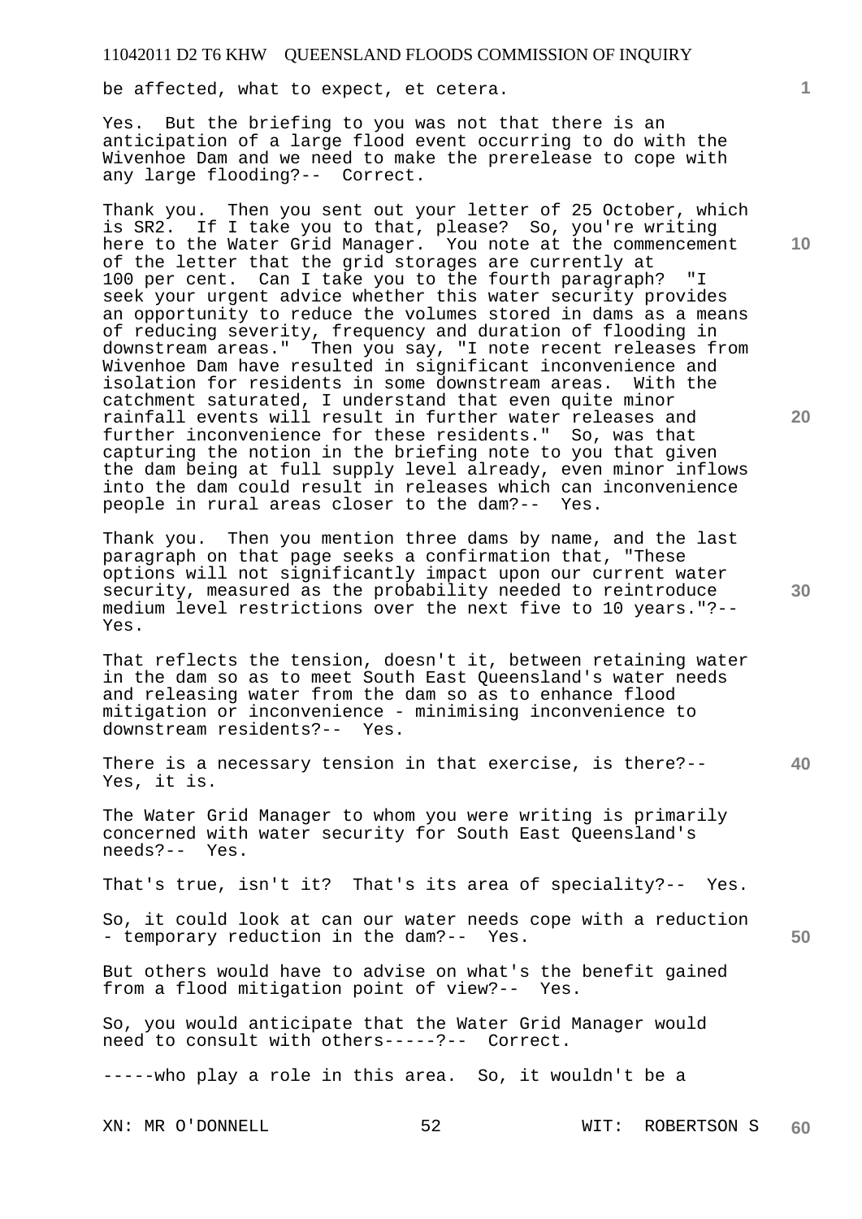be affected, what to expect, et cetera.

Yes. But the briefing to you was not that there is an anticipation of a large flood event occurring to do with the Wivenhoe Dam and we need to make the prerelease to cope with any large flooding?-- Correct.

Thank you. Then you sent out your letter of 25 October, which is SR2. If I take you to that, please? So, you're writing here to the Water Grid Manager. You note at the commencement of the letter that the grid storages are currently at 100 per cent. Can I take you to the fourth paragraph? "I seek your urgent advice whether this water security provides an opportunity to reduce the volumes stored in dams as a means of reducing severity, frequency and duration of flooding in downstream areas." Then you say, "I note recent releases from Wivenhoe Dam have resulted in significant inconvenience and isolation for residents in some downstream areas. With the catchment saturated, I understand that even quite minor rainfall events will result in further water releases and further inconvenience for these residents." So, was that capturing the notion in the briefing note to you that given the dam being at full supply level already, even minor inflows into the dam could result in releases which can inconvenience people in rural areas closer to the dam?-- Yes.

Thank you. Then you mention three dams by name, and the last paragraph on that page seeks a confirmation that, "These options will not significantly impact upon our current water security, measured as the probability needed to reintroduce medium level restrictions over the next five to 10 years."?-- Yes.

That reflects the tension, doesn't it, between retaining water in the dam so as to meet South East Queensland's water needs and releasing water from the dam so as to enhance flood mitigation or inconvenience - minimising inconvenience to downstream residents?-- Yes.

There is a necessary tension in that exercise, is there?-- Yes, it is.

The Water Grid Manager to whom you were writing is primarily concerned with water security for South East Queensland's needs?-- Yes.

That's true, isn't it? That's its area of speciality?-- Yes.

So, it could look at can our water needs cope with a reduction - temporary reduction in the dam?-- Yes.

But others would have to advise on what's the benefit gained from a flood mitigation point of view?-- Yes.

So, you would anticipate that the Water Grid Manager would need to consult with others-----?-- Correct.

-----who play a role in this area. So, it wouldn't be a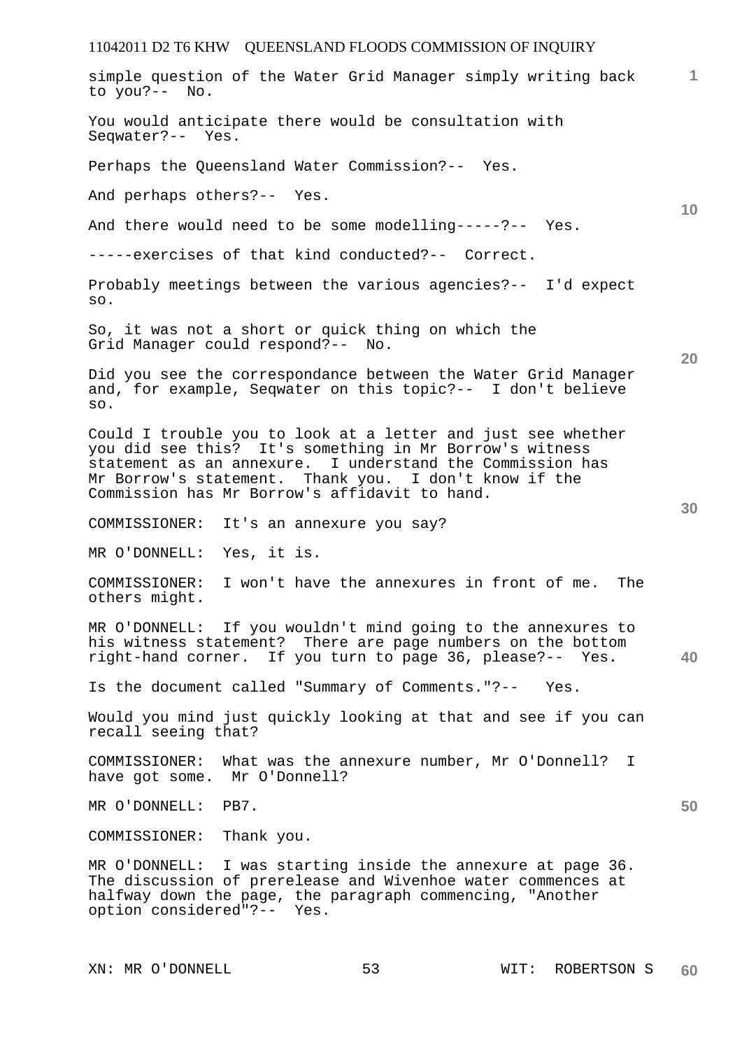simple question of the Water Grid Manager simply writing back to you?-- No.

You would anticipate there would be consultation with Seqwater?-- Yes.

Perhaps the Queensland Water Commission?-- Yes.

And perhaps others?-- Yes.

And there would need to be some modelling-----?-- Yes.

-----exercises of that kind conducted?-- Correct.

Probably meetings between the various agencies?-- I'd expect so.

So, it was not a short or quick thing on which the Grid Manager could respond?-- No.

Did you see the correspondance between the Water Grid Manager and, for example, Seqwater on this topic?-- I don't believe so.

Could I trouble you to look at a letter and just see whether you did see this? It's something in Mr Borrow's witness statement as an annexure. I understand the Commission has Mr Borrow's statement. Thank you. I don't know if the Commission has Mr Borrow's affidavit to hand.

COMMISSIONER: It's an annexure you say?

MR O'DONNELL: Yes, it is.

COMMISSIONER: I won't have the annexures in front of me. The others might.

MR O'DONNELL: If you wouldn't mind going to the annexures to his witness statement? There are page numbers on the bottom right-hand corner. If you turn to page 36, please?-- Yes.

Is the document called "Summary of Comments."?-- Yes.

Would you mind just quickly looking at that and see if you can recall seeing that?

COMMISSIONER: What was the annexure number, Mr O'Donnell? I have got some. Mr O'Donnell?

MR O'DONNELL: PB7.

COMMISSIONER: Thank you.

MR O'DONNELL: I was starting inside the annexure at page 36. The discussion of prerelease and Wivenhoe water commences at halfway down the page, the paragraph commencing, "Another option considered"?-- Yes.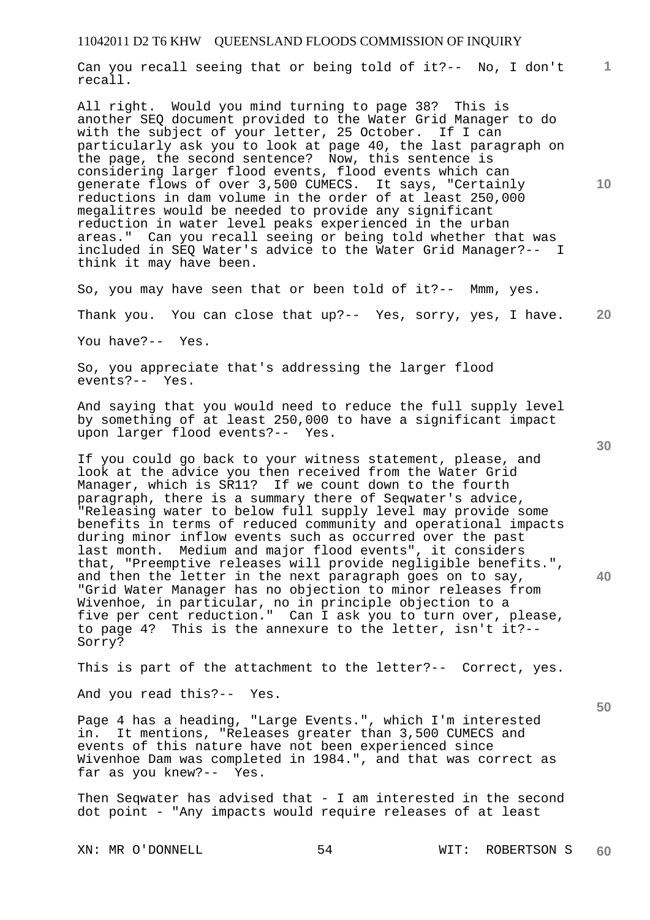Can you recall seeing that or being told of it?-- No, I don't recall.

All right. Would you mind turning to page 38? This is another SEQ document provided to the Water Grid Manager to do with the subject of your letter, 25 October. If I can particularly ask you to look at page 40, the last paragraph on the page, the second sentence? Now, this sentence is considering larger flood events, flood events which can generate flows of over 3,500 CUMECS. It says, "Certainly reductions in dam volume in the order of at least 250,000 megalitres would be needed to provide any significant reduction in water level peaks experienced in the urban areas." Can you recall seeing or being told whether that was included in SEQ Water's advice to the Water Grid Manager?-- I think it may have been.

So, you may have seen that or been told of it?-- Mmm, yes.

Thank you. You can close that up?-- Yes, sorry, yes, I have.

You have?-- Yes.

So, you appreciate that's addressing the larger flood events?-- Yes.

And saying that you would need to reduce the full supply level by something of at least 250,000 to have a significant impact upon larger flood events?-- Yes.

If you could go back to your witness statement, please, and look at the advice you then received from the Water Grid Manager, which is SR11? If we count down to the fourth paragraph, there is a summary there of Seqwater's advice, "Releasing water to below full supply level may provide some benefits in terms of reduced community and operational impacts during minor inflow events such as occurred over the past last month. Medium and major flood events", it considers that, "Preemptive releases will provide negligible benefits.", and then the letter in the next paragraph goes on to say, "Grid Water Manager has no objection to minor releases from Wivenhoe, in particular, no in principle objection to a five per cent reduction." Can I ask you to turn over, please, to page 4? This is the annexure to the letter, isn't it?-- Sorry?

This is part of the attachment to the letter?-- Correct, yes.

And you read this?-- Yes.

Page 4 has a heading, "Large Events.", which I'm interested in. It mentions, "Releases greater than 3,500 CUMECS and events of this nature have not been experienced since Wivenhoe Dam was completed in 1984.", and that was correct as far as you knew?-- Yes.

Then Seqwater has advised that - I am interested in the second dot point - "Any impacts would require releases of at least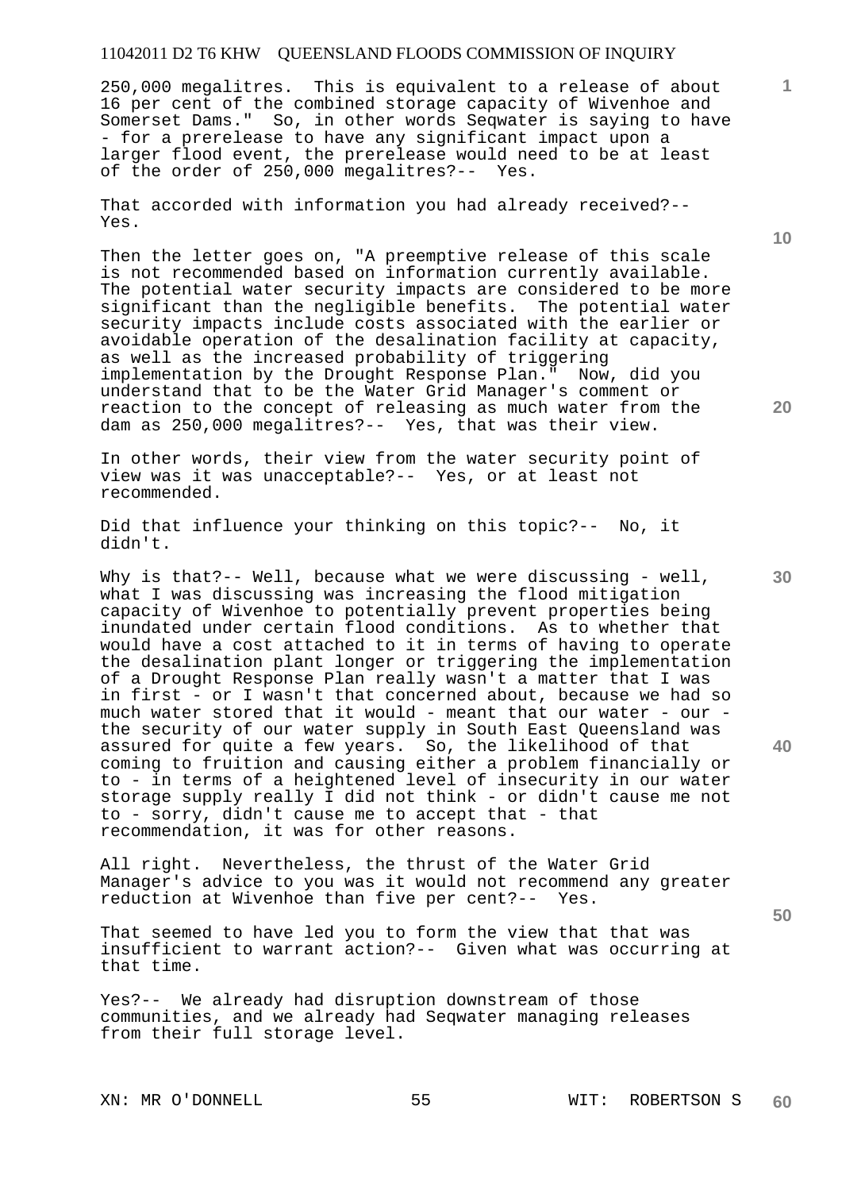250,000 megalitres. This is equivalent to a release of about 16 per cent of the combined storage capacity of Wivenhoe and Somerset Dams." So, in other words Seqwater is saying to have - for a prerelease to have any significant impact upon a larger flood event, the prerelease would need to be at least of the order of 250,000 megalitres?-- Yes.

That accorded with information you had already received?-- Yes.

Then the letter goes on, "A preemptive release of this scale is not recommended based on information currently available. The potential water security impacts are considered to be more significant than the negligible benefits. The potential water security impacts include costs associated with the earlier or avoidable operation of the desalination facility at capacity, as well as the increased probability of triggering implementation by the Drought Response Plan." Now, did you understand that to be the Water Grid Manager's comment or reaction to the concept of releasing as much water from the dam as 250,000 megalitres?-- Yes, that was their view.

In other words, their view from the water security point of view was it was unacceptable?-- Yes, or at least not recommended.

Did that influence your thinking on this topic?-- No, it didn't.

Why is that?-- Well, because what we were discussing - well, what I was discussing was increasing the flood mitigation capacity of Wivenhoe to potentially prevent properties being inundated under certain flood conditions. As to whether that would have a cost attached to it in terms of having to operate the desalination plant longer or triggering the implementation of a Drought Response Plan really wasn't a matter that I was in first - or I wasn't that concerned about, because we had so much water stored that it would - meant that our water - our - the security of our water supply in South East Queensland was assured for quite a few years. So, the likelihood of that coming to fruition and causing either a problem financially or to - in terms of a heightened level of insecurity in our water storage supply really I did not think - or didn't cause me not to - sorry, didn't cause me to accept that - that recommendation, it was for other reasons.

All right. Nevertheless, the thrust of the Water Grid Manager's advice to you was it would not recommend any greater reduction at Wivenhoe than five per cent?-- Yes.

That seemed to have led you to form the view that that was insufficient to warrant action?-- Given what was occurring at that time.

Yes?-- We already had disruption downstream of those communities, and we already had Seqwater managing releases from their full storage level.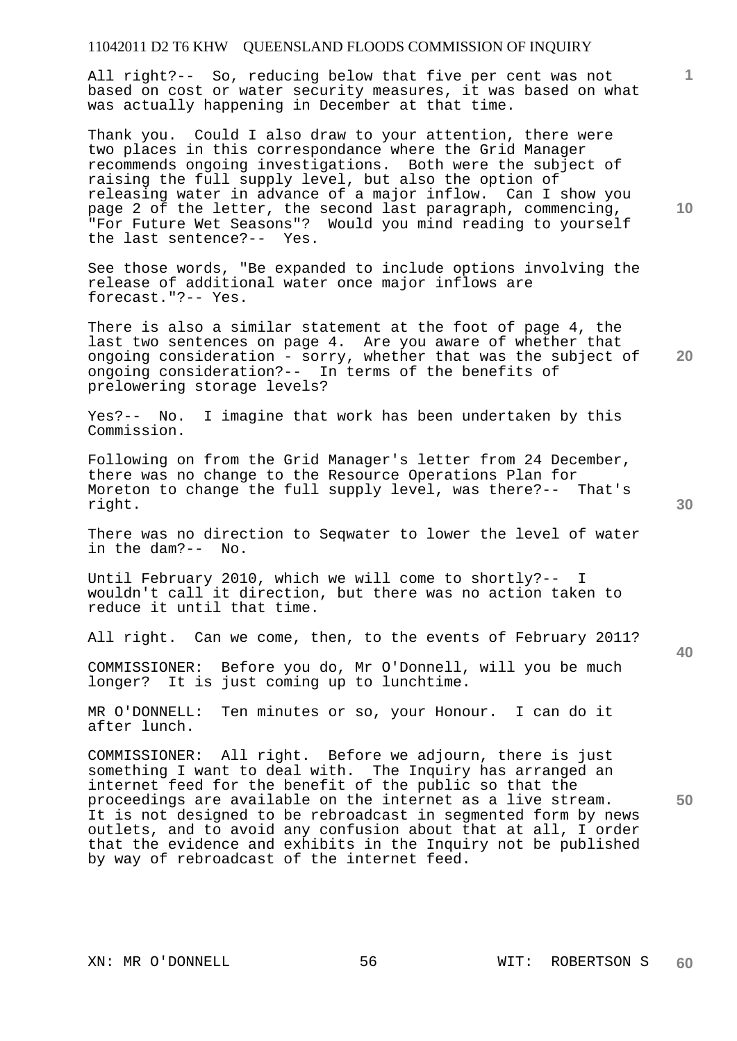All right?-- So, reducing below that five per cent was not based on cost or water security measures, it was based on what was actually happening in December at that time.

Thank you. Could I also draw to your attention, there were two places in this correspondance where the Grid Manager recommends ongoing investigations. Both were the subject of raising the full supply level, but also the option of releasing water in advance of a major inflow. Can I show you page 2 of the letter, the second last paragraph, commencing, "For Future Wet Seasons"? Would you mind reading to yourself the last sentence?-- Yes.

See those words, "Be expanded to include options involving the release of additional water once major inflows are forecast."?-- Yes.

There is also a similar statement at the foot of page 4, the last two sentences on page 4. Are you aware of whether that ongoing consideration - sorry, whether that was the subject of ongoing consideration?-- In terms of the benefits of prelowering storage levels?

Yes?-- No. I imagine that work has been undertaken by this Commission.

Following on from the Grid Manager's letter from 24 December, there was no change to the Resource Operations Plan for Moreton to change the full supply level, was there?-- That's right.

There was no direction to Seqwater to lower the level of water in the dam?-- No.

Until February 2010, which we will come to shortly?-- I wouldn't call it direction, but there was no action taken to reduce it until that time.

All right. Can we come, then, to the events of February 2011?

COMMISSIONER: Before you do, Mr O'Donnell, will you be much longer? It is just coming up to lunchtime.

MR O'DONNELL: Ten minutes or so, your Honour. I can do it after lunch.

COMMISSIONER: All right. Before we adjourn, there is just something I want to deal with. The Inquiry has arranged an internet feed for the benefit of the public so that the proceedings are available on the internet as a live stream. It is not designed to be rebroadcast in segmented form by news outlets, and to avoid any confusion about that at all, I order that the evidence and exhibits in the Inquiry not be published by way of rebroadcast of the internet feed.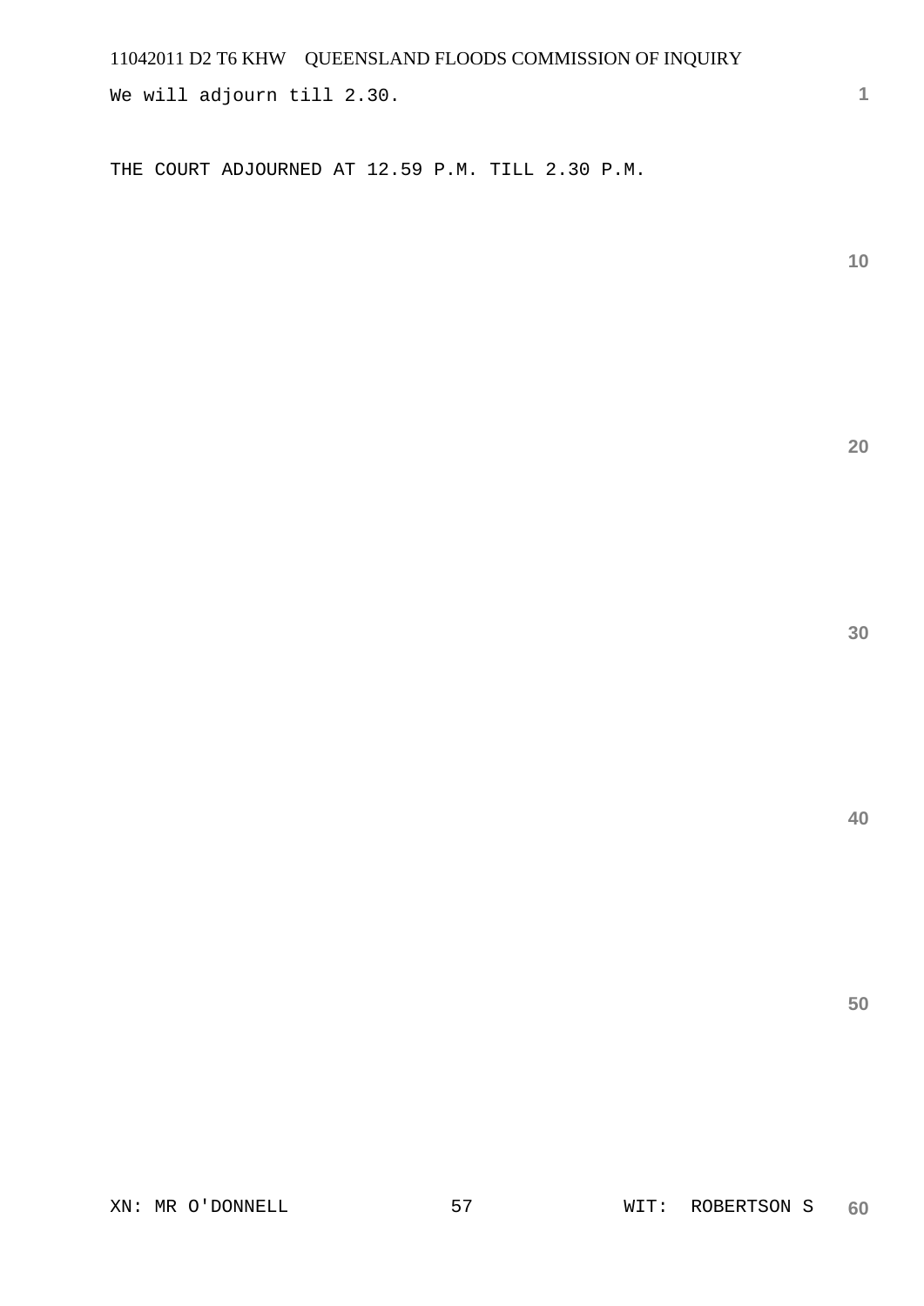We will adjourn till 2.30.

THE COURT ADJOURNED AT 12.59 P.M. TILL 2.30 P.M.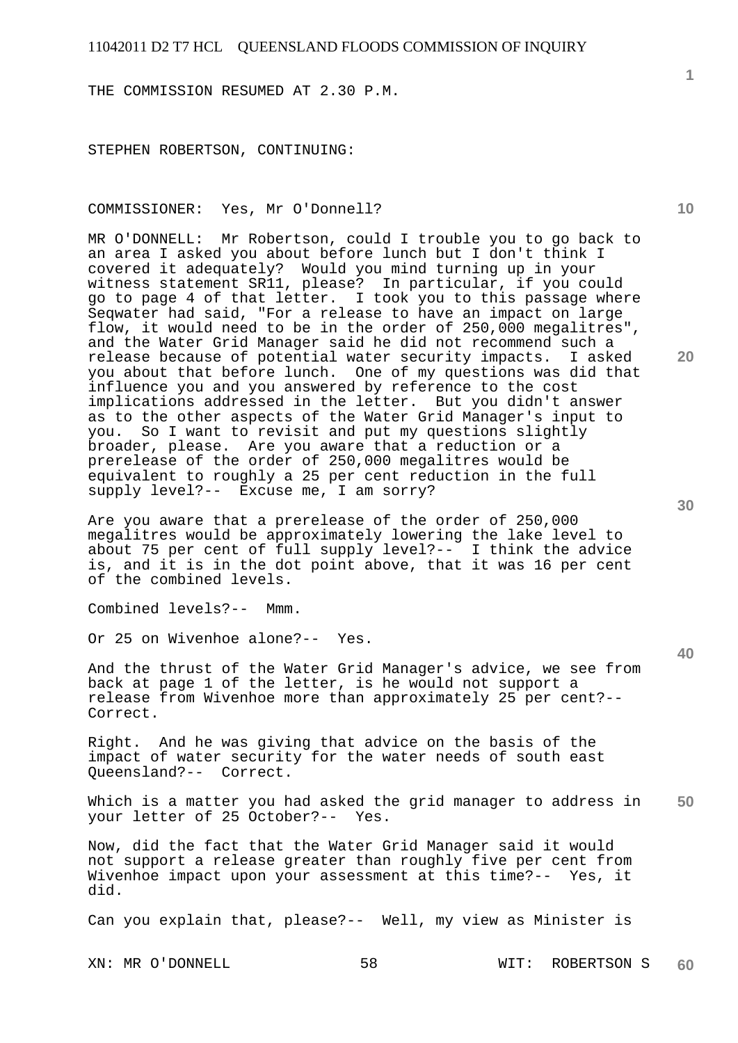THE COMMISSION RESUMED AT 2.30 P.M.

STEPHEN ROBERTSON, CONTINUING:

COMMISSIONER: Yes, Mr O'Donnell?

MR O'DONNELL: Mr Robertson, could I trouble you to go back to an area I asked you about before lunch but I don't think I covered it adequately? Would you mind turning up in your witness statement SR11, please? In particular, if you could go to page 4 of that letter. I took you to this passage where Seqwater had said, "For a release to have an impact on large flow, it would need to be in the order of 250,000 megalitres", and the Water Grid Manager said he did not recommend such a release because of potential water security impacts. I asked you about that before lunch. One of my questions was did that influence you and you answered by reference to the cost implications addressed in the letter. But you didn't answer as to the other aspects of the Water Grid Manager's input to you. So I want to revisit and put my questions slightly broader, please. Are you aware that a reduction or a prerelease of the order of 250,000 megalitres would be equivalent to roughly a 25 per cent reduction in the full supply level?-- Excuse me, I am sorry?

Are you aware that a prerelease of the order of 250,000 megalitres would be approximately lowering the lake level to about 75 per cent of full supply level?-- I think the advice is, and it is in the dot point above, that it was 16 per cent of the combined levels.

Combined levels?-- Mmm.

Or 25 on Wivenhoe alone?-- Yes.

And the thrust of the Water Grid Manager's advice, we see from back at page 1 of the letter, is he would not support a release from Wivenhoe more than approximately 25 per cent?-- Correct.

Right. And he was giving that advice on the basis of the impact of water security for the water needs of south east Queensland?-- Correct.

Which is a matter you had asked the grid manager to address in your letter of 25 October?-- Yes.

Now, did the fact that the Water Grid Manager said it would not support a release greater than roughly five per cent from Wivenhoe impact upon your assessment at this time?-- Yes, it did.

Can you explain that, please?-- Well, my view as Minister is

XN: MR O'DONNELL WIT: ROBERTSON S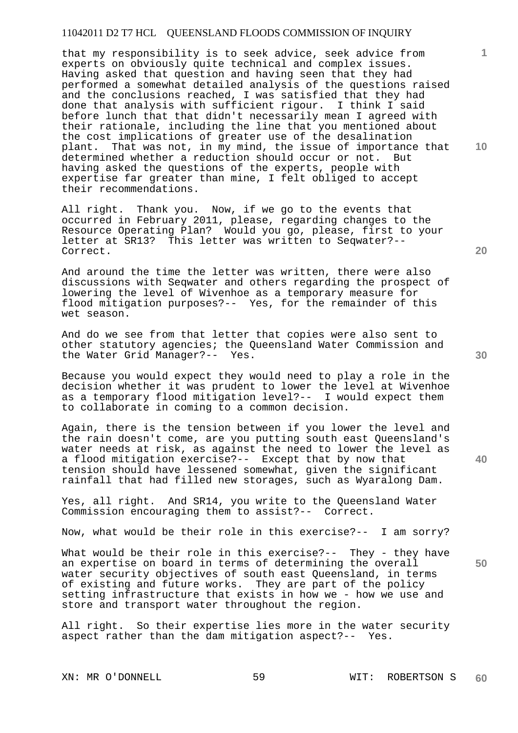that my responsibility is to seek advice, seek advice from experts on obviously quite technical and complex issues. Having asked that question and having seen that they had performed a somewhat detailed analysis of the questions raised and the conclusions reached, I was satisfied that they had done that analysis with sufficient rigour. I think I said before lunch that that didn't necessarily mean I agreed with their rationale, including the line that you mentioned about the cost implications of greater use of the desalination plant. That was not, in my mind, the issue of importance that determined whether a reduction should occur or not. But having asked the questions of the experts, people with expertise far greater than mine, I felt obliged to accept their recommendations.

All right. Thank you. Now, if we go to the events that occurred in February 2011, please, regarding changes to the Resource Operating Plan? Would you go, please, first to your letter at SR13? This letter was written to Seqwater?-- Correct.

And around the time the letter was written, there were also discussions with Seqwater and others regarding the prospect of lowering the level of Wivenhoe as a temporary measure for flood mitigation purposes?-- Yes, for the remainder of this wet season.

And do we see from that letter that copies were also sent to other statutory agencies; the Queensland Water Commission and the Water Grid Manager?-- Yes.

Because you would expect they would need to play a role in the decision whether it was prudent to lower the level at Wivenhoe as a temporary flood mitigation level?-- I would expect them to collaborate in coming to a common decision.

Again, there is the tension between if you lower the level and the rain doesn't come, are you putting south east Queensland's water needs at risk, as against the need to lower the level as a flood mitigation exercise?-- Except that by now that tension should have lessened somewhat, given the significant rainfall that had filled new storages, such as Wyaralong Dam.

Yes, all right. And SR14, you write to the Queensland Water Commission encouraging them to assist?-- Correct.

Now, what would be their role in this exercise?-- I am sorry?

What would be their role in this exercise?-- They - they have an expertise on board in terms of determining the overall water security objectives of south east Queensland, in terms of existing and future works. They are part of the policy setting infrastructure that exists in how we - how we use and store and transport water throughout the region.

All right. So their expertise lies more in the water security aspect rather than the dam mitigation aspect?-- Yes.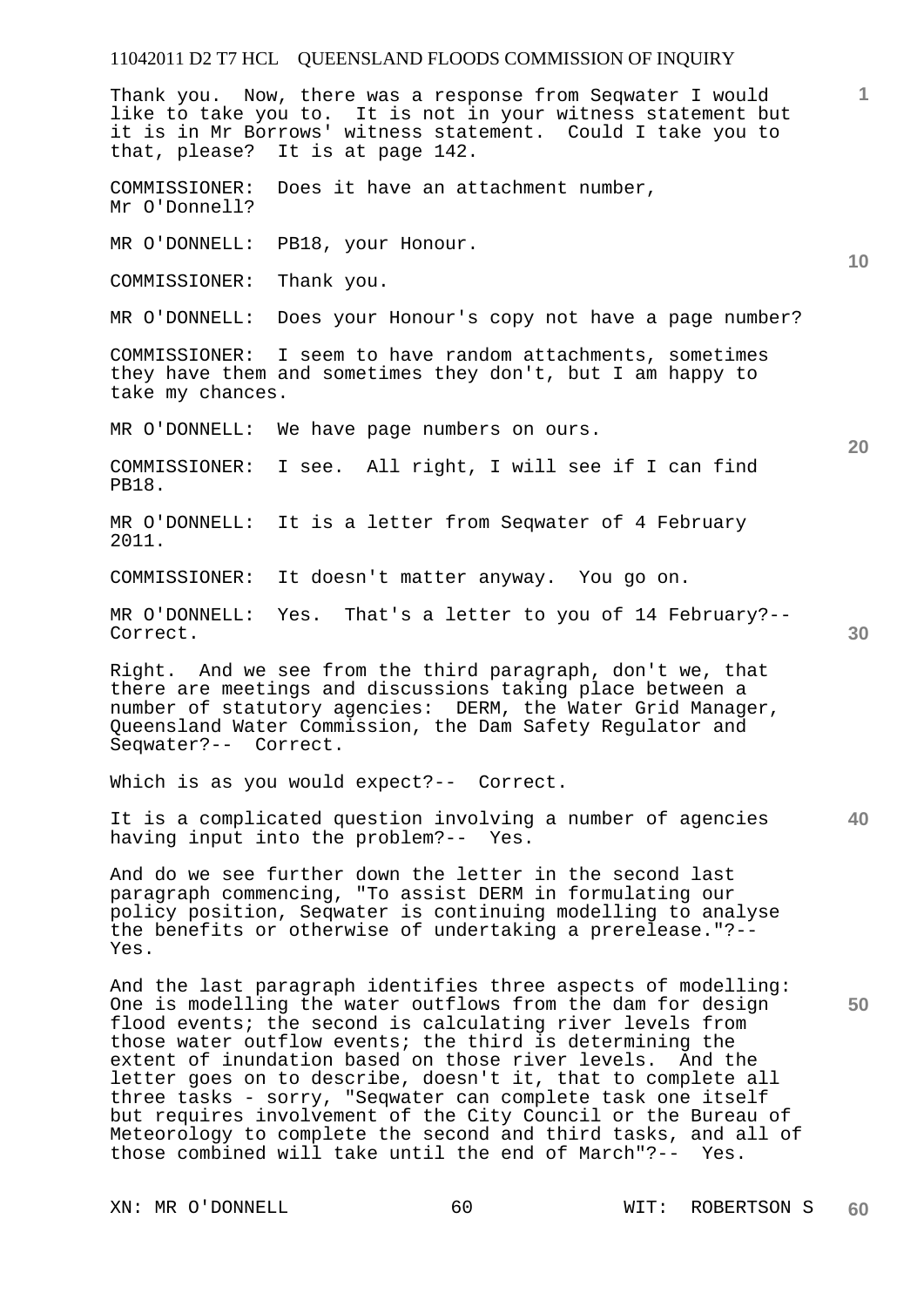Thank you. Now, there was a response from Seqwater I would like to take you to. It is not in your witness statement but it is in Mr Borrows' witness statement. Could I take you to that, please? It is at page 142.

COMMISSIONER: Does it have an attachment number, Mr O'Donnell?

MR O'DONNELL: PB18, your Honour.

COMMISSIONER: Thank you.

MR O'DONNELL: Does your Honour's copy not have a page number?

COMMISSIONER: I seem to have random attachments, sometimes they have them and sometimes they don't, but I am happy to take my chances.

MR O'DONNELL: We have page numbers on ours.

COMMISSIONER: I see. All right, I will see if I can find PB18.

MR O'DONNELL: It is a letter from Seqwater of 4 February 2011.

COMMISSIONER: It doesn't matter anyway. You go on.

MR O'DONNELL: Yes. That's a letter to you of 14 February?-- Correct.

Right. And we see from the third paragraph, don't we, that there are meetings and discussions taking place between a number of statutory agencies: DERM, the Water Grid Manager, Queensland Water Commission, the Dam Safety Regulator and Seqwater?-- Correct.

Which is as you would expect?-- Correct.

It is a complicated question involving a number of agencies having input into the problem?-- Yes.

And do we see further down the letter in the second last paragraph commencing, "To assist DERM in formulating our policy position, Seqwater is continuing modelling to analyse the benefits or otherwise of undertaking a prerelease."?-- Yes.

And the last paragraph identifies three aspects of modelling: One is modelling the water outflows from the dam for design flood events; the second is calculating river levels from those water outflow events; the third is determining the extent of inundation based on those river levels. And the letter goes on to describe, doesn't it, that to complete all three tasks - sorry, "Seqwater can complete task one itself but requires involvement of the City Council or the Bureau of Meteorology to complete the second and third tasks, and all of those combined will take until the end of March"?-- Yes.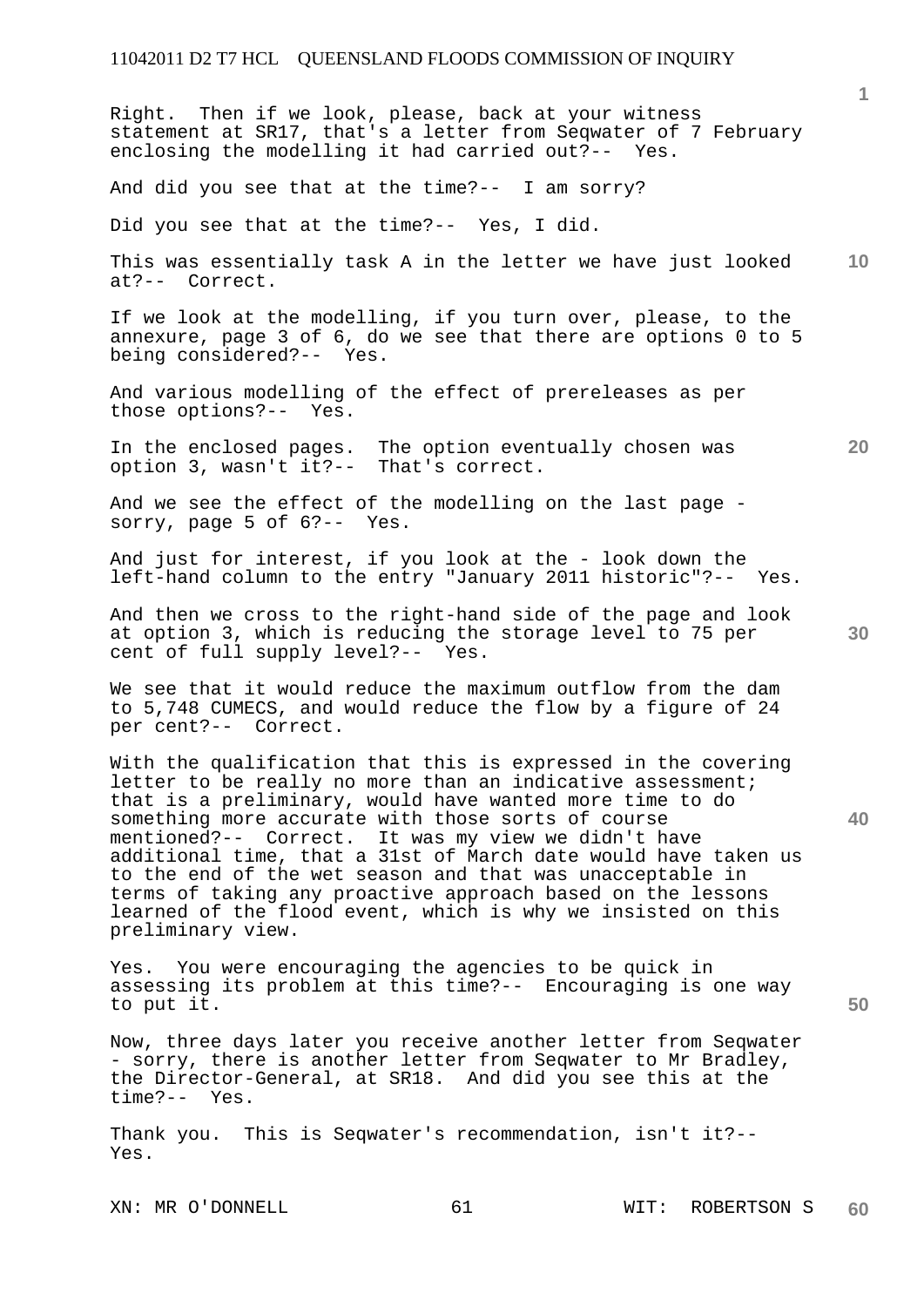Right. Then if we look, please, back at your witness statement at SR17, that's a letter from Seqwater of 7 February enclosing the modelling it had carried out?-- Yes.

And did you see that at the time?-- I am sorry?

Did you see that at the time?-- Yes, I did.

This was essentially task A in the letter we have just looked at?-- Correct.

If we look at the modelling, if you turn over, please, to the annexure, page 3 of 6, do we see that there are options 0 to 5 being considered?-- Yes.

And various modelling of the effect of prereleases as per those options?-- Yes.

In the enclosed pages. The option eventually chosen was option 3, wasn't it?-- That's correct.

And we see the effect of the modelling on the last page - sorry, page 5 of 6?-- Yes.

And just for interest, if you look at the - look down the left-hand column to the entry "January 2011 historic"?-- Yes.

And then we cross to the right-hand side of the page and look at option 3, which is reducing the storage level to 75 per cent of full supply level?-- Yes.

We see that it would reduce the maximum outflow from the dam to 5,748 CUMECS, and would reduce the flow by a figure of 24 per cent?-- Correct.

With the qualification that this is expressed in the covering letter to be really no more than an indicative assessment; that is a preliminary, would have wanted more time to do something more accurate with those sorts of course mentioned?-- Correct. It was my view we didn't have additional time, that a 31st of March date would have taken us to the end of the wet season and that was unacceptable in terms of taking any proactive approach based on the lessons learned of the flood event, which is why we insisted on this preliminary view.

Yes. You were encouraging the agencies to be quick in assessing its problem at this time?-- Encouraging is one way to put it.

Now, three days later you receive another letter from Seqwater - sorry, there is another letter from Seqwater to Mr Bradley, the Director-General, at SR18. And did you see this at the time?-- Yes.

Thank you. This is Seqwater's recommendation, isn't it?-- Yes.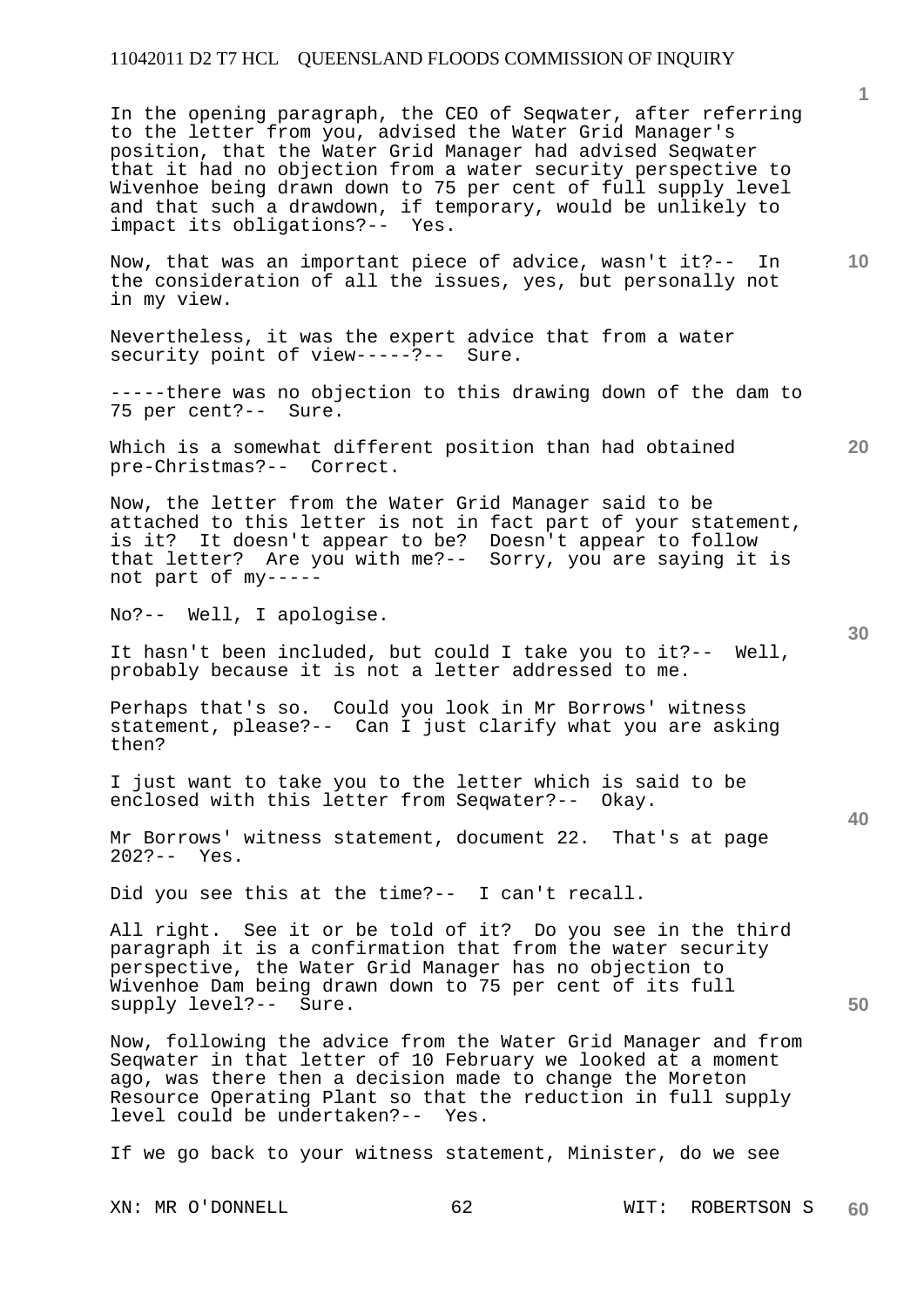In the opening paragraph, the CEO of Seqwater, after referring to the letter from you, advised the Water Grid Manager's position, that the Water Grid Manager had advised Seqwater that it had no objection from a water security perspective to Wivenhoe being drawn down to 75 per cent of full supply level and that such a drawdown, if temporary, would be unlikely to impact its obligations?-- Yes.

Now, that was an important piece of advice, wasn't it?-- In the consideration of all the issues, yes, but personally not in my view.

Nevertheless, it was the expert advice that from a water security point of view-----?-- Sure.

-----there was no objection to this drawing down of the dam to 75 per cent?-- Sure.

Which is a somewhat different position than had obtained pre-Christmas?-- Correct.

Now, the letter from the Water Grid Manager said to be attached to this letter is not in fact part of your statement, is it? It doesn't appear to be? Doesn't appear to follow that letter? Are you with me?-- Sorry, you are saying it is not part of my-----

No?-- Well, I apologise.

It hasn't been included, but could I take you to it?-- Well, probably because it is not a letter addressed to me.

Perhaps that's so. Could you look in Mr Borrows' witness statement, please?-- Can I just clarify what you are asking then?

I just want to take you to the letter which is said to be enclosed with this letter from Seqwater?-- Okay.

Mr Borrows' witness statement, document 22. That's at page 202?-- Yes.

Did you see this at the time?-- I can't recall.

All right. See it or be told of it? Do you see in the third paragraph it is a confirmation that from the water security perspective, the Water Grid Manager has no objection to Wivenhoe Dam being drawn down to 75 per cent of its full supply level?-- Sure.

Now, following the advice from the Water Grid Manager and from Seqwater in that letter of 10 February we looked at a moment ago, was there then a decision made to change the Moreton Resource Operating Plant so that the reduction in full supply level could be undertaken?-- Yes.

If we go back to your witness statement, Minister, do we see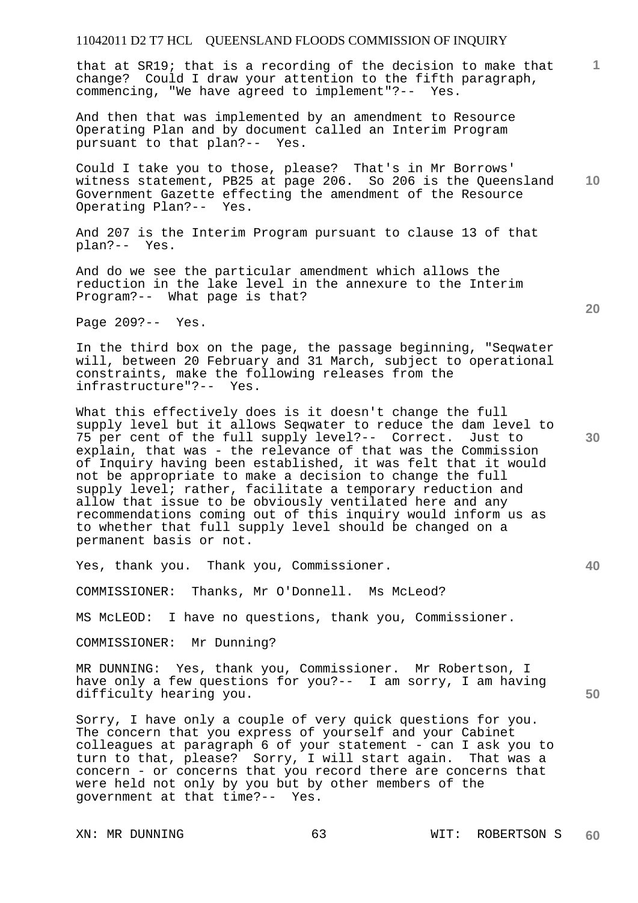that at SR19; that is a recording of the decision to make that change? Could I draw your attention to the fifth paragraph, commencing, "We have agreed to implement"?-- Yes.

And then that was implemented by an amendment to Resource Operating Plan and by document called an Interim Program pursuant to that plan?-- Yes.

Could I take you to those, please? That's in Mr Borrows' witness statement, PB25 at page 206. So 206 is the Queensland Government Gazette effecting the amendment of the Resource Operating Plan?-- Yes.

And 207 is the Interim Program pursuant to clause 13 of that plan?-- Yes.

And do we see the particular amendment which allows the reduction in the lake level in the annexure to the Interim Program?-- What page is that?

Page 209?-- Yes.

In the third box on the page, the passage beginning, "Seqwater will, between 20 February and 31 March, subject to operational constraints, make the following releases from the infrastructure"?-- Yes.

What this effectively does is it doesn't change the full supply level but it allows Seqwater to reduce the dam level to 75 per cent of the full supply level?-- Correct. Just to explain, that was - the relevance of that was the Commission of Inquiry having been established, it was felt that it would not be appropriate to make a decision to change the full supply level; rather, facilitate a temporary reduction and allow that issue to be obviously ventilated here and any recommendations coming out of this inquiry would inform us as to whether that full supply level should be changed on a permanent basis or not.

Yes, thank you. Thank you, Commissioner.

COMMISSIONER: Thanks, Mr O'Donnell. Ms McLeod?

MS McLEOD: I have no questions, thank you, Commissioner.

COMMISSIONER: Mr Dunning?

MR DUNNING: Yes, thank you, Commissioner. Mr Robertson, I have only a few questions for you?-- I am sorry, I am having difficulty hearing you.

Sorry, I have only a couple of very quick questions for you. The concern that you express of yourself and your Cabinet colleagues at paragraph 6 of your statement - can I ask you to turn to that, please? Sorry, I will start again. That was a concern - or concerns that you record there are concerns that were held not only by you but by other members of the government at that time?-- Yes.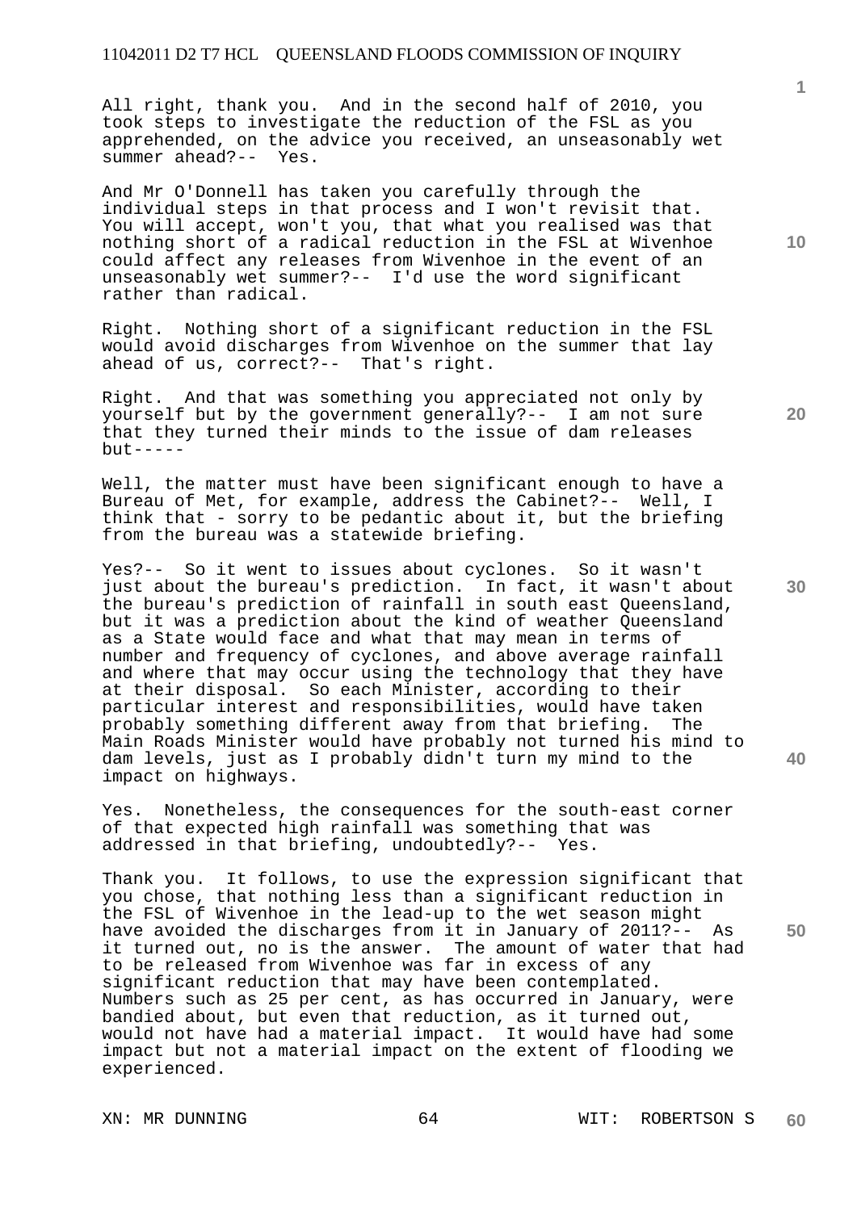All right, thank you. And in the second half of 2010, you took steps to investigate the reduction of the FSL as you apprehended, on the advice you received, an unseasonably wet summer ahead?-- Yes.

And Mr O'Donnell has taken you carefully through the individual steps in that process and I won't revisit that. You will accept, won't you, that what you realised was that nothing short of a radical reduction in the FSL at Wivenhoe could affect any releases from Wivenhoe in the event of an unseasonably wet summer?-- I'd use the word significant rather than radical.

Right. Nothing short of a significant reduction in the FSL would avoid discharges from Wivenhoe on the summer that lay ahead of us, correct?-- That's right.

Right. And that was something you appreciated not only by yourself but by the government generally?-- I am not sure that they turned their minds to the issue of dam releases but-----

Well, the matter must have been significant enough to have a Bureau of Met, for example, address the Cabinet?-- Well, I think that - sorry to be pedantic about it, but the briefing from the bureau was a statewide briefing.

Yes?-- So it went to issues about cyclones. So it wasn't just about the bureau's prediction. In fact, it wasn't about the bureau's prediction of rainfall in south east Queensland, but it was a prediction about the kind of weather Queensland as a State would face and what that may mean in terms of number and frequency of cyclones, and above average rainfall and where that may occur using the technology that they have at their disposal. So each Minister, according to their particular interest and responsibilities, would have taken probably something different away from that briefing. The Main Roads Minister would have probably not turned his mind to dam levels, just as I probably didn't turn my mind to the impact on highways.

Yes. Nonetheless, the consequences for the south-east corner of that expected high rainfall was something that was addressed in that briefing, undoubtedly?-- Yes.

Thank you. It follows, to use the expression significant that you chose, that nothing less than a significant reduction in the FSL of Wivenhoe in the lead-up to the wet season might have avoided the discharges from it in January of 2011?-- As it turned out, no is the answer. The amount of water that had to be released from Wivenhoe was far in excess of any significant reduction that may have been contemplated. Numbers such as 25 per cent, as has occurred in January, were bandied about, but even that reduction, as it turned out, would not have had a material impact. It would have had some impact but not a material impact on the extent of flooding we experienced.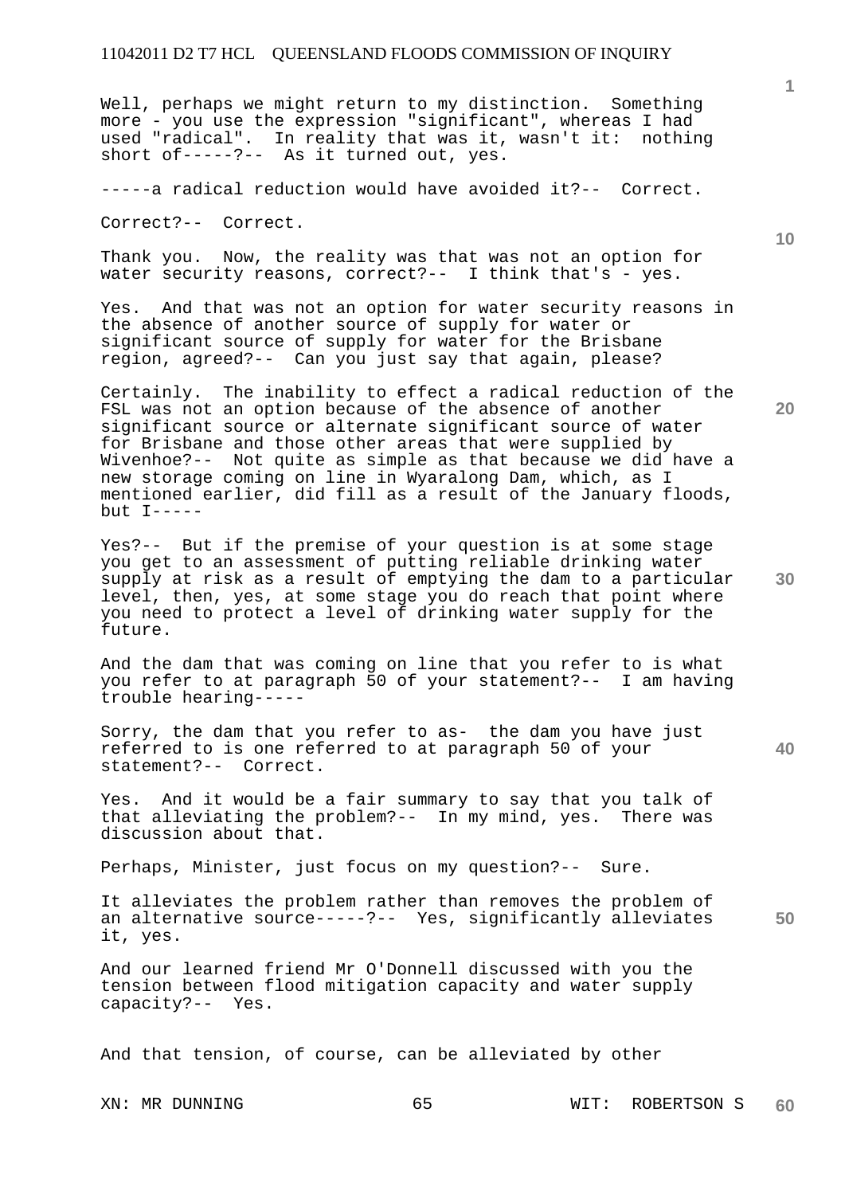Well, perhaps we might return to my distinction. Something more - you use the expression "significant", whereas I had used "radical". In reality that was it, wasn't it: nothing short of-----?-- As it turned out, yes.

-----a radical reduction would have avoided it?-- Correct.

Correct?-- Correct.

Thank you. Now, the reality was that was not an option for water security reasons, correct?-- I think that's - yes.

Yes. And that was not an option for water security reasons in the absence of another source of supply for water or significant source of supply for water for the Brisbane region, agreed?-- Can you just say that again, please?

Certainly. The inability to effect a radical reduction of the FSL was not an option because of the absence of another significant source or alternate significant source of water for Brisbane and those other areas that were supplied by Wivenhoe?-- Not quite as simple as that because we did have a new storage coming on line in Wyaralong Dam, which, as I mentioned earlier, did fill as a result of the January floods, but I-----

Yes?-- But if the premise of your question is at some stage you get to an assessment of putting reliable drinking water supply at risk as a result of emptying the dam to a particular level, then, yes, at some stage you do reach that point where you need to protect a level of drinking water supply for the future.

And the dam that was coming on line that you refer to is what you refer to at paragraph 50 of your statement?-- I am having trouble hearing-----

Sorry, the dam that you refer to as- the dam you have just referred to is one referred to at paragraph 50 of your statement?-- Correct.

Yes. And it would be a fair summary to say that you talk of that alleviating the problem?-- In my mind, yes. There was discussion about that.

Perhaps, Minister, just focus on my question?-- Sure.

It alleviates the problem rather than removes the problem of an alternative source-----?-- Yes, significantly alleviates it, yes.

And our learned friend Mr O'Donnell discussed with you the tension between flood mitigation capacity and water supply capacity?-- Yes.

And that tension, of course, can be alleviated by other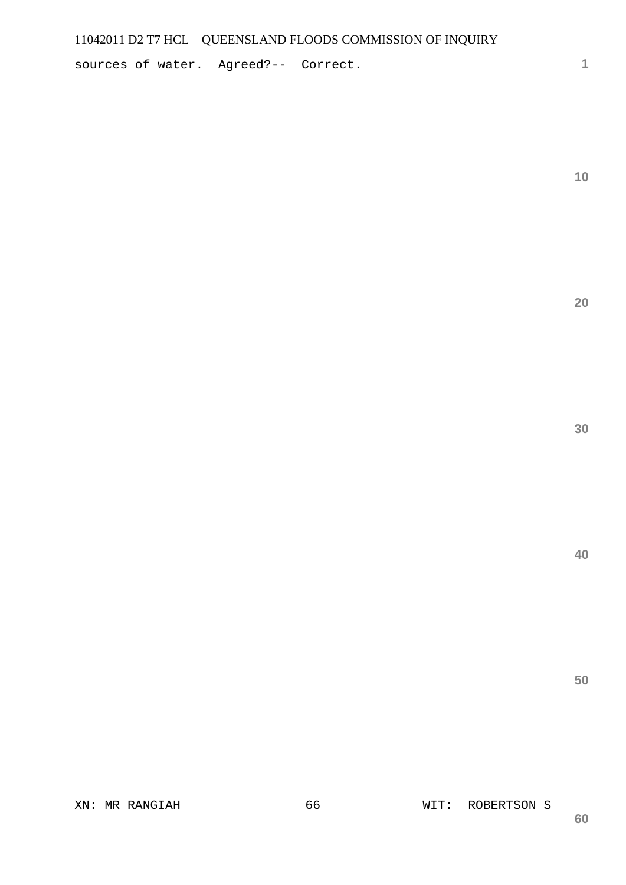sources of water. Agreed?-- Correct.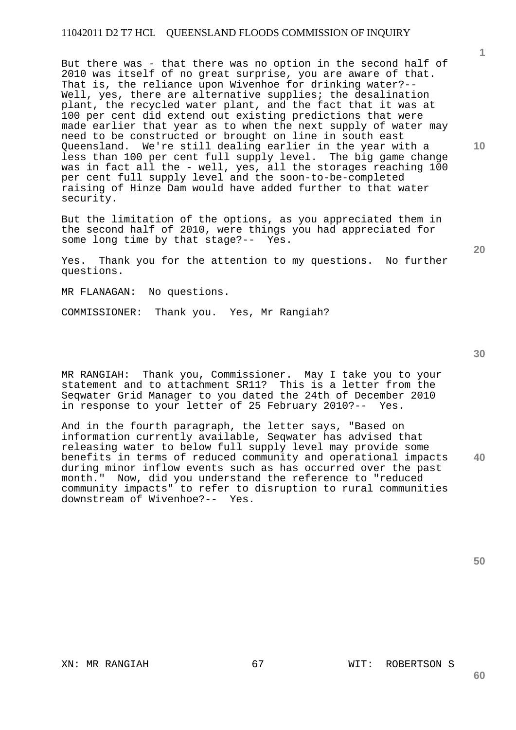But there was - that there was no option in the second half of 2010 was itself of no great surprise, you are aware of that. That is, the reliance upon Wivenhoe for drinking water?-- Well, yes, there are alternative supplies; the desalination plant, the recycled water plant, and the fact that it was at 100 per cent did extend out existing predictions that were made earlier that year as to when the next supply of water may need to be constructed or brought on line in south east Queensland. We're still dealing earlier in the year with a less than 100 per cent full supply level. The big game change was in fact all the - well, yes, all the storages reaching 100 per cent full supply level and the soon-to-be-completed raising of Hinze Dam would have added further to that water security.

But the limitation of the options, as you appreciated them in the second half of 2010, were things you had appreciated for some long time by that stage?-- Yes.

Yes. Thank you for the attention to my questions. No further questions.

MR FLANAGAN: No questions.

COMMISSIONER: Thank you. Yes, Mr Rangiah?

MR RANGIAH: Thank you, Commissioner. May I take you to your statement and to attachment SR11? This is a letter from the Seqwater Grid Manager to you dated the 24th of December 2010 in response to your letter of 25 February 2010?-- Yes.

And in the fourth paragraph, the letter says, "Based on information currently available, Seqwater has advised that releasing water to below full supply level may provide some benefits in terms of reduced community and operational impacts during minor inflow events such as has occurred over the past month." Now, did you understand the reference to "reduced community impacts" to refer to disruption to rural communities downstream of Wivenhoe?-- Yes.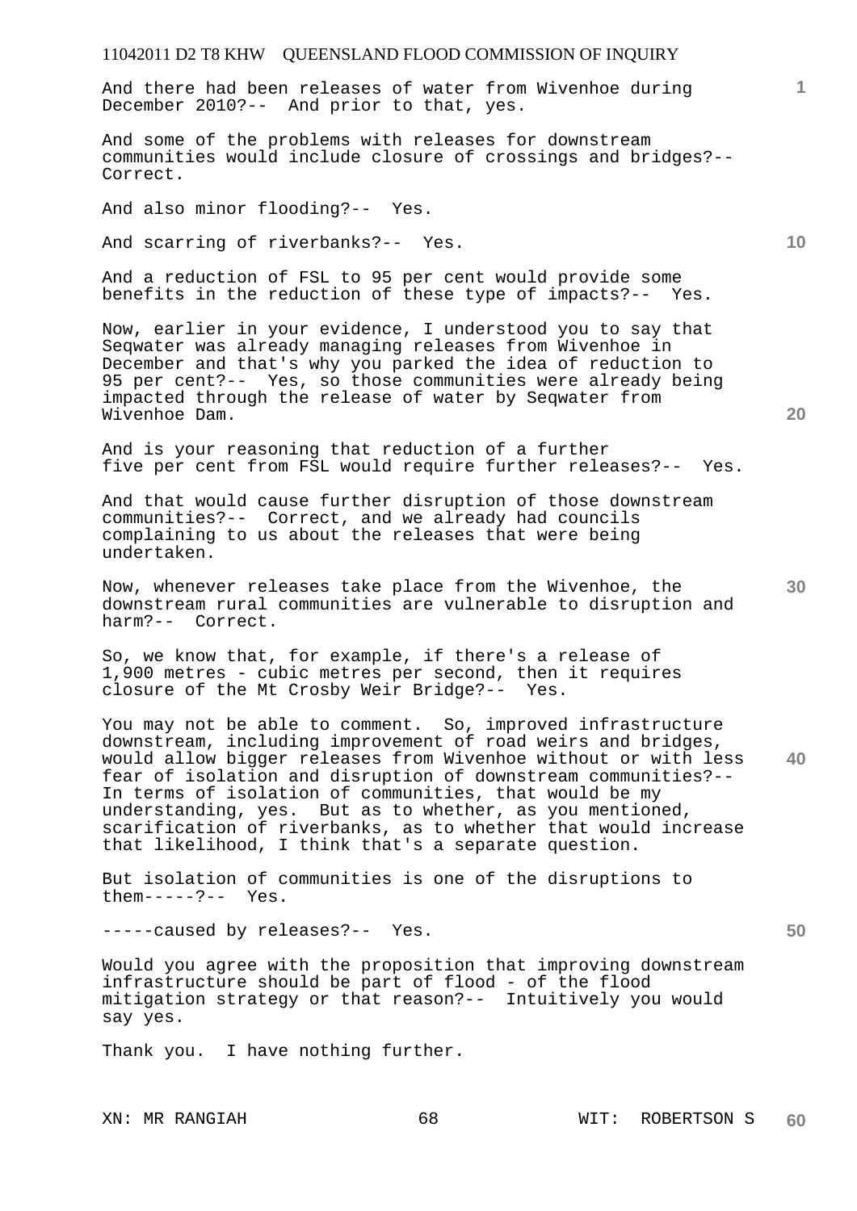And there had been releases of water from Wivenhoe during December 2010?-- And prior to that, yes.

And some of the problems with releases for downstream communities would include closure of crossings and bridges?-- Correct.

And also minor flooding?-- Yes.

And scarring of riverbanks?-- Yes.

And a reduction of FSL to 95 per cent would provide some benefits in the reduction of these type of impacts?-- Yes.

Now, earlier in your evidence, I understood you to say that Seqwater was already managing releases from Wivenhoe in December and that's why you parked the idea of reduction to 95 per cent?-- Yes, so those communities were already being impacted through the release of water by Seqwater from Wivenhoe Dam.

And is your reasoning that reduction of a further five per cent from FSL would require further releases?-- Yes.

And that would cause further disruption of those downstream communities?-- Correct, and we already had councils complaining to us about the releases that were being undertaken.

Now, whenever releases take place from the Wivenhoe, the downstream rural communities are vulnerable to disruption and harm?-- Correct.

So, we know that, for example, if there's a release of 1,900 metres - cubic metres per second, then it requires closure of the Mt Crosby Weir Bridge?-- Yes.

You may not be able to comment. So, improved infrastructure downstream, including improvement of road weirs and bridges, would allow bigger releases from Wivenhoe without or with less fear of isolation and disruption of downstream communities?-- In terms of isolation of communities, that would be my understanding, yes. But as to whether, as you mentioned, scarification of riverbanks, as to whether that would increase that likelihood, I think that's a separate question.

But isolation of communities is one of the disruptions to them-----?-- Yes.

-----caused by releases?-- Yes.

Would you agree with the proposition that improving downstream infrastructure should be part of flood - of the flood mitigation strategy or that reason?-- Intuitively you would say yes.

Thank you. I have nothing further.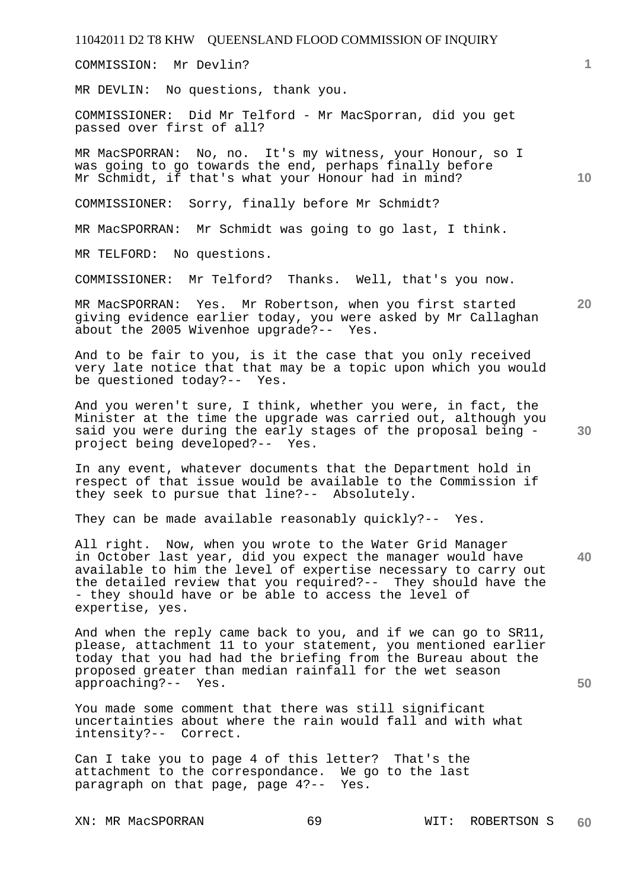COMMISSION: Mr Devlin?

MR DEVLIN: No questions, thank you.

COMMISSIONER: Did Mr Telford - Mr MacSporran, did you get passed over first of all?

MR MacSPORRAN: No, no. It's my witness, your Honour, so I was going to go towards the end, perhaps finally before Mr Schmidt, if that's what your Honour had in mind?

COMMISSIONER: Sorry, finally before Mr Schmidt?

MR MacSPORRAN: Mr Schmidt was going to go last, I think.

MR TELFORD: No questions.

COMMISSIONER: Mr Telford? Thanks. Well, that's you now.

MR MacSPORRAN: Yes. Mr Robertson, when you first started giving evidence earlier today, you were asked by Mr Callaghan about the 2005 Wivenhoe upgrade?-- Yes.

And to be fair to you, is it the case that you only received very late notice that that may be a topic upon which you would be questioned today?-- Yes.

And you weren't sure, I think, whether you were, in fact, the Minister at the time the upgrade was carried out, although you said you were during the early stages of the proposal being - project being developed?-- Yes.

In any event, whatever documents that the Department hold in respect of that issue would be available to the Commission if they seek to pursue that line?-- Absolutely.

They can be made available reasonably quickly?-- Yes.

All right. Now, when you wrote to the Water Grid Manager in October last year, did you expect the manager would have available to him the level of expertise necessary to carry out the detailed review that you required?-- They should have the - they should have or be able to access the level of expertise, yes.

And when the reply came back to you, and if we can go to SR11, please, attachment 11 to your statement, you mentioned earlier today that you had had the briefing from the Bureau about the proposed greater than median rainfall for the wet season approaching?-- Yes.

You made some comment that there was still significant uncertainties about where the rain would fall and with what intensity?-- Correct.

Can I take you to page 4 of this letter? That's the attachment to the correspondance. We go to the last paragraph on that page, page 4?-- Yes.

XN: MR MacSPORRAN WIT: ROBERTSON S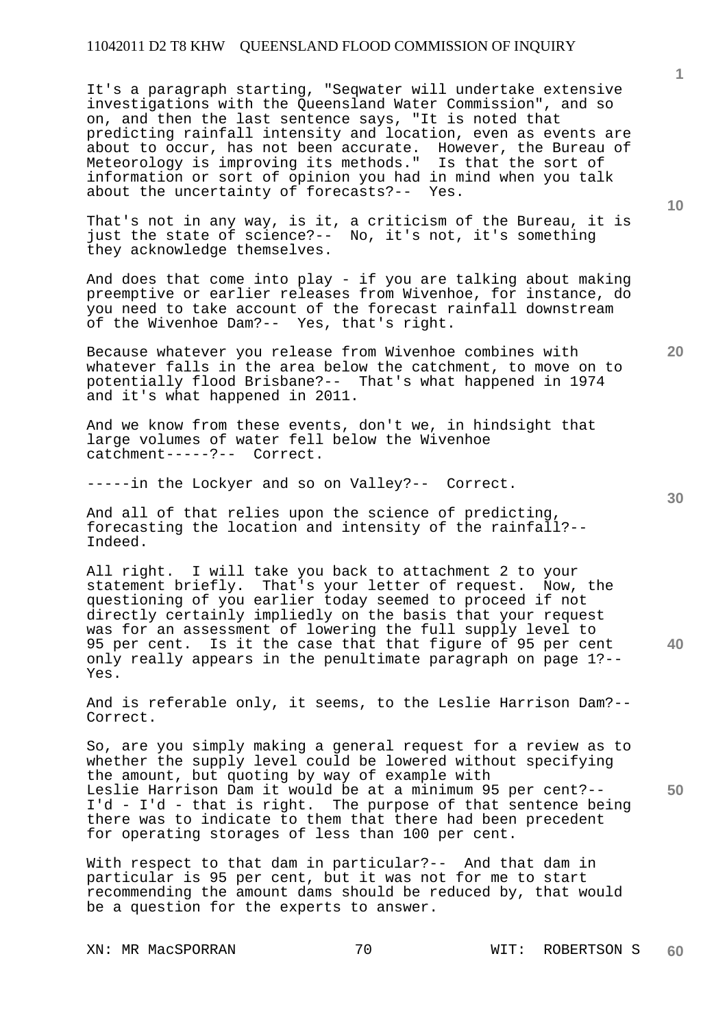It's a paragraph starting, "Seqwater will undertake extensive investigations with the Queensland Water Commission", and so on, and then the last sentence says, "It is noted that predicting rainfall intensity and location, even as events are about to occur, has not been accurate. However, the Bureau of Meteorology is improving its methods." Is that the sort of information or sort of opinion you had in mind when you talk about the uncertainty of forecasts?-- Yes.

That's not in any way, is it, a criticism of the Bureau, it is just the state of science?-- No, it's not, it's something they acknowledge themselves.

And does that come into play - if you are talking about making preemptive or earlier releases from Wivenhoe, for instance, do you need to take account of the forecast rainfall downstream of the Wivenhoe Dam?-- Yes, that's right.

Because whatever you release from Wivenhoe combines with whatever falls in the area below the catchment, to move on to potentially flood Brisbane?-- That's what happened in 1974 and it's what happened in 2011.

And we know from these events, don't we, in hindsight that large volumes of water fell below the Wivenhoe catchment-----?-- Correct.

-----in the Lockyer and so on Valley?-- Correct.

And all of that relies upon the science of predicting, forecasting the location and intensity of the rainfall?-- Indeed.

All right. I will take you back to attachment 2 to your statement briefly. That's your letter of request. Now, the questioning of you earlier today seemed to proceed if not directly certainly impliedly on the basis that your request was for an assessment of lowering the full supply level to 95 per cent. Is it the case that that figure of 95 per cent only really appears in the penultimate paragraph on page 1?-- Yes.

And is referable only, it seems, to the Leslie Harrison Dam?-- Correct.

So, are you simply making a general request for a review as to whether the supply level could be lowered without specifying the amount, but quoting by way of example with Leslie Harrison Dam it would be at a minimum 95 per cent?-- I'd - I'd - that is right. The purpose of that sentence being there was to indicate to them that there had been precedent for operating storages of less than 100 per cent.

With respect to that dam in particular?-- And that dam in particular is 95 per cent, but it was not for me to start recommending the amount dams should be reduced by, that would be a question for the experts to answer.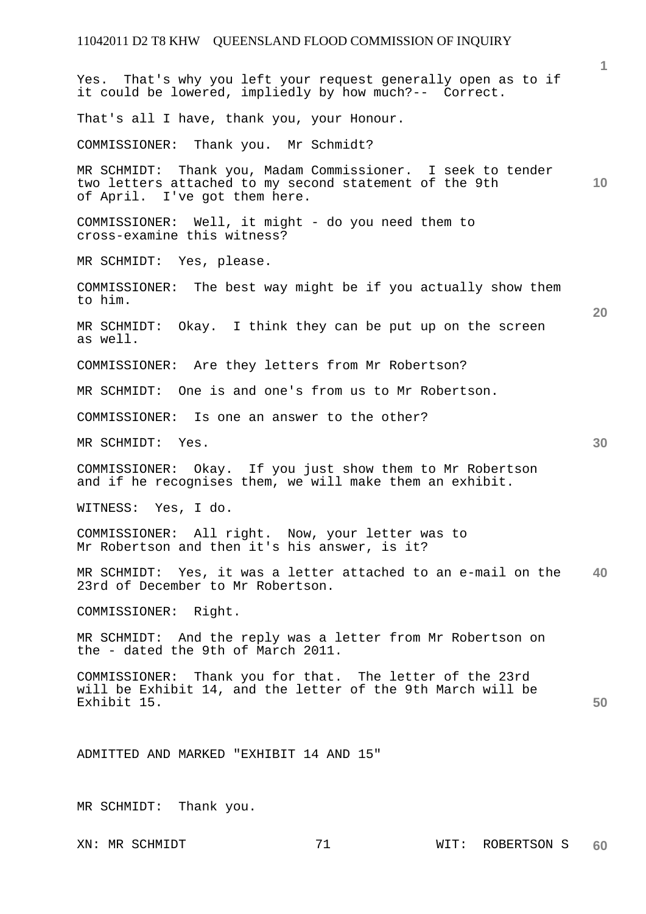Yes. That's why you left your request generally open as to if it could be lowered, impliedly by how much?-- Correct.

That's all I have, thank you, your Honour.

COMMISSIONER: Thank you. Mr Schmidt?

MR SCHMIDT: Thank you, Madam Commissioner. I seek to tender two letters attached to my second statement of the 9th of April. I've got them here.

COMMISSIONER: Well, it might - do you need them to cross-examine this witness?

MR SCHMIDT: Yes, please.

COMMISSIONER: The best way might be if you actually show them to him.

MR SCHMIDT: Okay. I think they can be put up on the screen as well.

COMMISSIONER: Are they letters from Mr Robertson?

MR SCHMIDT: One is and one's from us to Mr Robertson.

COMMISSIONER: Is one an answer to the other?

MR SCHMIDT: Yes.

COMMISSIONER: Okay. If you just show them to Mr Robertson and if he recognises them, we will make them an exhibit.

WITNESS: Yes, I do.

COMMISSIONER: All right. Now, your letter was to Mr Robertson and then it's his answer, is it?

MR SCHMIDT: Yes, it was a letter attached to an e-mail on the 23rd of December to Mr Robertson.

COMMISSIONER: Right.

MR SCHMIDT: And the reply was a letter from Mr Robertson on the - dated the 9th of March 2011.

COMMISSIONER: Thank you for that. The letter of the 23rd will be Exhibit 14, and the letter of the 9th March will be Exhibit 15.

ADMITTED AND MARKED "EXHIBIT 14 AND 15"

MR SCHMIDT: Thank you.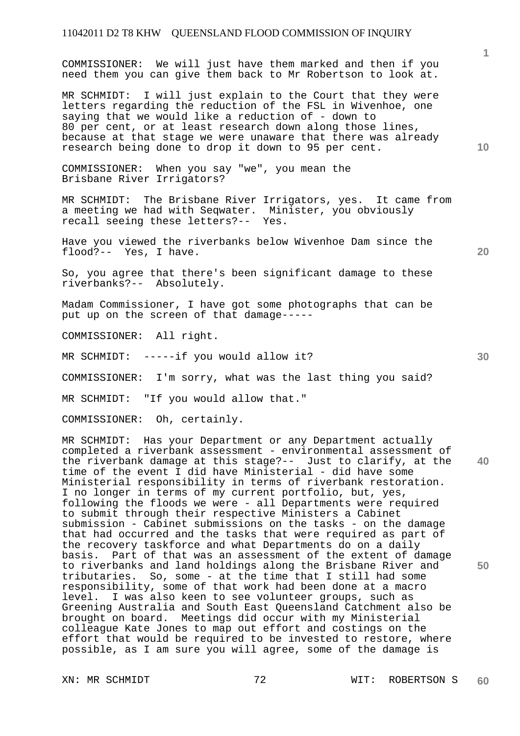COMMISSIONER: We will just have them marked and then if you need them you can give them back to Mr Robertson to look at.

MR SCHMIDT: I will just explain to the Court that they were letters regarding the reduction of the FSL in Wivenhoe, one saying that we would like a reduction of - down to 80 per cent, or at least research down along those lines, because at that stage we were unaware that there was already research being done to drop it down to 95 per cent.

COMMISSIONER: When you say "we", you mean the Brisbane River Irrigators?

MR SCHMIDT: The Brisbane River Irrigators, yes. It came from a meeting we had with Seqwater. Minister, you obviously recall seeing these letters?-- Yes.

Have you viewed the riverbanks below Wivenhoe Dam since the flood?-- Yes, I have.

So, you agree that there's been significant damage to these riverbanks?-- Absolutely.

Madam Commissioner, I have got some photographs that can be put up on the screen of that damage-----

COMMISSIONER: All right.

MR SCHMIDT: -----if you would allow it?

COMMISSIONER: I'm sorry, what was the last thing you said?

MR SCHMIDT: "If you would allow that."

COMMISSIONER: Oh, certainly.

MR SCHMIDT: Has your Department or any Department actually completed a riverbank assessment - environmental assessment of the riverbank damage at this stage?-- Just to clarify, at the time of the event I did have Ministerial - did have some Ministerial responsibility in terms of riverbank restoration. I no longer in terms of my current portfolio, but, yes, following the floods we were - all Departments were required to submit through their respective Ministers a Cabinet submission - Cabinet submissions on the tasks - on the damage that had occurred and the tasks that were required as part of the recovery taskforce and what Departments do on a daily basis. Part of that was an assessment of the extent of damage to riverbanks and land holdings along the Brisbane River and tributaries. So, some - at the time that I still had some responsibility, some of that work had been done at a macro level. I was also keen to see volunteer groups, such as Greening Australia and South East Queensland Catchment also be brought on board. Meetings did occur with my Ministerial colleague Kate Jones to map out effort and costings on the effort that would be required to be invested to restore, where possible, as I am sure you will agree, some of the damage is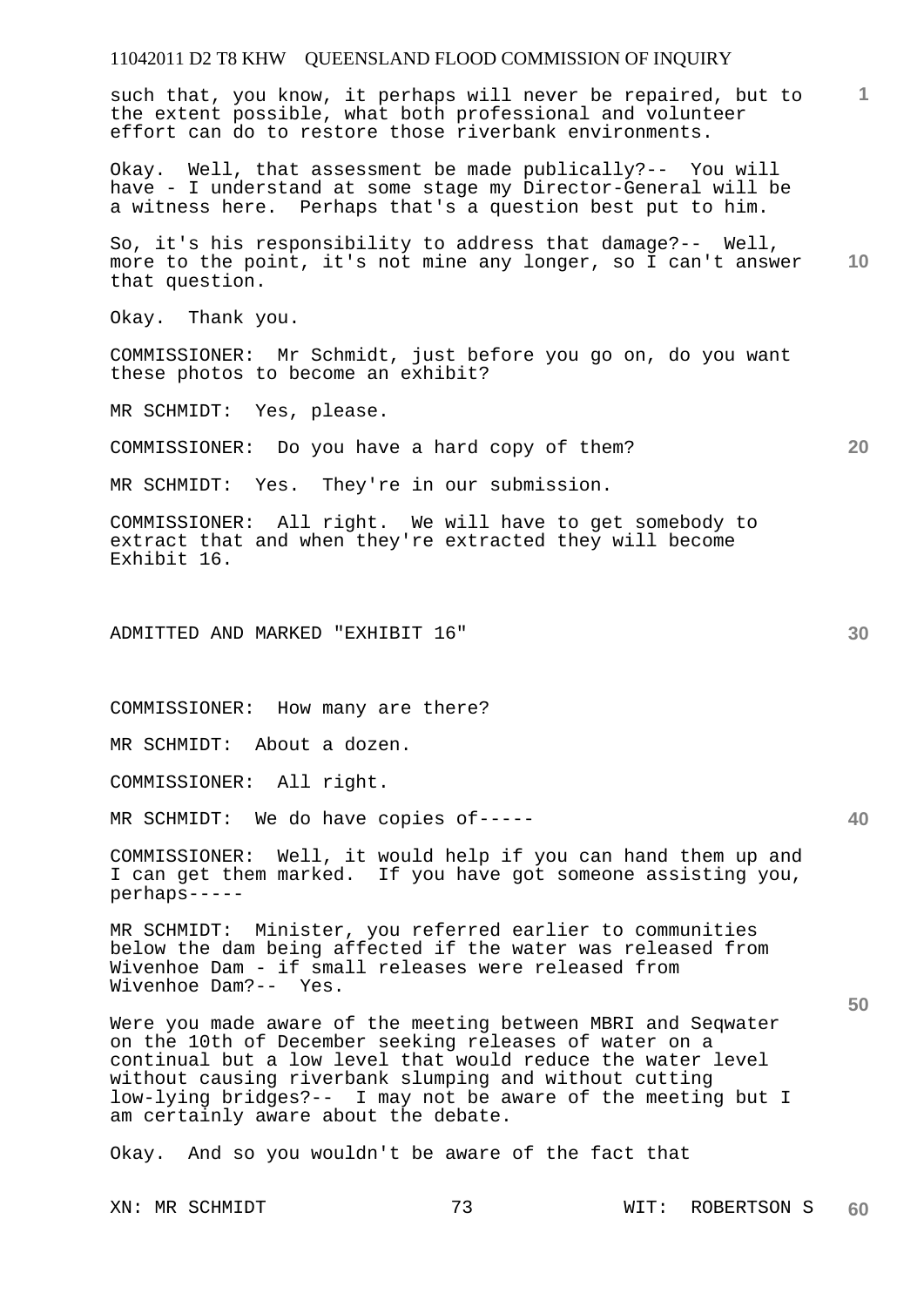such that, you know, it perhaps will never be repaired, but to the extent possible, what both professional and volunteer effort can do to restore those riverbank environments.

Okay. Well, that assessment be made publically?-- You will have - I understand at some stage my Director-General will be a witness here. Perhaps that's a question best put to him.

So, it's his responsibility to address that damage?-- Well, more to the point, it's not mine any longer, so I can't answer that question.

Okay. Thank you.

COMMISSIONER: Mr Schmidt, just before you go on, do you want these photos to become an exhibit?

MR SCHMIDT: Yes, please.

COMMISSIONER: Do you have a hard copy of them?

MR SCHMIDT: Yes. They're in our submission.

COMMISSIONER: All right. We will have to get somebody to extract that and when they're extracted they will become Exhibit 16.

ADMITTED AND MARKED "EXHIBIT 16"

COMMISSIONER: How many are there?

MR SCHMIDT: About a dozen.

COMMISSIONER: All right.

MR SCHMIDT: We do have copies of-----

COMMISSIONER: Well, it would help if you can hand them up and I can get them marked. If you have got someone assisting you, perhaps-----

MR SCHMIDT: Minister, you referred earlier to communities below the dam being affected if the water was released from Wivenhoe Dam - if small releases were released from Wivenhoe Dam?-- Yes.

Were you made aware of the meeting between MBRI and Seqwater on the 10th of December seeking releases of water on a continual but a low level that would reduce the water level without causing riverbank slumping and without cutting low-lying bridges?-- I may not be aware of the meeting but I am certainly aware about the debate.

Okay. And so you wouldn't be aware of the fact that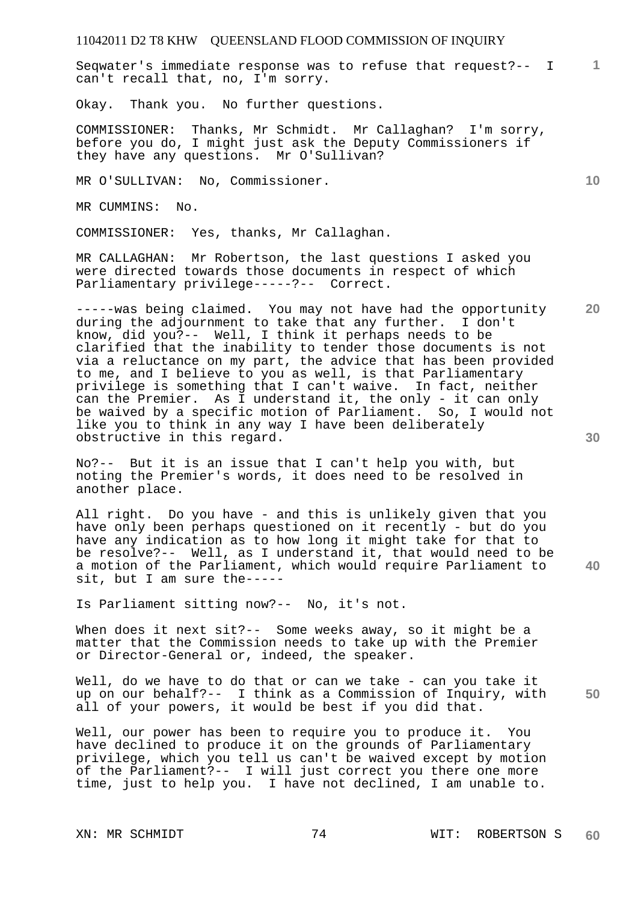Seqwater's immediate response was to refuse that request?-- I can't recall that, no, I'm sorry.

Okay. Thank you. No further questions.

COMMISSIONER: Thanks, Mr Schmidt. Mr Callaghan? I'm sorry, before you do, I might just ask the Deputy Commissioners if they have any questions. Mr O'Sullivan?

MR O'SULLIVAN: No, Commissioner.

MR CUMMINS: No.

COMMISSIONER: Yes, thanks, Mr Callaghan.

MR CALLAGHAN: Mr Robertson, the last questions I asked you were directed towards those documents in respect of which Parliamentary privilege-----?-- Correct.

-----was being claimed. You may not have had the opportunity during the adjournment to take that any further. I don't know, did you?-- Well, I think it perhaps needs to be clarified that the inability to tender those documents is not via a reluctance on my part, the advice that has been provided to me, and I believe to you as well, is that Parliamentary privilege is something that I can't waive. In fact, neither can the Premier. As I understand it, the only - it can only be waived by a specific motion of Parliament. So, I would not like you to think in any way I have been deliberately obstructive in this regard.

No?-- But it is an issue that I can't help you with, but noting the Premier's words, it does need to be resolved in another place.

All right. Do you have - and this is unlikely given that you have only been perhaps questioned on it recently - but do you have any indication as to how long it might take for that to be resolve?-- Well, as I understand it, that would need to be a motion of the Parliament, which would require Parliament to sit, but I am sure the-----

Is Parliament sitting now?-- No, it's not.

When does it next sit?-- Some weeks away, so it might be a matter that the Commission needs to take up with the Premier or Director-General or, indeed, the speaker.

Well, do we have to do that or can we take - can you take it up on our behalf?-- I think as a Commission of Inquiry, with all of your powers, it would be best if you did that.

Well, our power has been to require you to produce it. You have declined to produce it on the grounds of Parliamentary privilege, which you tell us can't be waived except by motion of the Parliament?-- I will just correct you there one more time, just to help you. I have not declined, I am unable to.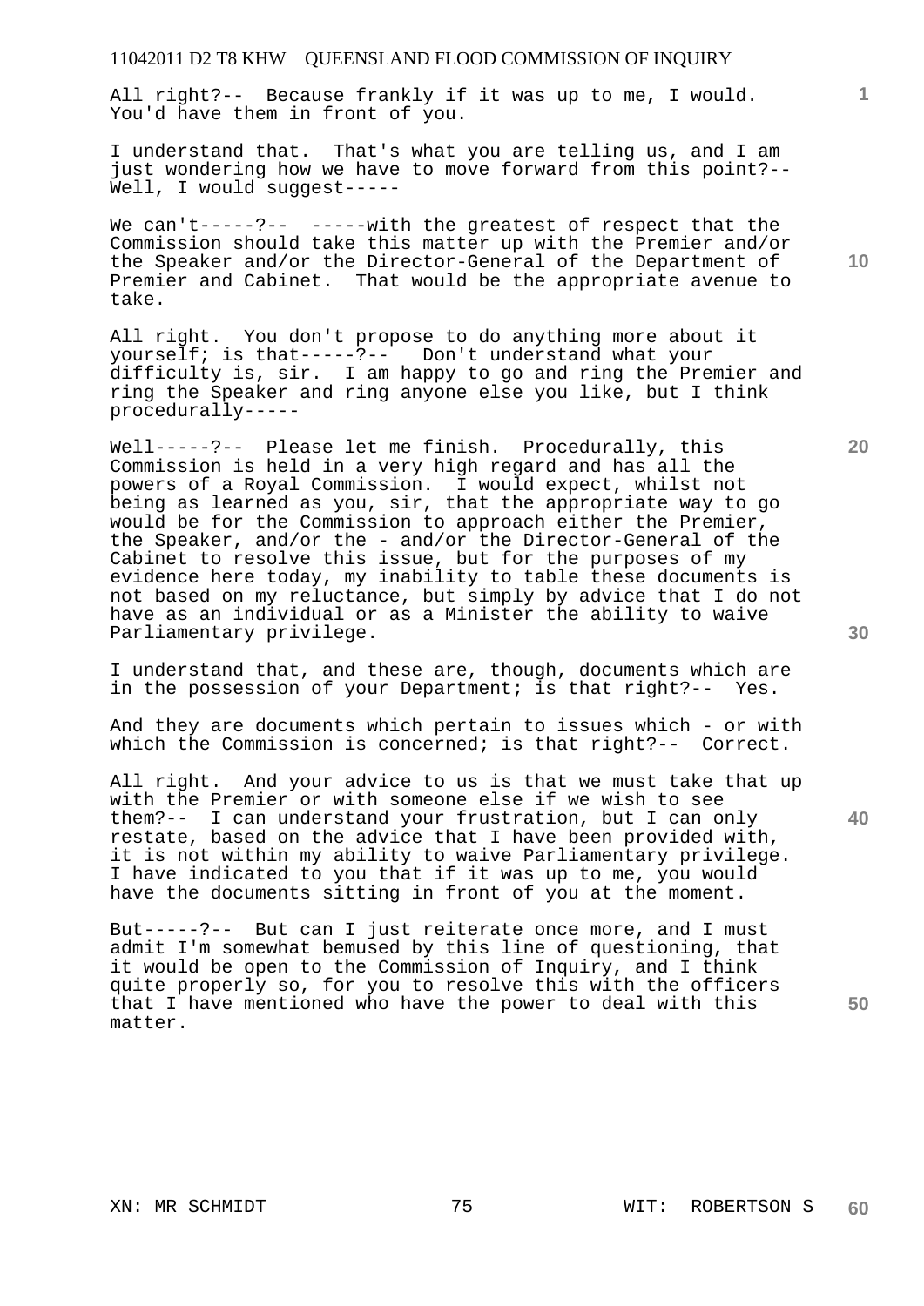All right?-- Because frankly if it was up to me, I would. You'd have them in front of you.

I understand that. That's what you are telling us, and I am just wondering how we have to move forward from this point?-- Well, I would suggest-----

We can't-----?-- -----with the greatest of respect that the Commission should take this matter up with the Premier and/or the Speaker and/or the Director-General of the Department of Premier and Cabinet. That would be the appropriate avenue to take.

All right. You don't propose to do anything more about it yourself; is that-----?-- Don't understand what your difficulty is, sir. I am happy to go and ring the Premier and ring the Speaker and ring anyone else you like, but I think procedurally-----

Well-----?-- Please let me finish. Procedurally, this Commission is held in a very high regard and has all the powers of a Royal Commission. I would expect, whilst not being as learned as you, sir, that the appropriate way to go would be for the Commission to approach either the Premier, the Speaker, and/or the - and/or the Director-General of the Cabinet to resolve this issue, but for the purposes of my evidence here today, my inability to table these documents is not based on my reluctance, but simply by advice that I do not have as an individual or as a Minister the ability to waive Parliamentary privilege.

I understand that, and these are, though, documents which are in the possession of your Department; is that right?-- Yes.

And they are documents which pertain to issues which - or with which the Commission is concerned; is that right?-- Correct.

All right. And your advice to us is that we must take that up with the Premier or with someone else if we wish to see them?-- I can understand your frustration, but I can only restate, based on the advice that I have been provided with, it is not within my ability to waive Parliamentary privilege. I have indicated to you that if it was up to me, you would have the documents sitting in front of you at the moment.

But-----?-- But can I just reiterate once more, and I must admit I'm somewhat bemused by this line of questioning, that it would be open to the Commission of Inquiry, and I think quite properly so, for you to resolve this with the officers that I have mentioned who have the power to deal with this matter.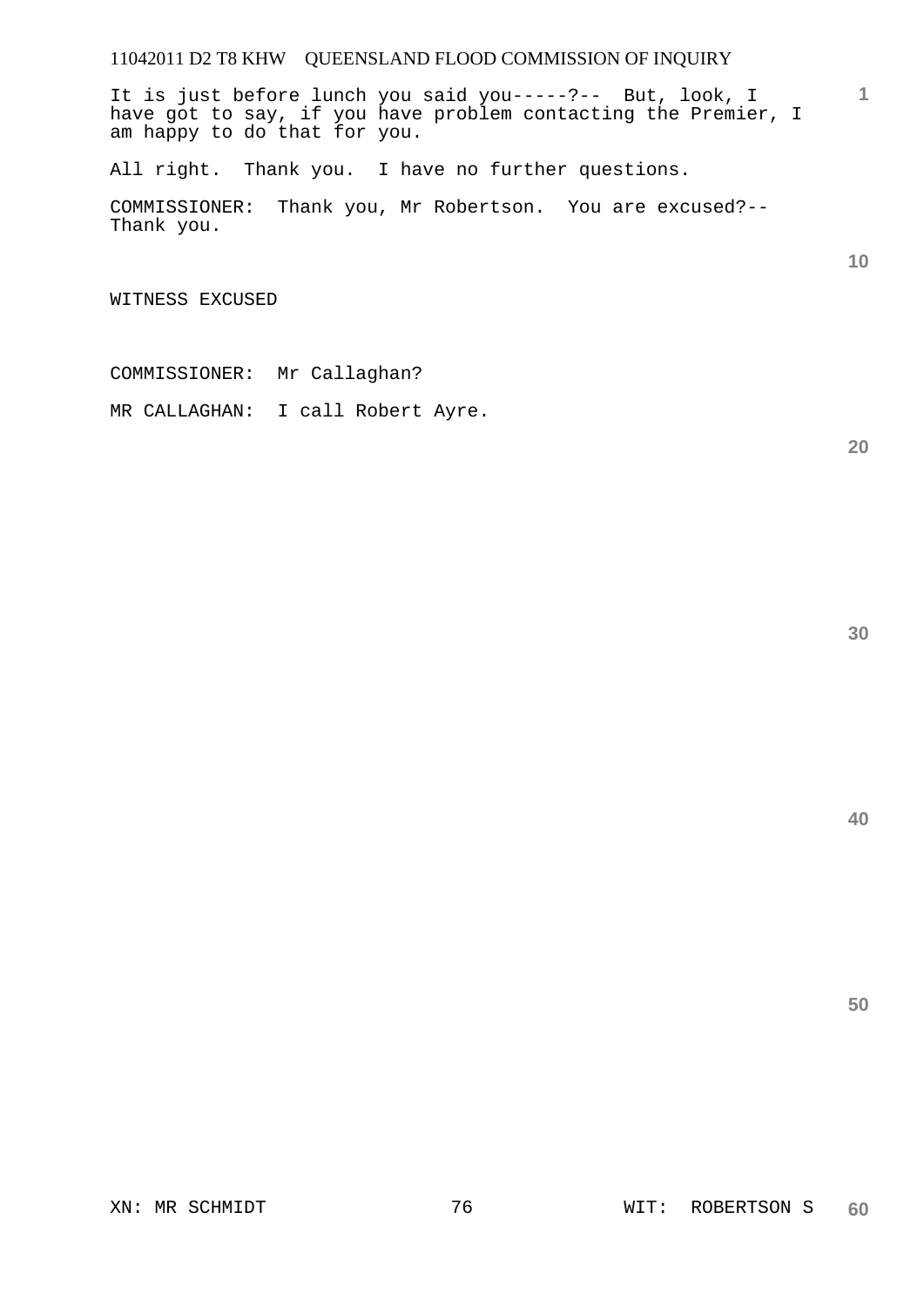It is just before lunch you said you-----?-- But, look, I have got to say, if you have problem contacting the Premier, I am happy to do that for you.

All right. Thank you. I have no further questions.

COMMISSIONER: Thank you, Mr Robertson. You are excused?-- Thank you.

WITNESS EXCUSED

COMMISSIONER: Mr Callaghan?

MR CALLAGHAN: I call Robert Ayre.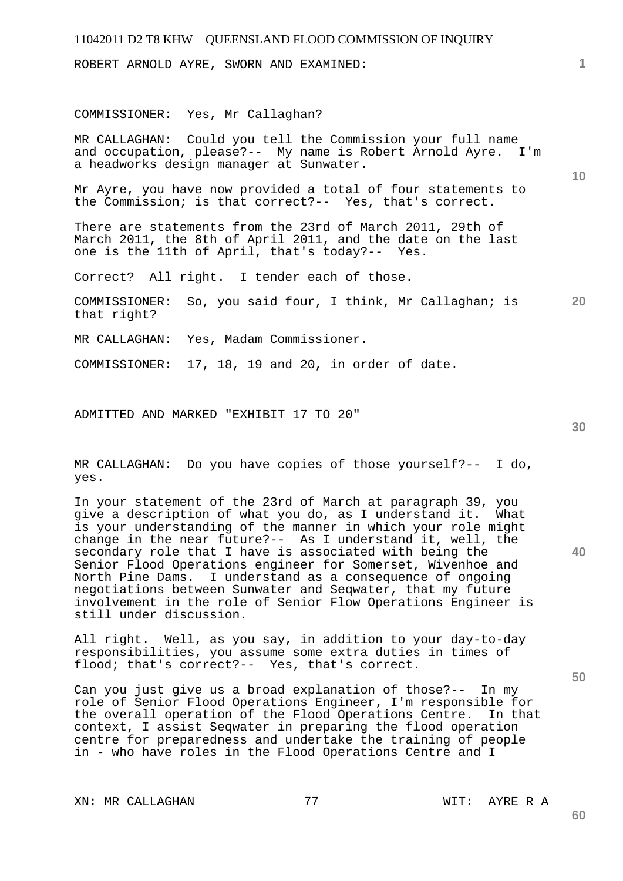ROBERT ARNOLD AYRE, SWORN AND EXAMINED:

COMMISSIONER: Yes, Mr Callaghan?

MR CALLAGHAN: Could you tell the Commission your full name and occupation, please?-- My name is Robert Arnold Ayre. I'm a headworks design manager at Sunwater.

Mr Ayre, you have now provided a total of four statements to the Commission; is that correct?-- Yes, that's correct.

There are statements from the 23rd of March 2011, 29th of March 2011, the 8th of April 2011, and the date on the last one is the 11th of April, that's today?-- Yes.

Correct? All right. I tender each of those.

COMMISSIONER: So, you said four, I think, Mr Callaghan; is that right?

MR CALLAGHAN: Yes, Madam Commissioner.

COMMISSIONER: 17, 18, 19 and 20, in order of date.

ADMITTED AND MARKED "EXHIBIT 17 TO 20"

MR CALLAGHAN: Do you have copies of those yourself?-- I do, yes.

In your statement of the 23rd of March at paragraph 39, you give a description of what you do, as I understand it. What is your understanding of the manner in which your role might change in the near future?-- As I understand it, well, the secondary role that I have is associated with being the Senior Flood Operations engineer for Somerset, Wivenhoe and North Pine Dams. I understand as a consequence of ongoing negotiations between Sunwater and Seqwater, that my future involvement in the role of Senior Flow Operations Engineer is still under discussion.

All right. Well, as you say, in addition to your day-to-day responsibilities, you assume some extra duties in times of flood; that's correct?-- Yes, that's correct.

Can you just give us a broad explanation of those?-- In my role of Senior Flood Operations Engineer, I'm responsible for the overall operation of the Flood Operations Centre. In that context, I assist Seqwater in preparing the flood operation centre for preparedness and undertake the training of people in - who have roles in the Flood Operations Centre and I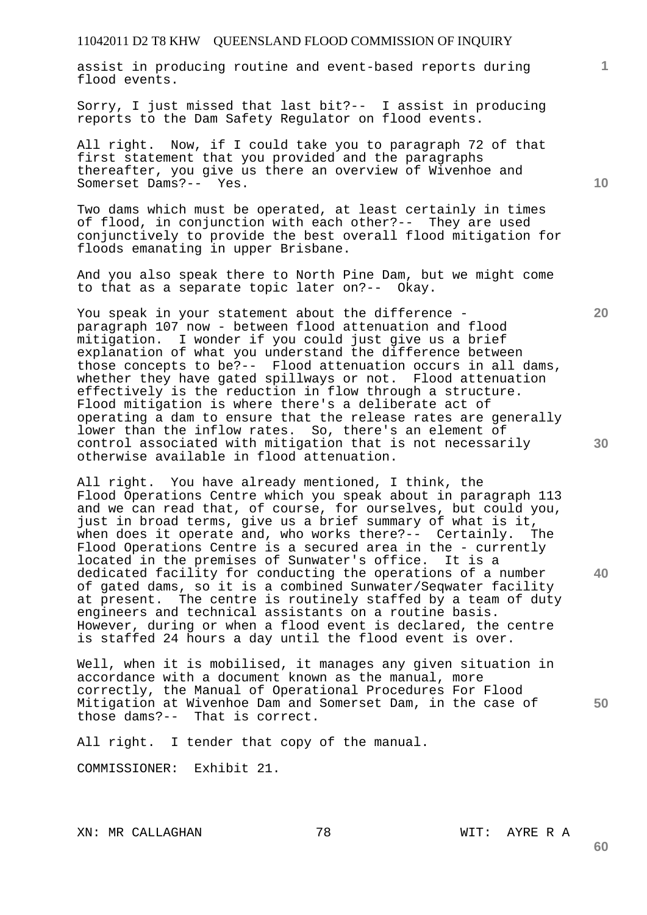assist in producing routine and event-based reports during flood events.

Sorry, I just missed that last bit?-- I assist in producing reports to the Dam Safety Regulator on flood events.

All right. Now, if I could take you to paragraph 72 of that first statement that you provided and the paragraphs thereafter, you give us there an overview of Wivenhoe and Somerset Dams?-- Yes.

Two dams which must be operated, at least certainly in times of flood, in conjunction with each other?-- They are used conjunctively to provide the best overall flood mitigation for floods emanating in upper Brisbane.

And you also speak there to North Pine Dam, but we might come to that as a separate topic later on?-- Okay.

You speak in your statement about the difference - paragraph 107 now - between flood attenuation and flood mitigation. I wonder if you could just give us a brief explanation of what you understand the difference between those concepts to be?-- Flood attenuation occurs in all dams, whether they have gated spillways or not. Flood attenuation effectively is the reduction in flow through a structure. Flood mitigation is where there's a deliberate act of operating a dam to ensure that the release rates are generally lower than the inflow rates. So, there's an element of control associated with mitigation that is not necessarily otherwise available in flood attenuation.

All right. You have already mentioned, I think, the Flood Operations Centre which you speak about in paragraph 113 and we can read that, of course, for ourselves, but could you, just in broad terms, give us a brief summary of what is it, when does it operate and, who works there?-- Certainly. The Flood Operations Centre is a secured area in the - currently located in the premises of Sunwater's office. It is a dedicated facility for conducting the operations of a number of gated dams, so it is a combined Sunwater/Seqwater facility at present. The centre is routinely staffed by a team of duty engineers and technical assistants on a routine basis. However, during or when a flood event is declared, the centre is staffed 24 hours a day until the flood event is over.

Well, when it is mobilised, it manages any given situation in accordance with a document known as the manual, more correctly, the Manual of Operational Procedures For Flood Mitigation at Wivenhoe Dam and Somerset Dam, in the case of those dams?-- That is correct.

All right. I tender that copy of the manual.

COMMISSIONER: Exhibit 21.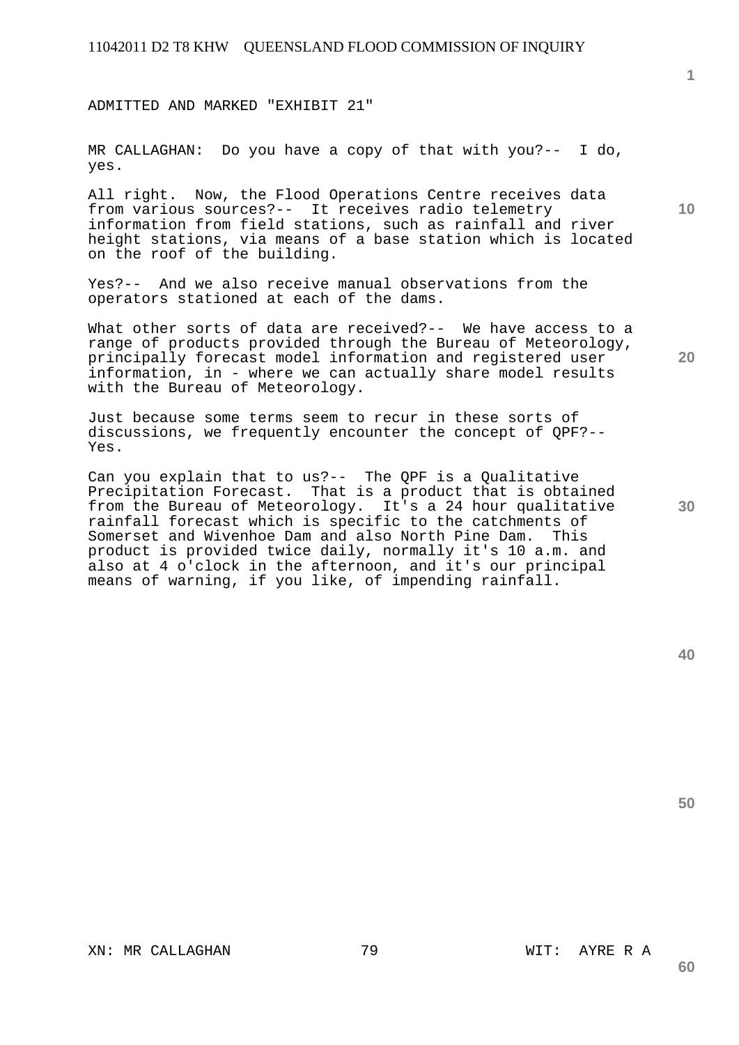ADMITTED AND MARKED "EXHIBIT 21"

MR CALLAGHAN: Do you have a copy of that with you?-- I do, yes.

All right. Now, the Flood Operations Centre receives data from various sources?-- It receives radio telemetry information from field stations, such as rainfall and river height stations, via means of a base station which is located on the roof of the building.

Yes?-- And we also receive manual observations from the operators stationed at each of the dams.

What other sorts of data are received?-- We have access to a range of products provided through the Bureau of Meteorology, principally forecast model information and registered user information, in - where we can actually share model results with the Bureau of Meteorology.

Just because some terms seem to recur in these sorts of discussions, we frequently encounter the concept of QPF?-- Yes.

Can you explain that to us?-- The QPF is a Qualitative Precipitation Forecast. That is a product that is obtained from the Bureau of Meteorology. It's a 24 hour qualitative rainfall forecast which is specific to the catchments of Somerset and Wivenhoe Dam and also North Pine Dam. This product is provided twice daily, normally it's 10 a.m. and also at 4 o'clock in the afternoon, and it's our principal means of warning, if you like, of impending rainfall.

XN: MR CALLAGHAN WIT: AYRE R A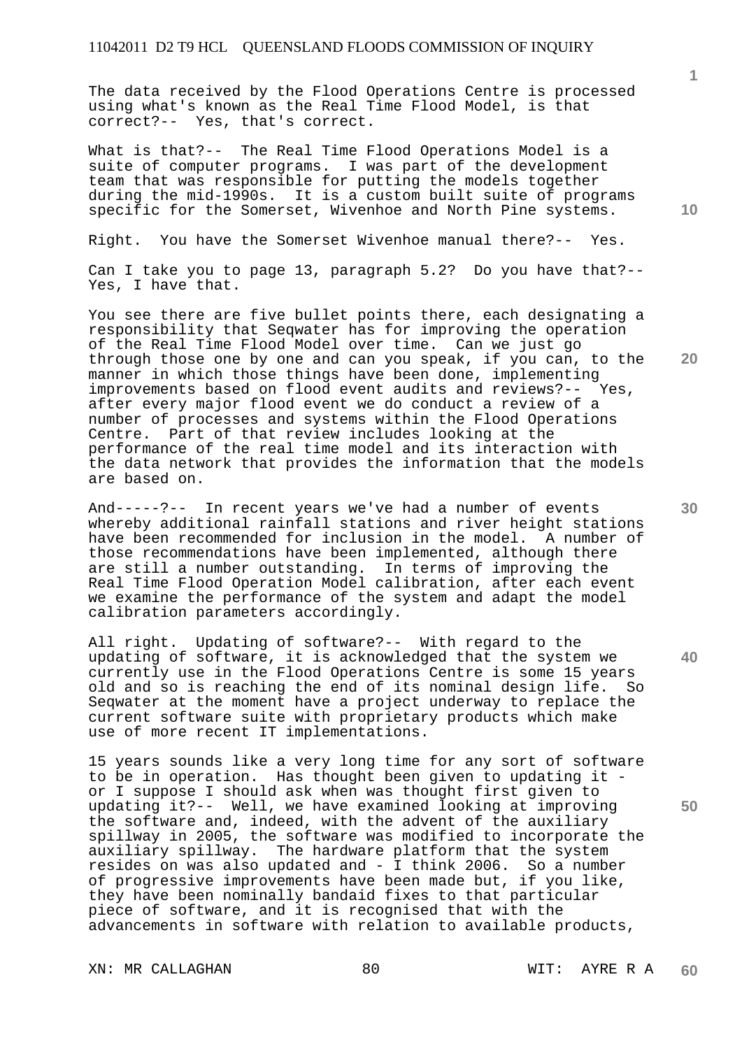The data received by the Flood Operations Centre is processed using what's known as the Real Time Flood Model, is that correct?-- Yes, that's correct.

What is that?-- The Real Time Flood Operations Model is a suite of computer programs. I was part of the development team that was responsible for putting the models together during the mid-1990s. It is a custom built suite of programs specific for the Somerset, Wivenhoe and North Pine systems.

Right. You have the Somerset Wivenhoe manual there?-- Yes.

Can I take you to page 13, paragraph 5.2? Do you have that?-- Yes, I have that.

You see there are five bullet points there, each designating a responsibility that Seqwater has for improving the operation of the Real Time Flood Model over time. Can we just go through those one by one and can you speak, if you can, to the manner in which those things have been done, implementing improvements based on flood event audits and reviews?-- Yes, after every major flood event we do conduct a review of a number of processes and systems within the Flood Operations Centre. Part of that review includes looking at the performance of the real time model and its interaction with the data network that provides the information that the models are based on.

And-----?-- In recent years we've had a number of events whereby additional rainfall stations and river height stations have been recommended for inclusion in the model. A number of those recommendations have been implemented, although there are still a number outstanding. In terms of improving the Real Time Flood Operation Model calibration, after each event we examine the performance of the system and adapt the model calibration parameters accordingly.

All right. Updating of software?-- With regard to the updating of software, it is acknowledged that the system we currently use in the Flood Operations Centre is some 15 years old and so is reaching the end of its nominal design life. So Seqwater at the moment have a project underway to replace the current software suite with proprietary products which make use of more recent IT implementations.

15 years sounds like a very long time for any sort of software to be in operation. Has thought been given to updating it - or I suppose I should ask when was thought first given to updating it?-- Well, we have examined looking at improving the software and, indeed, with the advent of the auxiliary spillway in 2005, the software was modified to incorporate the auxiliary spillway. The hardware platform that the system resides on was also updated and - I think 2006. So a number of progressive improvements have been made but, if you like, they have been nominally bandaid fixes to that particular piece of software, and it is recognised that with the advancements in software with relation to available products,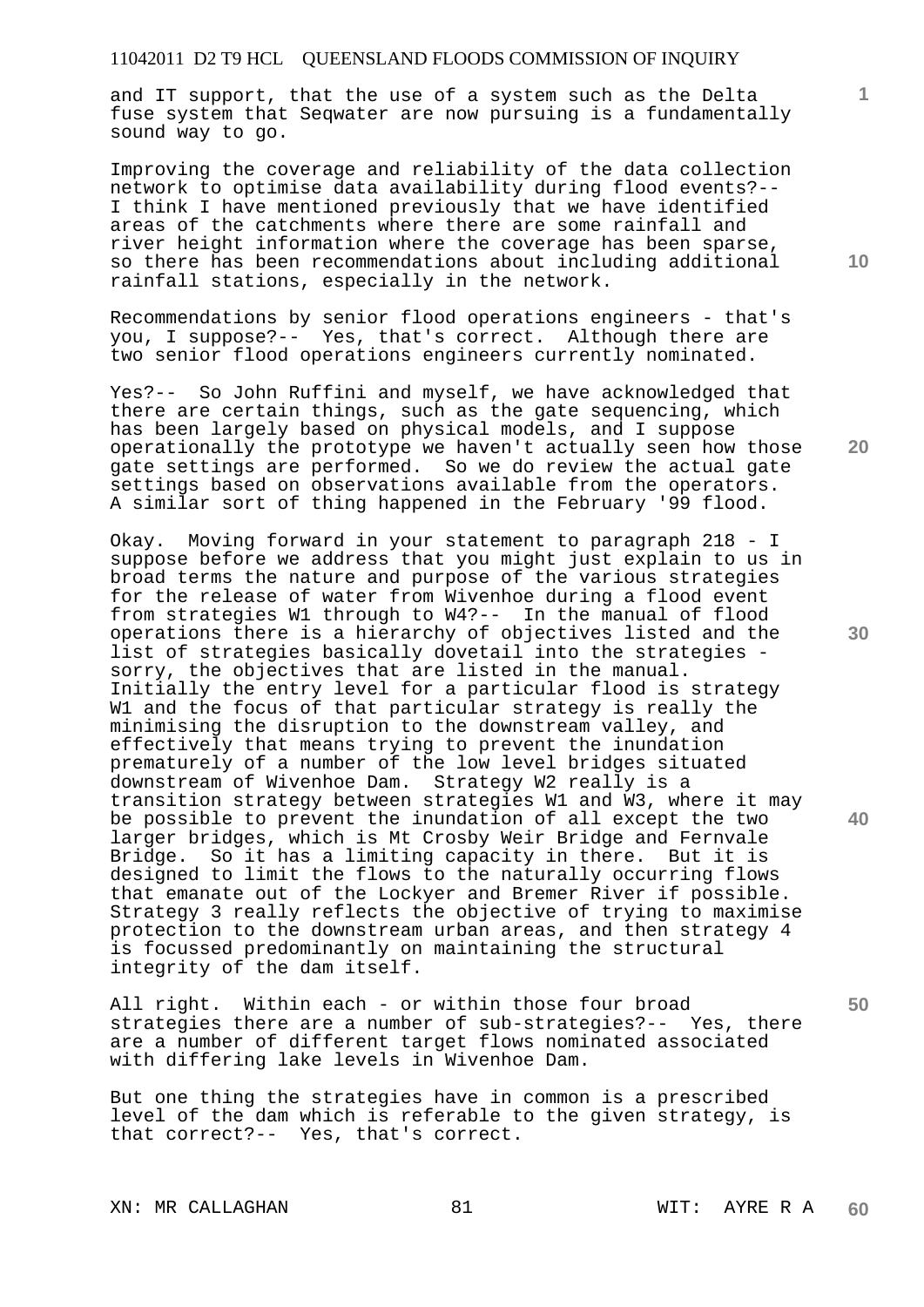and IT support, that the use of a system such as the Delta fuse system that Seqwater are now pursuing is a fundamentally sound way to go.

Improving the coverage and reliability of the data collection network to optimise data availability during flood events?-- I think I have mentioned previously that we have identified areas of the catchments where there are some rainfall and river height information where the coverage has been sparse, so there has been recommendations about including additional rainfall stations, especially in the network.

Recommendations by senior flood operations engineers - that's you, I suppose?-- Yes, that's correct. Although there are two senior flood operations engineers currently nominated.

Yes?-- So John Ruffini and myself, we have acknowledged that there are certain things, such as the gate sequencing, which has been largely based on physical models, and I suppose operationally the prototype we haven't actually seen how those gate settings are performed. So we do review the actual gate settings based on observations available from the operators. A similar sort of thing happened in the February '99 flood.

Okay. Moving forward in your statement to paragraph 218 - I suppose before we address that you might just explain to us in broad terms the nature and purpose of the various strategies for the release of water from Wivenhoe during a flood event from strategies W1 through to W4?-- In the manual of flood operations there is a hierarchy of objectives listed and the list of strategies basically dovetail into the strategies - sorry, the objectives that are listed in the manual. Initially the entry level for a particular flood is strategy W1 and the focus of that particular strategy is really the minimising the disruption to the downstream valley, and effectively that means trying to prevent the inundation prematurely of a number of the low level bridges situated downstream of Wivenhoe Dam. Strategy W2 really is a transition strategy between strategies W1 and W3, where it may be possible to prevent the inundation of all except the two larger bridges, which is Mt Crosby Weir Bridge and Fernvale Bridge. So it has a limiting capacity in there. But it is designed to limit the flows to the naturally occurring flows that emanate out of the Lockyer and Bremer River if possible. Strategy 3 really reflects the objective of trying to maximise protection to the downstream urban areas, and then strategy 4 is focussed predominantly on maintaining the structural integrity of the dam itself.

All right. Within each - or within those four broad strategies there are a number of sub-strategies?-- Yes, there are a number of different target flows nominated associated with differing lake levels in Wivenhoe Dam.

But one thing the strategies have in common is a prescribed level of the dam which is referable to the given strategy, is that correct?-- Yes, that's correct.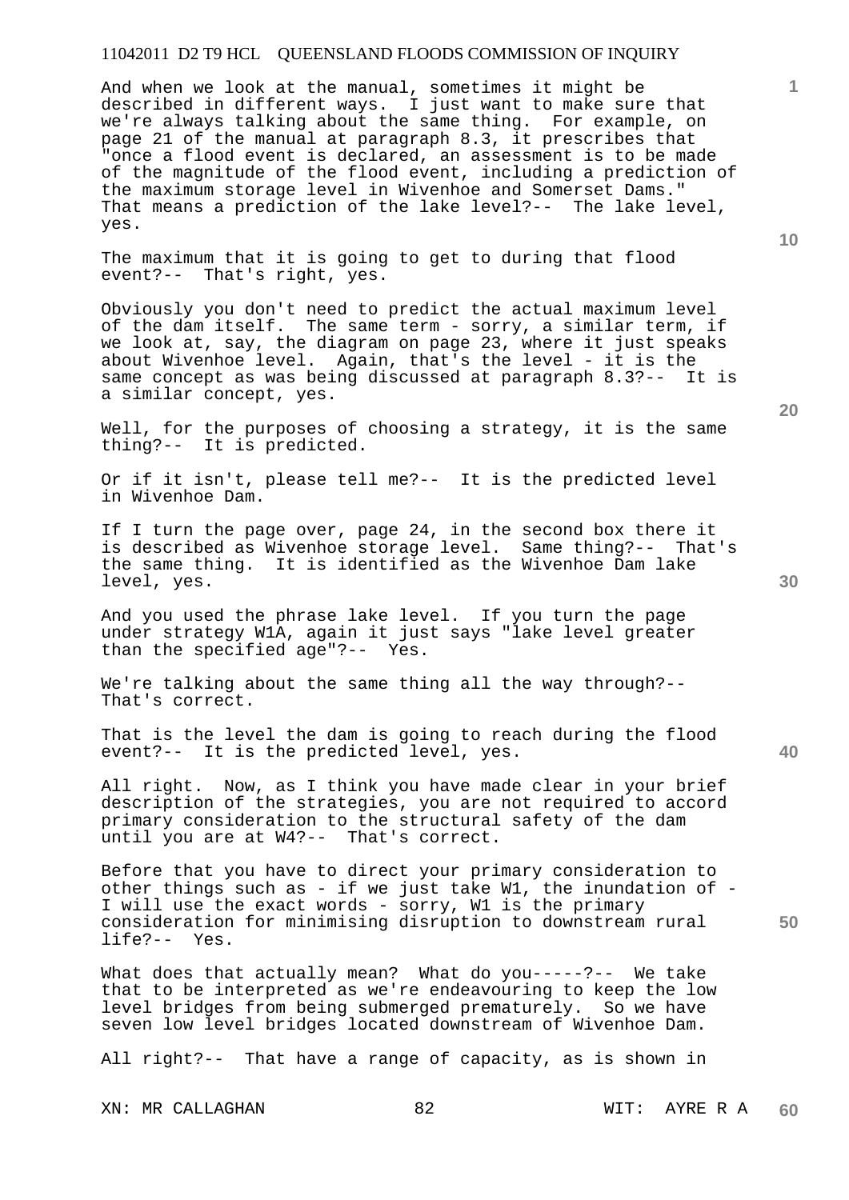And when we look at the manual, sometimes it might be described in different ways. I just want to make sure that we're always talking about the same thing. For example, on page 21 of the manual at paragraph 8.3, it prescribes that "once a flood event is declared, an assessment is to be made of the magnitude of the flood event, including a prediction of the maximum storage level in Wivenhoe and Somerset Dams." That means a prediction of the lake level?-- The lake level, yes.

The maximum that it is going to get to during that flood event?-- That's right, yes.

Obviously you don't need to predict the actual maximum level of the dam itself. The same term - sorry, a similar term, if we look at, say, the diagram on page 23, where it just speaks about Wivenhoe level. Again, that's the level - it is the same concept as was being discussed at paragraph 8.3?-- It is a similar concept, yes.

Well, for the purposes of choosing a strategy, it is the same thing?-- It is predicted.

Or if it isn't, please tell me?-- It is the predicted level in Wivenhoe Dam.

If I turn the page over, page 24, in the second box there it is described as Wivenhoe storage level. Same thing?-- That's the same thing. It is identified as the Wivenhoe Dam lake level, yes.

And you used the phrase lake level. If you turn the page under strategy W1A, again it just says "lake level greater than the specified age"?-- Yes.

We're talking about the same thing all the way through?-- That's correct.

That is the level the dam is going to reach during the flood event?-- It is the predicted level, yes.

All right. Now, as I think you have made clear in your brief description of the strategies, you are not required to accord primary consideration to the structural safety of the dam until you are at W4?-- That's correct.

Before that you have to direct your primary consideration to other things such as - if we just take W1, the inundation of - I will use the exact words - sorry, W1 is the primary consideration for minimising disruption to downstream rural life?-- Yes.

What does that actually mean? What do you-----?-- We take that to be interpreted as we're endeavouring to keep the low level bridges from being submerged prematurely. So we have seven low level bridges located downstream of Wivenhoe Dam.

All right?-- That have a range of capacity, as is shown in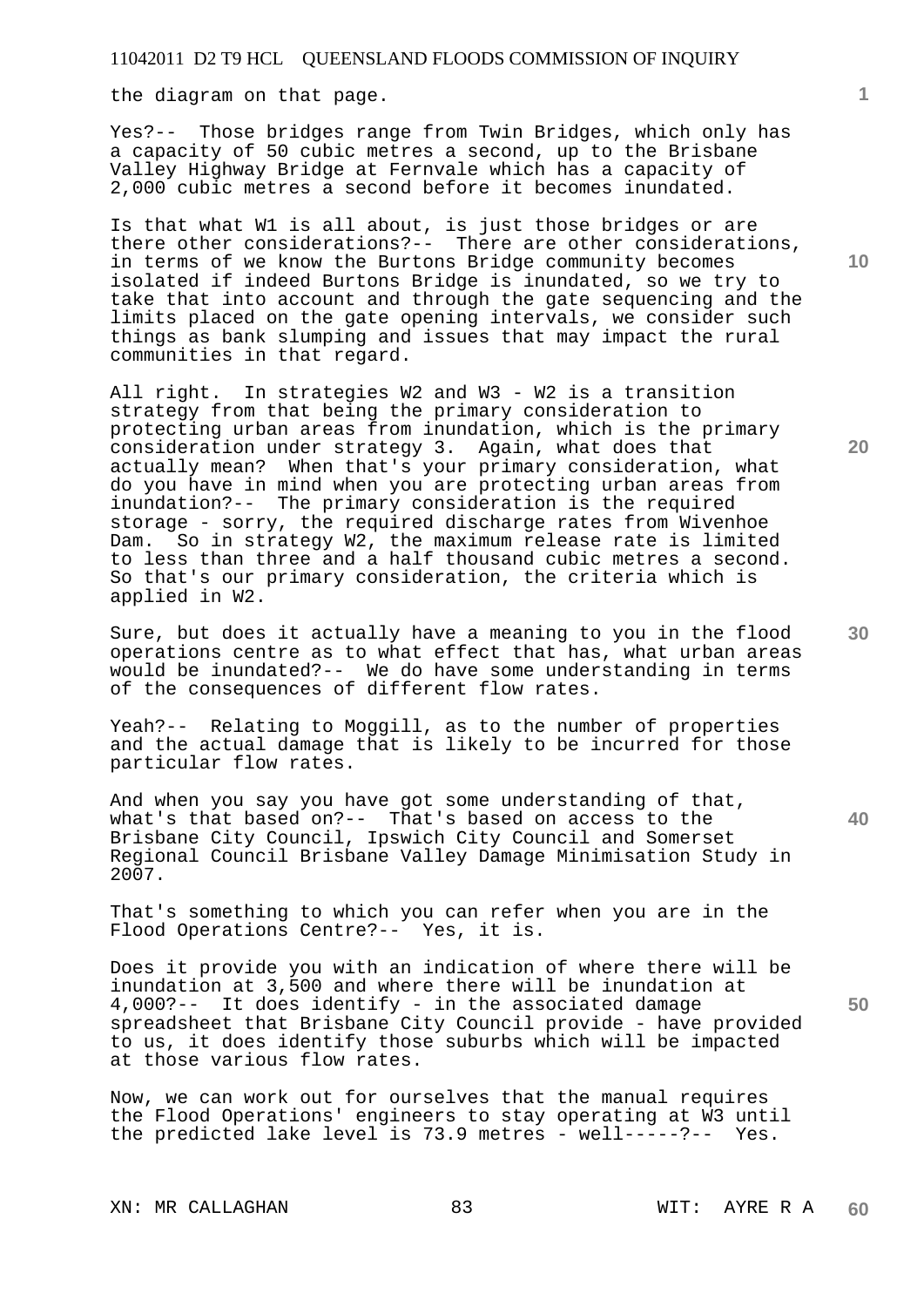the diagram on that page.

Yes?-- Those bridges range from Twin Bridges, which only has a capacity of 50 cubic metres a second, up to the Brisbane Valley Highway Bridge at Fernvale which has a capacity of 2,000 cubic metres a second before it becomes inundated.

Is that what W1 is all about, is just those bridges or are there other considerations?-- There are other considerations, in terms of we know the Burtons Bridge community becomes isolated if indeed Burtons Bridge is inundated, so we try to take that into account and through the gate sequencing and the limits placed on the gate opening intervals, we consider such things as bank slumping and issues that may impact the rural communities in that regard.

All right. In strategies W2 and W3 - W2 is a transition strategy from that being the primary consideration to protecting urban areas from inundation, which is the primary consideration under strategy 3. Again, what does that actually mean? When that's your primary consideration, what do you have in mind when you are protecting urban areas from inundation?-- The primary consideration is the required storage - sorry, the required discharge rates from Wivenhoe Dam. So in strategy W2, the maximum release rate is limited to less than three and a half thousand cubic metres a second. So that's our primary consideration, the criteria which is applied in W2.

Sure, but does it actually have a meaning to you in the flood operations centre as to what effect that has, what urban areas would be inundated?-- We do have some understanding in terms of the consequences of different flow rates.

Yeah?-- Relating to Moggill, as to the number of properties and the actual damage that is likely to be incurred for those particular flow rates.

And when you say you have got some understanding of that, what's that based on?-- That's based on access to the Brisbane City Council, Ipswich City Council and Somerset Regional Council Brisbane Valley Damage Minimisation Study in 2007.

That's something to which you can refer when you are in the Flood Operations Centre?-- Yes, it is.

Does it provide you with an indication of where there will be inundation at 3,500 and where there will be inundation at 4,000?-- It does identify - in the associated damage spreadsheet that Brisbane City Council provide - have provided to us, it does identify those suburbs which will be impacted at those various flow rates.

Now, we can work out for ourselves that the manual requires the Flood Operations' engineers to stay operating at W3 until the predicted lake level is 73.9 metres - well-----?-- Yes.

XN: MR CALLAGHAN WIT: AYRE R A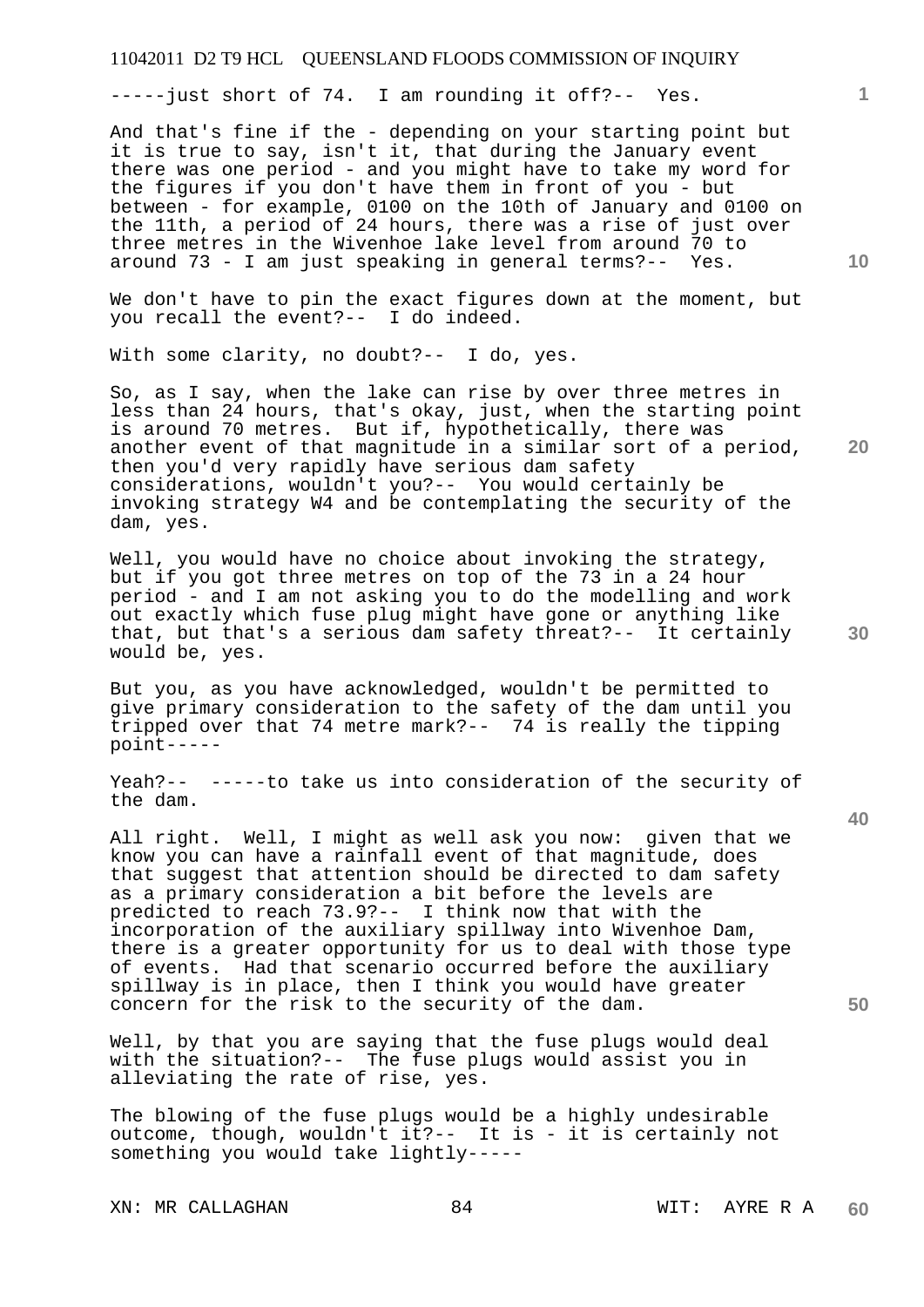-----just short of 74. I am rounding it off?-- Yes.

And that's fine if the - depending on your starting point but it is true to say, isn't it, that during the January event there was one period - and you might have to take my word for the figures if you don't have them in front of you - but between - for example, 0100 on the 10th of January and 0100 on the 11th, a period of 24 hours, there was a rise of just over three metres in the Wivenhoe lake level from around 70 to around 73 - I am just speaking in general terms?-- Yes.

We don't have to pin the exact figures down at the moment, but you recall the event?-- I do indeed.

With some clarity, no doubt?-- I do, yes.

So, as I say, when the lake can rise by over three metres in less than 24 hours, that's okay, just, when the starting point is around 70 metres. But if, hypothetically, there was another event of that magnitude in a similar sort of a period, then you'd very rapidly have serious dam safety considerations, wouldn't you?-- You would certainly be invoking strategy W4 and be contemplating the security of the dam, yes.

Well, you would have no choice about invoking the strategy, but if you got three metres on top of the 73 in a 24 hour period - and I am not asking you to do the modelling and work out exactly which fuse plug might have gone or anything like that, but that's a serious dam safety threat?-- It certainly would be, yes.

But you, as you have acknowledged, wouldn't be permitted to give primary consideration to the safety of the dam until you tripped over that 74 metre mark?-- 74 is really the tipping point-----

Yeah?-- -----to take us into consideration of the security of the dam.

All right. Well, I might as well ask you now: given that we know you can have a rainfall event of that magnitude, does that suggest that attention should be directed to dam safety as a primary consideration a bit before the levels are predicted to reach 73.9?-- I think now that with the incorporation of the auxiliary spillway into Wivenhoe Dam, there is a greater opportunity for us to deal with those type of events. Had that scenario occurred before the auxiliary spillway is in place, then I think you would have greater concern for the risk to the security of the dam.

Well, by that you are saying that the fuse plugs would deal with the situation?-- The fuse plugs would assist you in alleviating the rate of rise, yes.

The blowing of the fuse plugs would be a highly undesirable outcome, though, wouldn't it?-- It is - it is certainly not something you would take lightly-----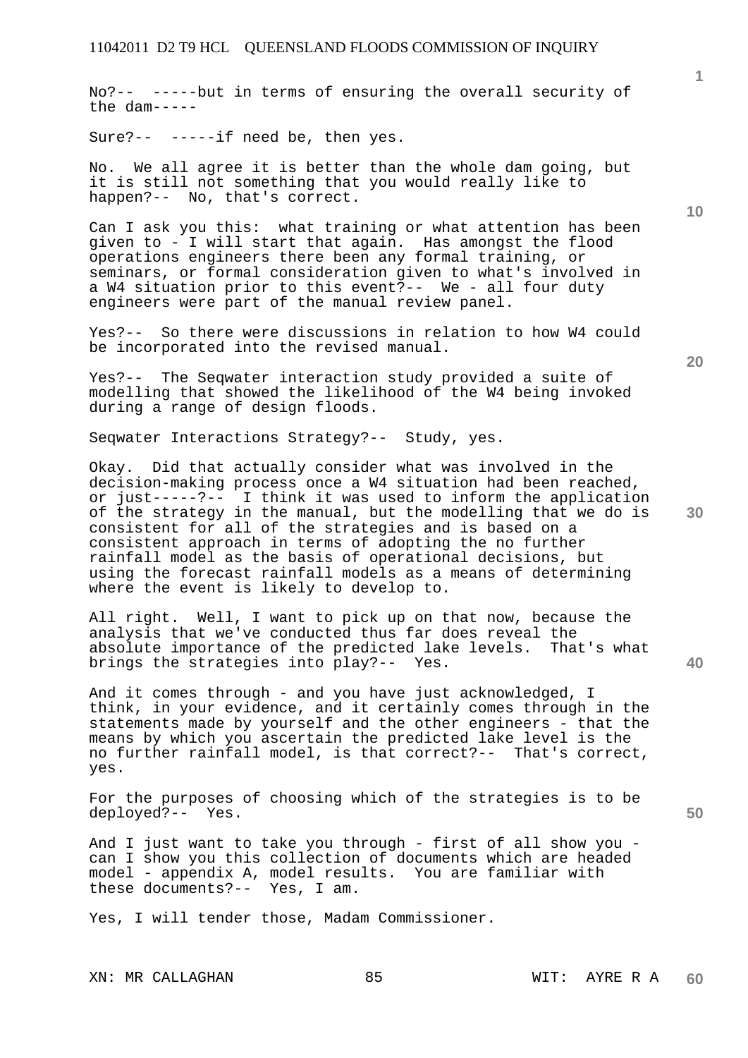No?-- -----but in terms of ensuring the overall security of the dam-----

Sure?-- -----if need be, then yes.

No. We all agree it is better than the whole dam going, but it is still not something that you would really like to happen?-- No, that's correct.

Can I ask you this: what training or what attention has been given to - I will start that again. Has amongst the flood operations engineers there been any formal training, or seminars, or formal consideration given to what's involved in a W4 situation prior to this event?-- We - all four duty engineers were part of the manual review panel.

Yes?-- So there were discussions in relation to how W4 could be incorporated into the revised manual.

Yes?-- The Seqwater interaction study provided a suite of modelling that showed the likelihood of the W4 being invoked during a range of design floods.

Seqwater Interactions Strategy?-- Study, yes.

Okay. Did that actually consider what was involved in the decision-making process once a W4 situation had been reached, or just-----?-- I think it was used to inform the application of the strategy in the manual, but the modelling that we do is consistent for all of the strategies and is based on a consistent approach in terms of adopting the no further rainfall model as the basis of operational decisions, but using the forecast rainfall models as a means of determining where the event is likely to develop to.

All right. Well, I want to pick up on that now, because the analysis that we've conducted thus far does reveal the absolute importance of the predicted lake levels. That's what brings the strategies into play?-- Yes.

And it comes through - and you have just acknowledged, I think, in your evidence, and it certainly comes through in the statements made by yourself and the other engineers - that the means by which you ascertain the predicted lake level is the no further rainfall model, is that correct?-- That's correct, yes.

For the purposes of choosing which of the strategies is to be deployed?-- Yes.

And I just want to take you through - first of all show you - can I show you this collection of documents which are headed model - appendix A, model results. You are familiar with these documents?-- Yes, I am.

Yes, I will tender those, Madam Commissioner.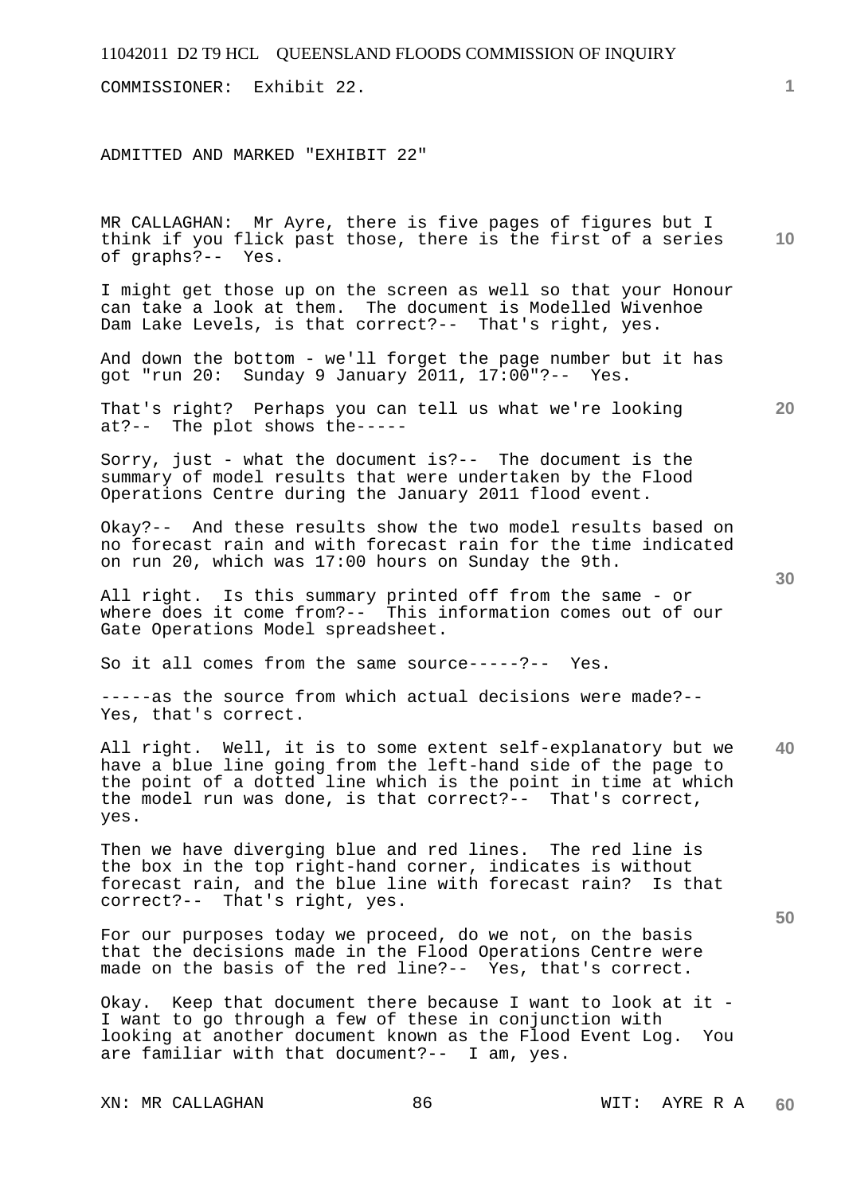COMMISSIONER: Exhibit 22.

ADMITTED AND MARKED "EXHIBIT 22"

MR CALLAGHAN: Mr Ayre, there is five pages of figures but I think if you flick past those, there is the first of a series of graphs?-- Yes.

I might get those up on the screen as well so that your Honour can take a look at them. The document is Modelled Wivenhoe Dam Lake Levels, is that correct?-- That's right, yes.

And down the bottom - we'll forget the page number but it has got "run 20: Sunday 9 January 2011, 17:00"?-- Yes.

That's right? Perhaps you can tell us what we're looking at?-- The plot shows the-----

Sorry, just - what the document is?-- The document is the summary of model results that were undertaken by the Flood Operations Centre during the January 2011 flood event.

Okay?-- And these results show the two model results based on no forecast rain and with forecast rain for the time indicated on run 20, which was 17:00 hours on Sunday the 9th.

All right. Is this summary printed off from the same - or where does it come from?-- This information comes out of our Gate Operations Model spreadsheet.

So it all comes from the same source-----?-- Yes.

-----as the source from which actual decisions were made?-- Yes, that's correct.

All right. Well, it is to some extent self-explanatory but we have a blue line going from the left-hand side of the page to the point of a dotted line which is the point in time at which the model run was done, is that correct?-- That's correct, yes.

Then we have diverging blue and red lines. The red line is the box in the top right-hand corner, indicates is without forecast rain, and the blue line with forecast rain? Is that correct?-- That's right, yes.

For our purposes today we proceed, do we not, on the basis that the decisions made in the Flood Operations Centre were made on the basis of the red line?-- Yes, that's correct.

Okay. Keep that document there because I want to look at it - I want to go through a few of these in conjunction with looking at another document known as the Flood Event Log. You are familiar with that document?-- I am, yes.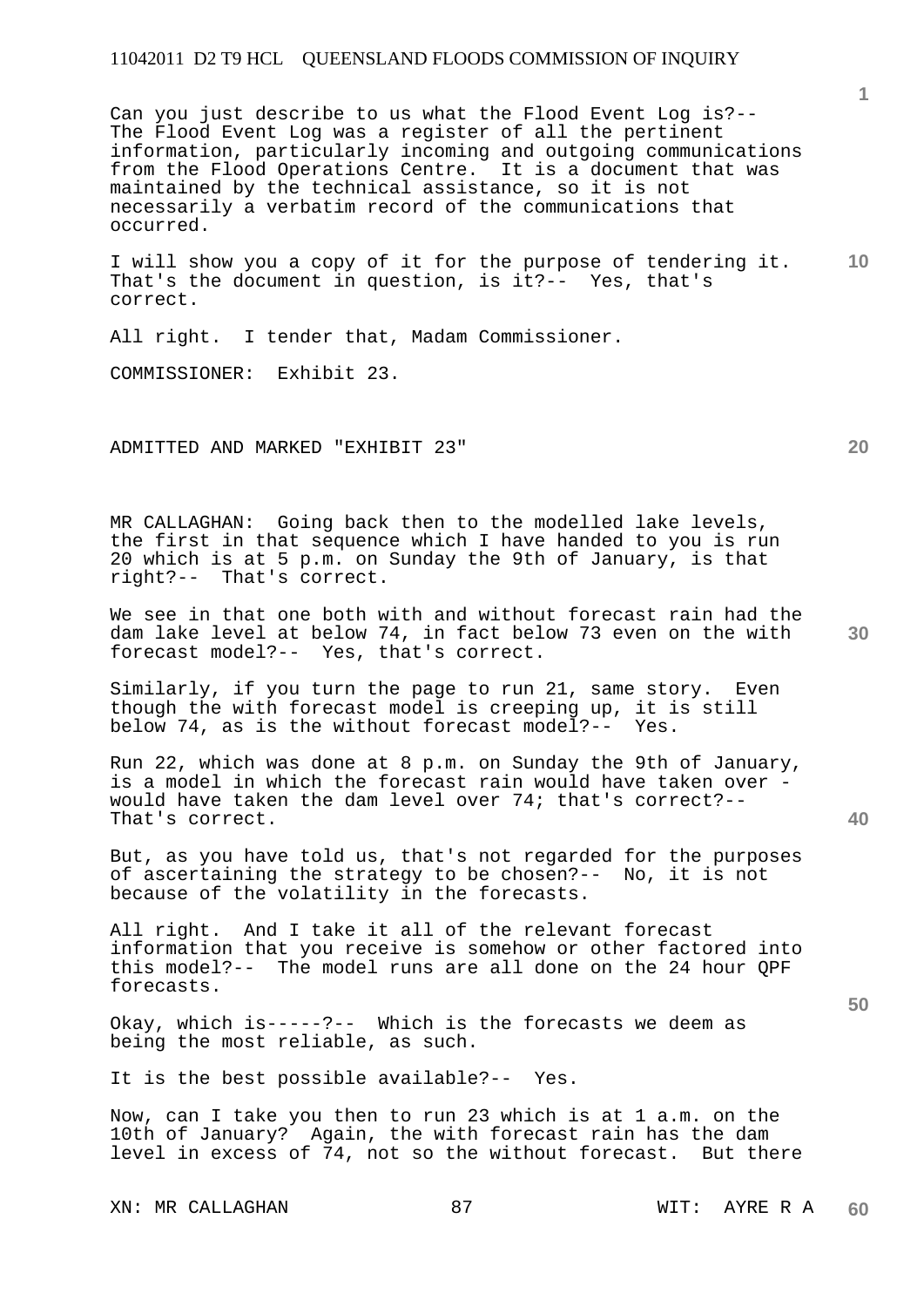Can you just describe to us what the Flood Event Log is?-- The Flood Event Log was a register of all the pertinent information, particularly incoming and outgoing communications from the Flood Operations Centre. It is a document that was maintained by the technical assistance, so it is not necessarily a verbatim record of the communications that occurred.

I will show you a copy of it for the purpose of tendering it. That's the document in question, is it?-- Yes, that's correct.

All right. I tender that, Madam Commissioner.

COMMISSIONER: Exhibit 23.

ADMITTED AND MARKED "EXHIBIT 23"

MR CALLAGHAN: Going back then to the modelled lake levels, the first in that sequence which I have handed to you is run 20 which is at 5 p.m. on Sunday the 9th of January, is that right?-- That's correct.

We see in that one both with and without forecast rain had the dam lake level at below 74, in fact below 73 even on the with forecast model?-- Yes, that's correct.

Similarly, if you turn the page to run 21, same story. Even though the with forecast model is creeping up, it is still below 74, as is the without forecast model?-- Yes.

Run 22, which was done at 8 p.m. on Sunday the 9th of January, is a model in which the forecast rain would have taken over - would have taken the dam level over 74; that's correct?-- That's correct.

But, as you have told us, that's not regarded for the purposes of ascertaining the strategy to be chosen?-- No, it is not because of the volatility in the forecasts.

All right. And I take it all of the relevant forecast information that you receive is somehow or other factored into this model?-- The model runs are all done on the 24 hour QPF forecasts.

Okay, which is-----?-- Which is the forecasts we deem as being the most reliable, as such.

It is the best possible available?-- Yes.

Now, can I take you then to run 23 which is at 1 a.m. on the 10th of January? Again, the with forecast rain has the dam level in excess of 74, not so the without forecast. But there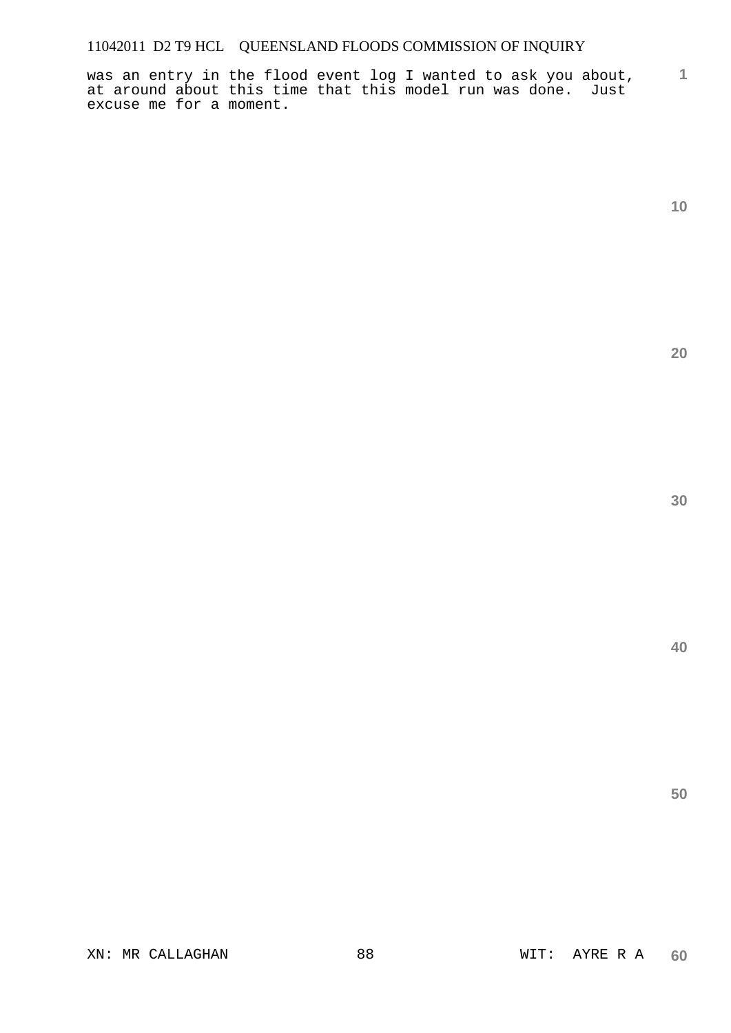was an entry in the flood event log I wanted to ask you about, at around about this time that this model run was done. Just excuse me for a moment.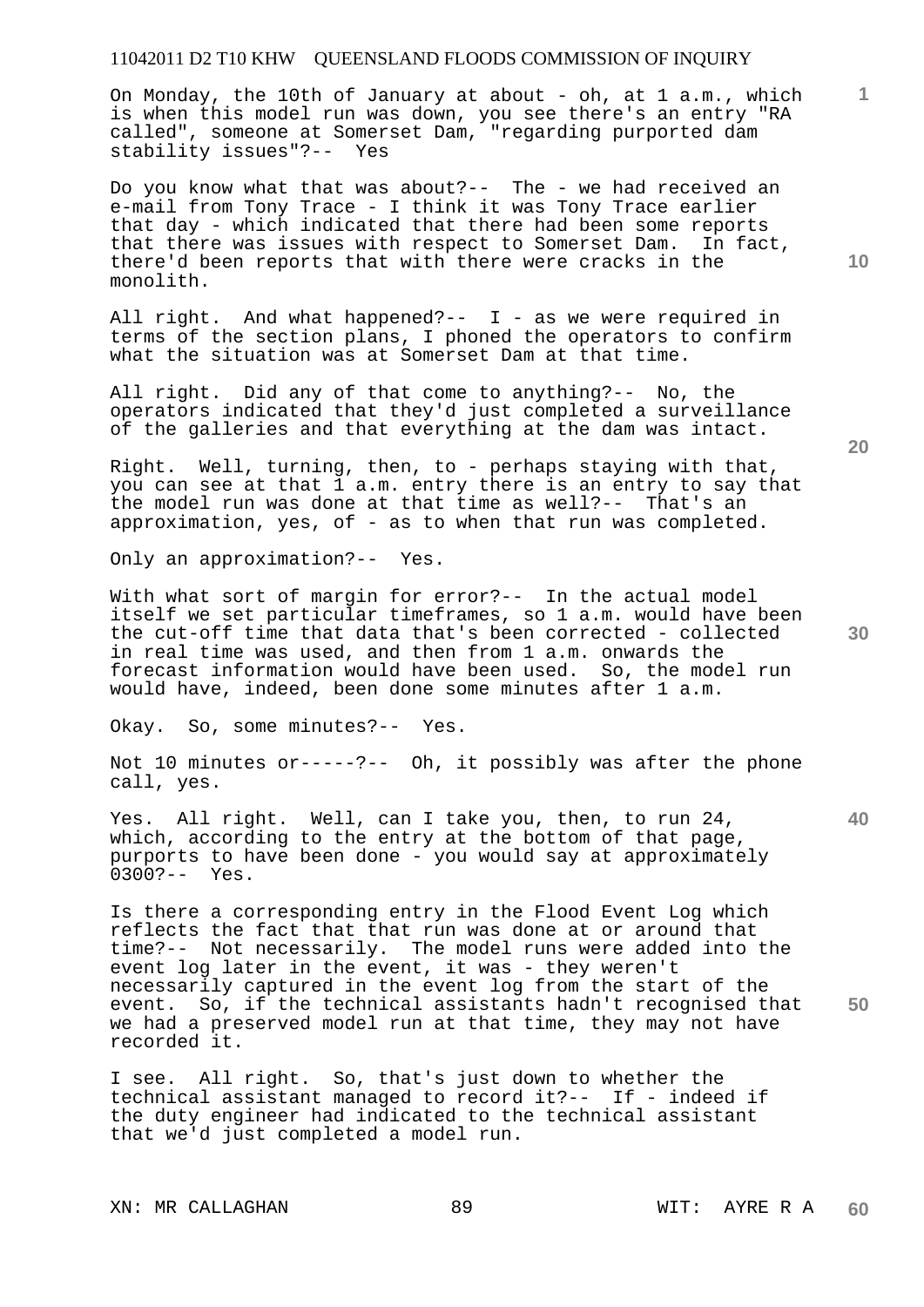On Monday, the 10th of January at about - oh, at 1 a.m., which is when this model run was down, you see there's an entry "RA called", someone at Somerset Dam, "regarding purported dam stability issues"?-- Yes

Do you know what that was about?-- The - we had received an e-mail from Tony Trace - I think it was Tony Trace earlier that day - which indicated that there had been some reports that there was issues with respect to Somerset Dam. In fact, there'd been reports that with there were cracks in the monolith.

All right. And what happened?-- I - as we were required in terms of the section plans, I phoned the operators to confirm what the situation was at Somerset Dam at that time.

All right. Did any of that come to anything?-- No, the operators indicated that they'd just completed a surveillance of the galleries and that everything at the dam was intact.

Right. Well, turning, then, to - perhaps staying with that, you can see at that 1 a.m. entry there is an entry to say that the model run was done at that time as well?-- That's an approximation, yes, of - as to when that run was completed.

Only an approximation?-- Yes.

With what sort of margin for error?-- In the actual model itself we set particular timeframes, so 1 a.m. would have been the cut-off time that data that's been corrected - collected in real time was used, and then from 1 a.m. onwards the forecast information would have been used. So, the model run would have, indeed, been done some minutes after 1 a.m.

Okay. So, some minutes?-- Yes.

Not 10 minutes or-----?-- Oh, it possibly was after the phone call, yes.

Yes. All right. Well, can I take you, then, to run 24, which, according to the entry at the bottom of that page, purports to have been done - you would say at approximately 0300?-- Yes.

Is there a corresponding entry in the Flood Event Log which reflects the fact that that run was done at or around that time?-- Not necessarily. The model runs were added into the event log later in the event, it was - they weren't necessarily captured in the event log from the start of the event. So, if the technical assistants hadn't recognised that we had a preserved model run at that time, they may not have recorded it.

I see. All right. So, that's just down to whether the technical assistant managed to record it?-- If - indeed if the duty engineer had indicated to the technical assistant that we'd just completed a model run.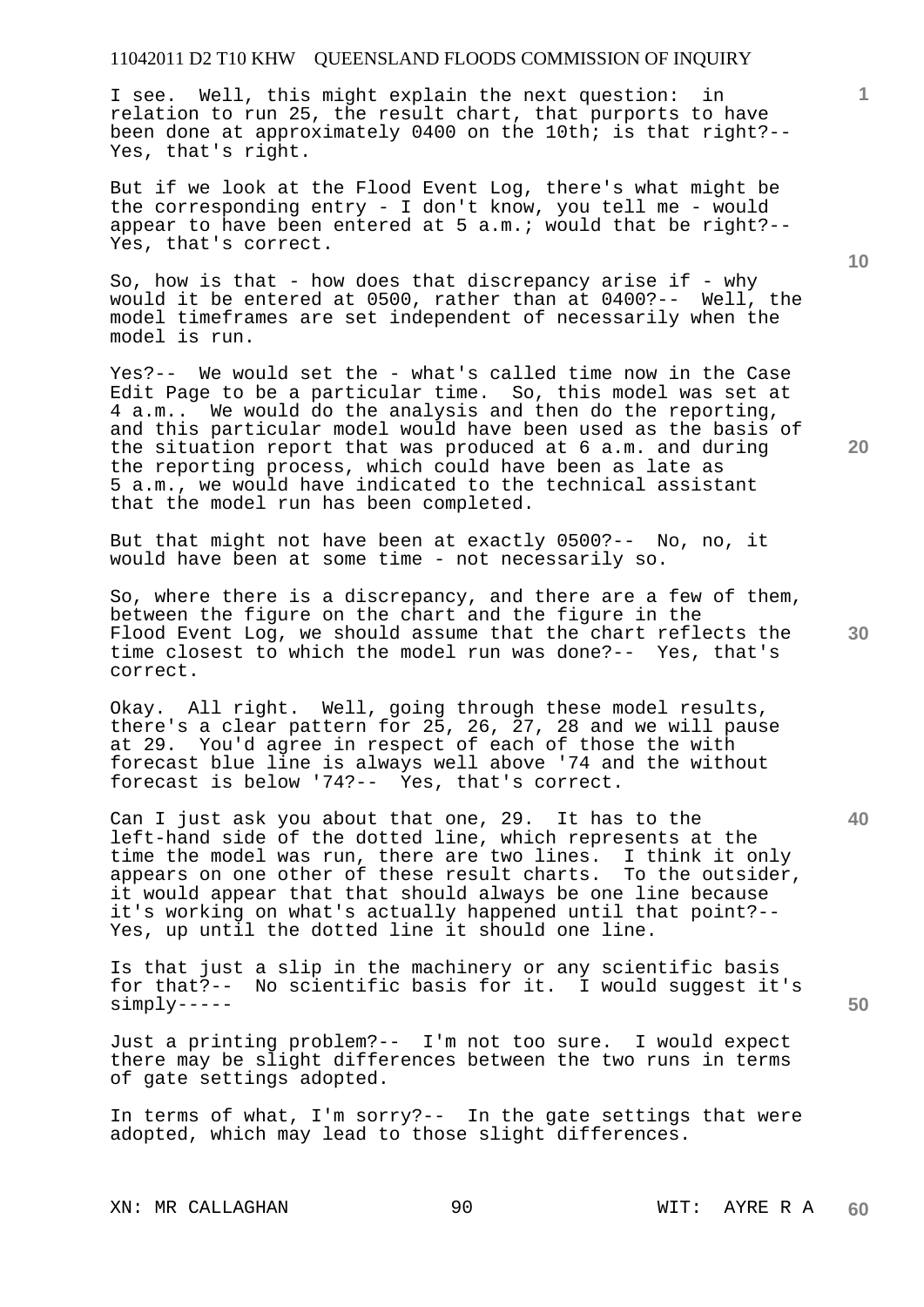I see. Well, this might explain the next question: in relation to run 25, the result chart, that purports to have been done at approximately 0400 on the 10th; is that right?-- Yes, that's right.

But if we look at the Flood Event Log, there's what might be the corresponding entry - I don't know, you tell me - would appear to have been entered at 5 a.m.; would that be right?-- Yes, that's correct.

So, how is that - how does that discrepancy arise if - why would it be entered at 0500, rather than at 0400?-- Well, the model timeframes are set independent of necessarily when the model is run.

Yes?-- We would set the - what's called time now in the Case Edit Page to be a particular time. So, this model was set at 4 a.m.. We would do the analysis and then do the reporting, and this particular model would have been used as the basis of the situation report that was produced at 6 a.m. and during the reporting process, which could have been as late as 5 a.m., we would have indicated to the technical assistant that the model run has been completed.

But that might not have been at exactly 0500?-- No, no, it would have been at some time - not necessarily so.

So, where there is a discrepancy, and there are a few of them, between the figure on the chart and the figure in the Flood Event Log, we should assume that the chart reflects the time closest to which the model run was done?-- Yes, that's correct.

Okay. All right. Well, going through these model results, there's a clear pattern for 25, 26, 27, 28 and we will pause at 29. You'd agree in respect of each of those the with forecast blue line is always well above '74 and the without forecast is below '74?-- Yes, that's correct.

Can I just ask you about that one, 29. It has to the left-hand side of the dotted line, which represents at the time the model was run, there are two lines. I think it only appears on one other of these result charts. To the outsider, it would appear that that should always be one line because it's working on what's actually happened until that point?-- Yes, up until the dotted line it should one line.

Is that just a slip in the machinery or any scientific basis for that?-- No scientific basis for it. I would suggest it's simply-----

Just a printing problem?-- I'm not too sure. I would expect there may be slight differences between the two runs in terms of gate settings adopted.

In terms of what, I'm sorry?-- In the gate settings that were adopted, which may lead to those slight differences.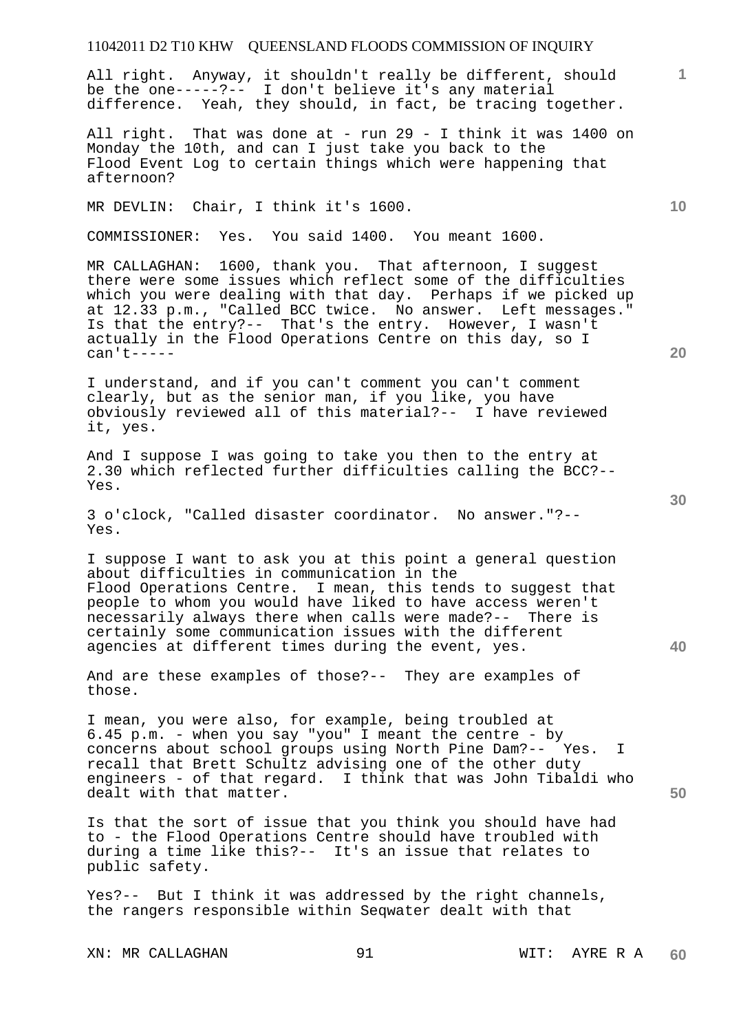All right. Anyway, it shouldn't really be different, should be the one-----?-- I don't believe it's any material difference. Yeah, they should, in fact, be tracing together.

All right. That was done at - run 29 - I think it was 1400 on Monday the 10th, and can I just take you back to the Flood Event Log to certain things which were happening that afternoon?

MR DEVLIN: Chair, I think it's 1600.

COMMISSIONER: Yes. You said 1400. You meant 1600.

MR CALLAGHAN: 1600, thank you. That afternoon, I suggest there were some issues which reflect some of the difficulties which you were dealing with that day. Perhaps if we picked up at 12.33 p.m., "Called BCC twice. No answer. Left messages." Is that the entry?-- That's the entry. However, I wasn't actually in the Flood Operations Centre on this day, so I can't-----

I understand, and if you can't comment you can't comment clearly, but as the senior man, if you like, you have obviously reviewed all of this material?-- I have reviewed it, yes.

And I suppose I was going to take you then to the entry at 2.30 which reflected further difficulties calling the BCC?-- Yes.

3 o'clock, "Called disaster coordinator. No answer."?-- Yes.

I suppose I want to ask you at this point a general question about difficulties in communication in the Flood Operations Centre. I mean, this tends to suggest that people to whom you would have liked to have access weren't necessarily always there when calls were made?-- There is certainly some communication issues with the different agencies at different times during the event, yes.

And are these examples of those?-- They are examples of those.

I mean, you were also, for example, being troubled at 6.45 p.m. - when you say "you" I meant the centre - by concerns about school groups using North Pine Dam?-- Yes. I recall that Brett Schultz advising one of the other duty engineers - of that regard. I think that was John Tibaldi who dealt with that matter.

Is that the sort of issue that you think you should have had to - the Flood Operations Centre should have troubled with during a time like this?-- It's an issue that relates to public safety.

Yes?-- But I think it was addressed by the right channels, the rangers responsible within Seqwater dealt with that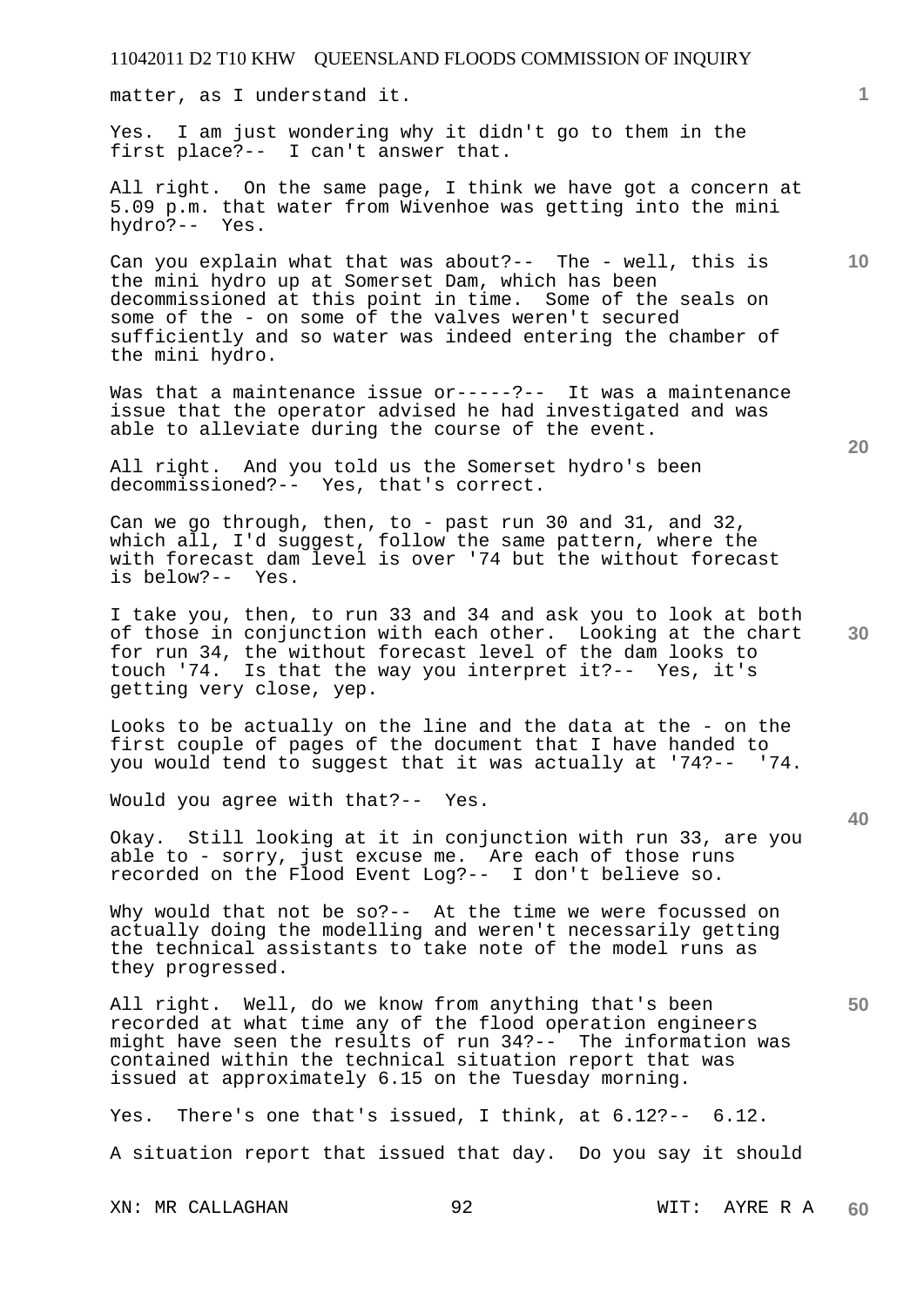matter, as I understand it.

Yes. I am just wondering why it didn't go to them in the first place?-- I can't answer that.

All right. On the same page, I think we have got a concern at 5.09 p.m. that water from Wivenhoe was getting into the mini hydro?-- Yes.

Can you explain what that was about?-- The - well, this is the mini hydro up at Somerset Dam, which has been decommissioned at this point in time. Some of the seals on some of the - on some of the valves weren't secured sufficiently and so water was indeed entering the chamber of the mini hydro.

Was that a maintenance issue or-----?-- It was a maintenance issue that the operator advised he had investigated and was able to alleviate during the course of the event.

All right. And you told us the Somerset hydro's been decommissioned?-- Yes, that's correct.

Can we go through, then, to - past run 30 and 31, and 32, which all, I'd suggest, follow the same pattern, where the with forecast dam level is over '74 but the without forecast is below?-- Yes.

I take you, then, to run 33 and 34 and ask you to look at both of those in conjunction with each other. Looking at the chart for run 34, the without forecast level of the dam looks to touch '74. Is that the way you interpret it?-- Yes, it's getting very close, yep.

Looks to be actually on the line and the data at the - on the first couple of pages of the document that I have handed to you would tend to suggest that it was actually at '74?-- '74.

Would you agree with that?-- Yes.

Okay. Still looking at it in conjunction with run 33, are you able to - sorry, just excuse me. Are each of those runs recorded on the Flood Event Log?-- I don't believe so.

Why would that not be so?-- At the time we were focussed on actually doing the modelling and weren't necessarily getting the technical assistants to take note of the model runs as they progressed.

All right. Well, do we know from anything that's been recorded at what time any of the flood operation engineers might have seen the results of run 34?-- The information was contained within the technical situation report that was issued at approximately 6.15 on the Tuesday morning.

Yes. There's one that's issued, I think, at 6.12?-- 6.12.

A situation report that issued that day. Do you say it should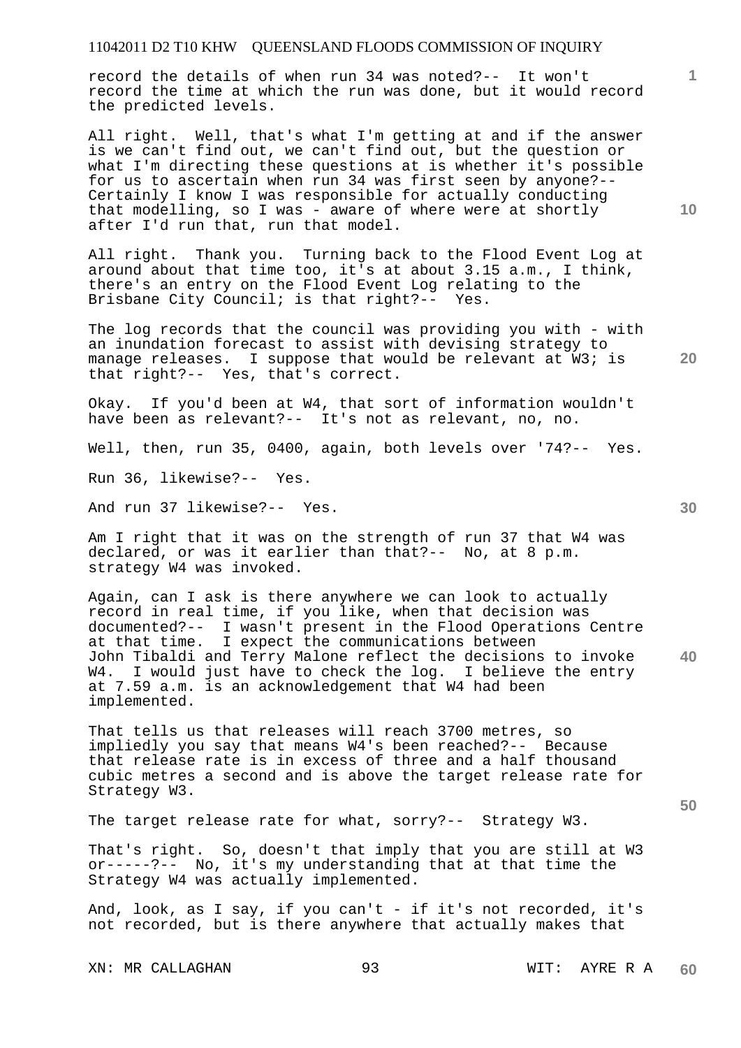record the details of when run 34 was noted?-- It won't record the time at which the run was done, but it would record the predicted levels.

All right. Well, that's what I'm getting at and if the answer is we can't find out, we can't find out, but the question or what I'm directing these questions at is whether it's possible for us to ascertain when run 34 was first seen by anyone?-- Certainly I know I was responsible for actually conducting that modelling, so I was - aware of where were at shortly after I'd run that, run that model.

All right. Thank you. Turning back to the Flood Event Log at around about that time too, it's at about 3.15 a.m., I think, there's an entry on the Flood Event Log relating to the Brisbane City Council; is that right?-- Yes.

The log records that the council was providing you with - with an inundation forecast to assist with devising strategy to manage releases. I suppose that would be relevant at W3; is that right?-- Yes, that's correct.

Okay. If you'd been at W4, that sort of information wouldn't have been as relevant?-- It's not as relevant, no, no.

Well, then, run 35, 0400, again, both levels over '74?-- Yes.

Run 36, likewise?-- Yes.

And run 37 likewise?-- Yes.

Am I right that it was on the strength of run 37 that W4 was declared, or was it earlier than that?-- No, at 8 p.m. strategy W4 was invoked.

Again, can I ask is there anywhere we can look to actually record in real time, if you like, when that decision was documented?-- I wasn't present in the Flood Operations Centre at that time. I expect the communications between John Tibaldi and Terry Malone reflect the decisions to invoke W4. I would just have to check the log. I believe the entry at 7.59 a.m. is an acknowledgement that W4 had been implemented.

That tells us that releases will reach 3700 metres, so impliedly you say that means W4's been reached?-- Because that release rate is in excess of three and a half thousand cubic metres a second and is above the target release rate for Strategy W3.

The target release rate for what, sorry?-- Strategy W3.

That's right. So, doesn't that imply that you are still at W3 or-----?-- No, it's my understanding that at that time the Strategy W4 was actually implemented.

And, look, as I say, if you can't - if it's not recorded, it's not recorded, but is there anywhere that actually makes that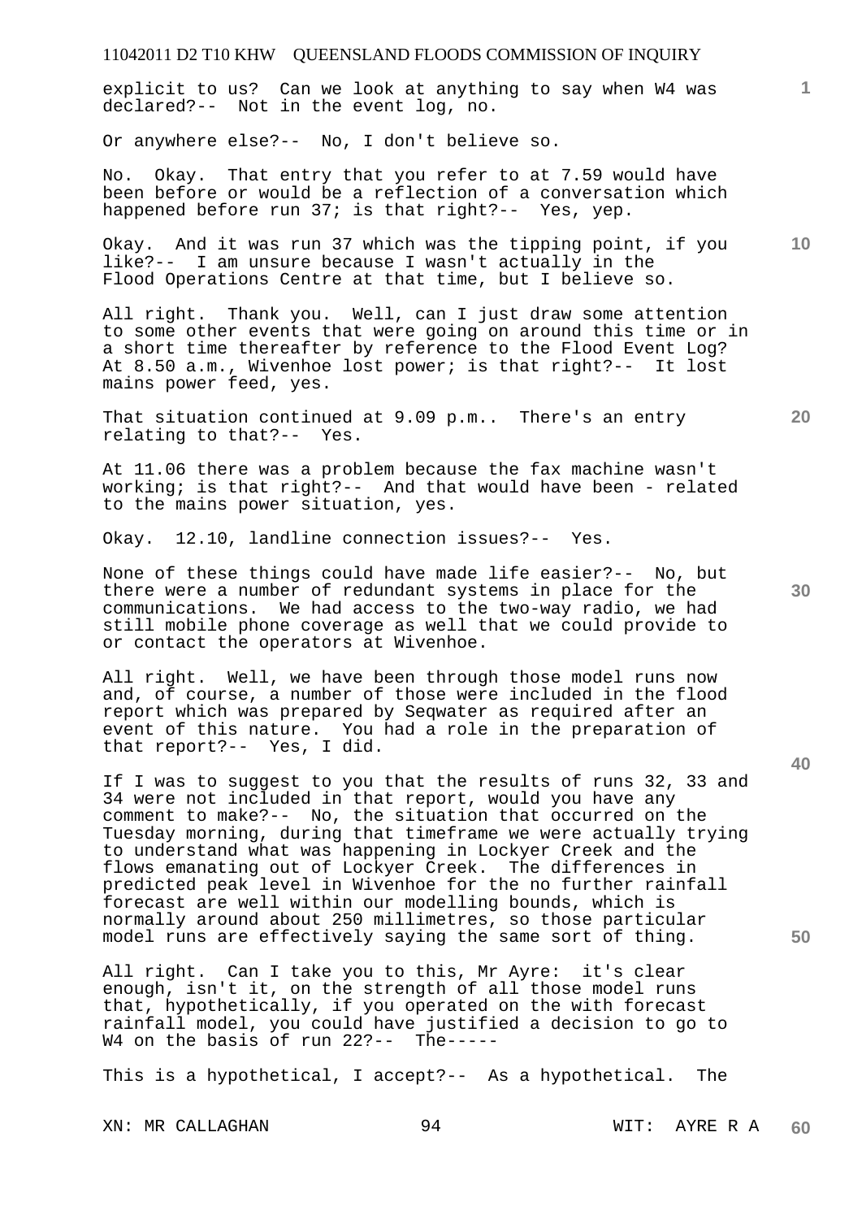explicit to us? Can we look at anything to say when W4 was declared?-- Not in the event log, no.

Or anywhere else?-- No, I don't believe so.

No. Okay. That entry that you refer to at 7.59 would have been before or would be a reflection of a conversation which happened before run 37; is that right?-- Yes, yep.

Okay. And it was run 37 which was the tipping point, if you like?-- I am unsure because I wasn't actually in the Flood Operations Centre at that time, but I believe so.

All right. Thank you. Well, can I just draw some attention to some other events that were going on around this time or in a short time thereafter by reference to the Flood Event Log? At 8.50 a.m., Wivenhoe lost power; is that right?-- It lost mains power feed, yes.

That situation continued at 9.09 p.m.. There's an entry relating to that?-- Yes.

At 11.06 there was a problem because the fax machine wasn't working; is that right?-- And that would have been - related to the mains power situation, yes.

Okay. 12.10, landline connection issues?-- Yes.

None of these things could have made life easier?-- No, but there were a number of redundant systems in place for the communications. We had access to the two-way radio, we had still mobile phone coverage as well that we could provide to or contact the operators at Wivenhoe.

All right. Well, we have been through those model runs now and, of course, a number of those were included in the flood report which was prepared by Seqwater as required after an event of this nature. You had a role in the preparation of that report?-- Yes, I did.

If I was to suggest to you that the results of runs 32, 33 and 34 were not included in that report, would you have any comment to make?-- No, the situation that occurred on the Tuesday morning, during that timeframe we were actually trying to understand what was happening in Lockyer Creek and the flows emanating out of Lockyer Creek. The differences in predicted peak level in Wivenhoe for the no further rainfall forecast are well within our modelling bounds, which is normally around about 250 millimetres, so those particular model runs are effectively saying the same sort of thing.

All right. Can I take you to this, Mr Ayre: it's clear enough, isn't it, on the strength of all those model runs that, hypothetically, if you operated on the with forecast rainfall model, you could have justified a decision to go to W4 on the basis of run 22?-- The-----

This is a hypothetical, I accept?-- As a hypothetical. The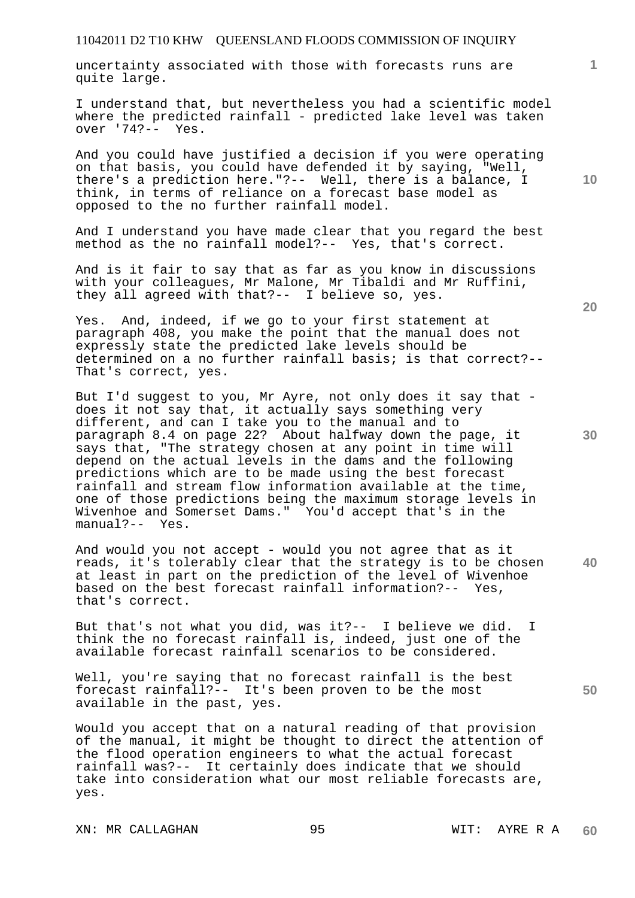uncertainty associated with those with forecasts runs are quite large.

I understand that, but nevertheless you had a scientific model where the predicted rainfall - predicted lake level was taken over '74?-- Yes.

And you could have justified a decision if you were operating on that basis, you could have defended it by saying, "Well, there's a prediction here."?-- Well, there is a balance, I think, in terms of reliance on a forecast base model as opposed to the no further rainfall model.

And I understand you have made clear that you regard the best method as the no rainfall model?-- Yes, that's correct.

And is it fair to say that as far as you know in discussions with your colleagues, Mr Malone, Mr Tibaldi and Mr Ruffini, they all agreed with that?-- I believe so, yes.

Yes. And, indeed, if we go to your first statement at paragraph 408, you make the point that the manual does not expressly state the predicted lake levels should be determined on a no further rainfall basis; is that correct?-- That's correct, yes.

But I'd suggest to you, Mr Ayre, not only does it say that - does it not say that, it actually says something very different, and can I take you to the manual and to paragraph 8.4 on page 22? About halfway down the page, it says that, "The strategy chosen at any point in time will depend on the actual levels in the dams and the following predictions which are to be made using the best forecast rainfall and stream flow information available at the time, one of those predictions being the maximum storage levels in Wivenhoe and Somerset Dams." You'd accept that's in the manual?-- Yes.

And would you not accept - would you not agree that as it reads, it's tolerably clear that the strategy is to be chosen at least in part on the prediction of the level of Wivenhoe based on the best forecast rainfall information?-- Yes, that's correct.

But that's not what you did, was it?-- I believe we did. I think the no forecast rainfall is, indeed, just one of the available forecast rainfall scenarios to be considered.

Well, you're saying that no forecast rainfall is the best forecast rainfall?-- It's been proven to be the most available in the past, yes.

Would you accept that on a natural reading of that provision of the manual, it might be thought to direct the attention of the flood operation engineers to what the actual forecast rainfall was?-- It certainly does indicate that we should take into consideration what our most reliable forecasts are, yes.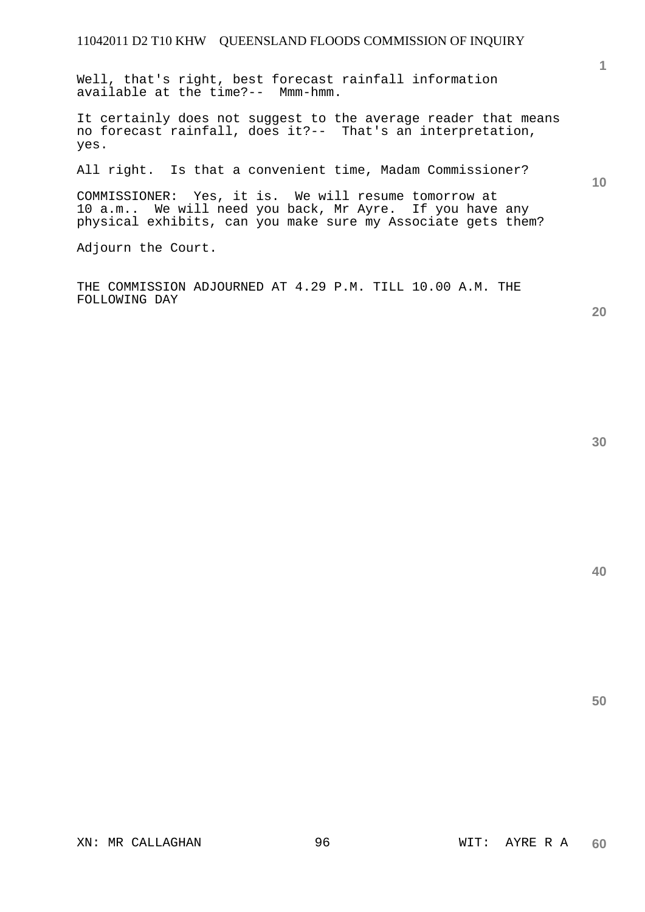Well, that's right, best forecast rainfall information available at the time?-- Mmm-hmm.

It certainly does not suggest to the average reader that means no forecast rainfall, does it?-- That's an interpretation, yes.

All right. Is that a convenient time, Madam Commissioner?

COMMISSIONER: Yes, it is. We will resume tomorrow at 10 a.m.. We will need you back, Mr Ayre. If you have any physical exhibits, can you make sure my Associate gets them?

Adjourn the Court.

THE COMMISSION ADJOURNED AT 4.29 P.M. TILL 10.00 A.M. THE FOLLOWING DAY